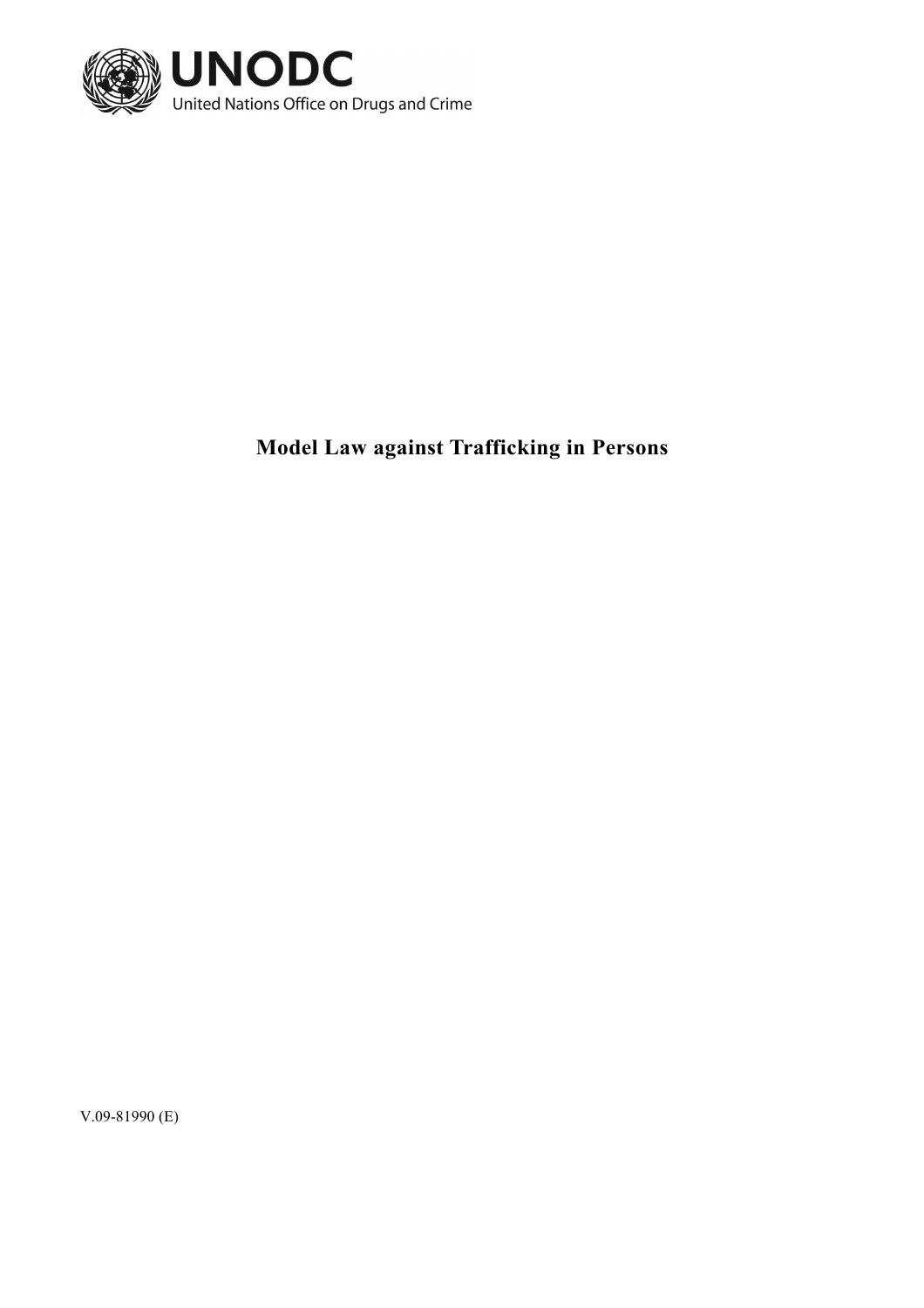UNODC

United Nations Office on Drugs and Crime

# Model Law against Trafficking in Persons

V.09-81990 (E)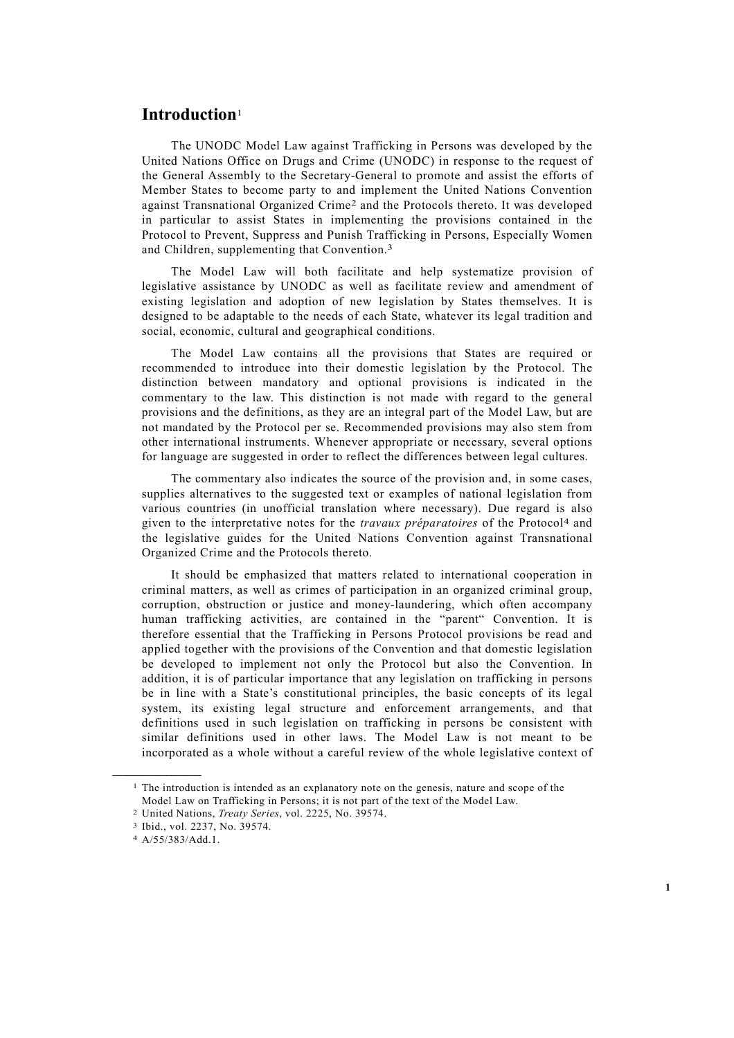# Introduction[1]

The UNODC Model Law against Trafficking in Persons was developed by the United Nations Office on Drugs and Crime (UNODC) in response to the request of the General Assembly to the Secretary-General to promote and assist the efforts of Member States to become party to and implement the United Nations Convention against Transnational Organized Crime[2] and the Protocols thereto. It was developed in particular to assist States in implementing the provisions contained in the Protocol to Prevent, Suppress and Punish Trafficking in Persons, Especially Women and Children, supplementing that Convention.[3]

The Model Law will both facilitate and help systematize provision of legislative assistance by UNODC as well as facilitate review and amendment of existing legislation and adoption of new legislation by States themselves. It is designed to be adaptable to the needs of each State, whatever its legal tradition and social, economic, cultural and geographical conditions.

The Model Law contains all the provisions that States are required or recommended to introduce into their domestic legislation by the Protocol. The distinction between mandatory and optional provisions is indicated in the commentary to the law. This distinction is not made with regard to the general provisions and the definitions, as they are an integral part of the Model Law, but are not mandated by the Protocol per se. Recommended provisions may also stem from other international instruments. Whenever appropriate or necessary, several options for language are suggested in order to reflect the differences between legal cultures.

The commentary also indicates the source of the provision and, in some cases, supplies alternatives to the suggested text or examples of national legislation from various countries (in unofficial translation where necessary). Due regard is also given to the interpretative notes for the *travaux préparatoires* of the Protocol[4] and the legislative guides for the United Nations Convention against Transnational Organized Crime and the Protocols thereto.

It should be emphasized that matters related to international cooperation in criminal matters, as well as crimes of participation in an organized criminal group, corruption, obstruction or justice and money-laundering, which often accompany human trafficking activities, are contained in the "parent" Convention. It is therefore essential that the Trafficking in Persons Protocol provisions be read and applied together with the provisions of the Convention and that domestic legislation be developed to implement not only the Protocol but also the Convention. In addition, it is of particular importance that any legislation on trafficking in persons be in line with a State's constitutional principles, the basic concepts of its legal system, its existing legal structure and enforcement arrangements, and that definitions used in such legislation on trafficking in persons be consistent with similar definitions used in other laws. The Model Law is not meant to be incorporated as a whole without a careful review of the whole legislative context of

---

[1] The introduction is intended as an explanatory note on the genesis, nature and scope of the Model Law on Trafficking in Persons; it is not part of the text of the Model Law.

[2] United Nations, *Treaty Series*, vol. 2225, No. 39574.

[3] Ibid., vol. 2237, No. 39574.

[4] A/55/383/Add.1.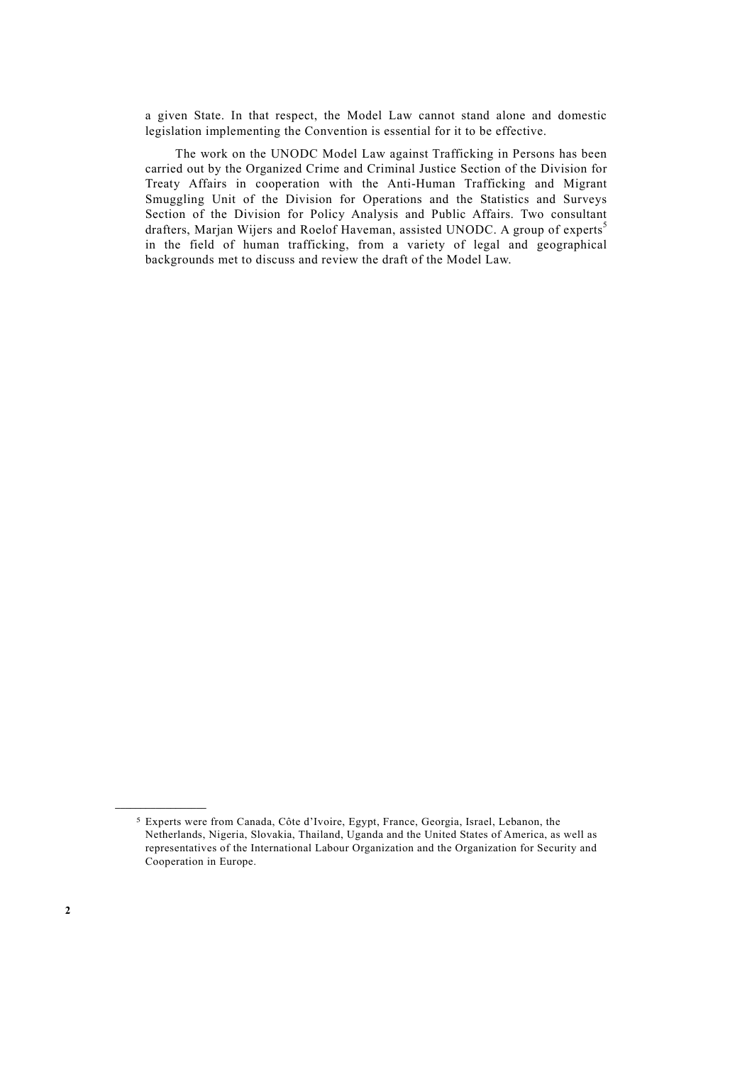a given State. In that respect, the Model Law cannot stand alone and domestic legislation implementing the Convention is essential for it to be effective.

The work on the UNODC Model Law against Trafficking in Persons has been carried out by the Organized Crime and Criminal Justice Section of the Division for Treaty Affairs in cooperation with the Anti-Human Trafficking and Migrant Smuggling Unit of the Division for Operations and the Statistics and Surveys Section of the Division for Policy Analysis and Public Affairs. Two consultant drafters, Marjan Wijers and Roelof Haveman, assisted UNODC. A group of experts[5] in the field of human trafficking, from a variety of legal and geographical backgrounds met to discuss and review the draft of the Model Law.

---

[5] Experts were from Canada, Côte d'Ivoire, Egypt, France, Georgia, Israel, Lebanon, the Netherlands, Nigeria, Slovakia, Thailand, Uganda and the United States of America, as well as representatives of the International Labour Organization and the Organization for Security and Cooperation in Europe.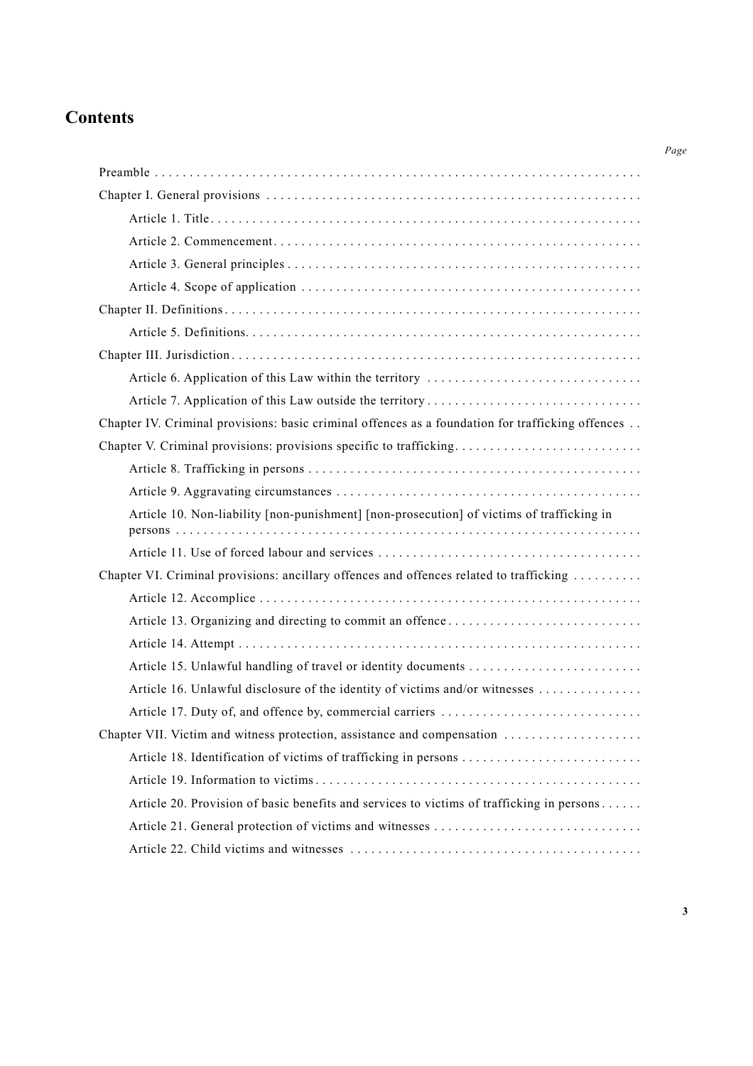## Contents

*Page*

- Preamble
- Chapter I. General provisions
  - Article 1. Title
  - Article 2. Commencement
  - Article 3. General principles
  - Article 4. Scope of application
- Chapter II. Definitions
  - Article 5. Definitions.
- Chapter III. Jurisdiction
  - Article 6. Application of this Law within the territory
  - Article 7. Application of this Law outside the territory
- Chapter IV. Criminal provisions: basic criminal offences as a foundation for trafficking offences
- Chapter V. Criminal provisions: provisions specific to trafficking
  - Article 8. Trafficking in persons
  - Article 9. Aggravating circumstances
  - Article 10. Non-liability [non-punishment] [non-prosecution] of victims of trafficking in persons
  - Article 11. Use of forced labour and services
- Chapter VI. Criminal provisions: ancillary offences and offences related to trafficking
  - Article 12. Accomplice
  - Article 13. Organizing and directing to commit an offence
  - Article 14. Attempt
  - Article 15. Unlawful handling of travel or identity documents
  - Article 16. Unlawful disclosure of the identity of victims and/or witnesses
  - Article 17. Duty of, and offence by, commercial carriers
- Chapter VII. Victim and witness protection, assistance and compensation
  - Article 18. Identification of victims of trafficking in persons
  - Article 19. Information to victims
  - Article 20. Provision of basic benefits and services to victims of trafficking in persons
  - Article 21. General protection of victims and witnesses
  - Article 22. Child victims and witnesses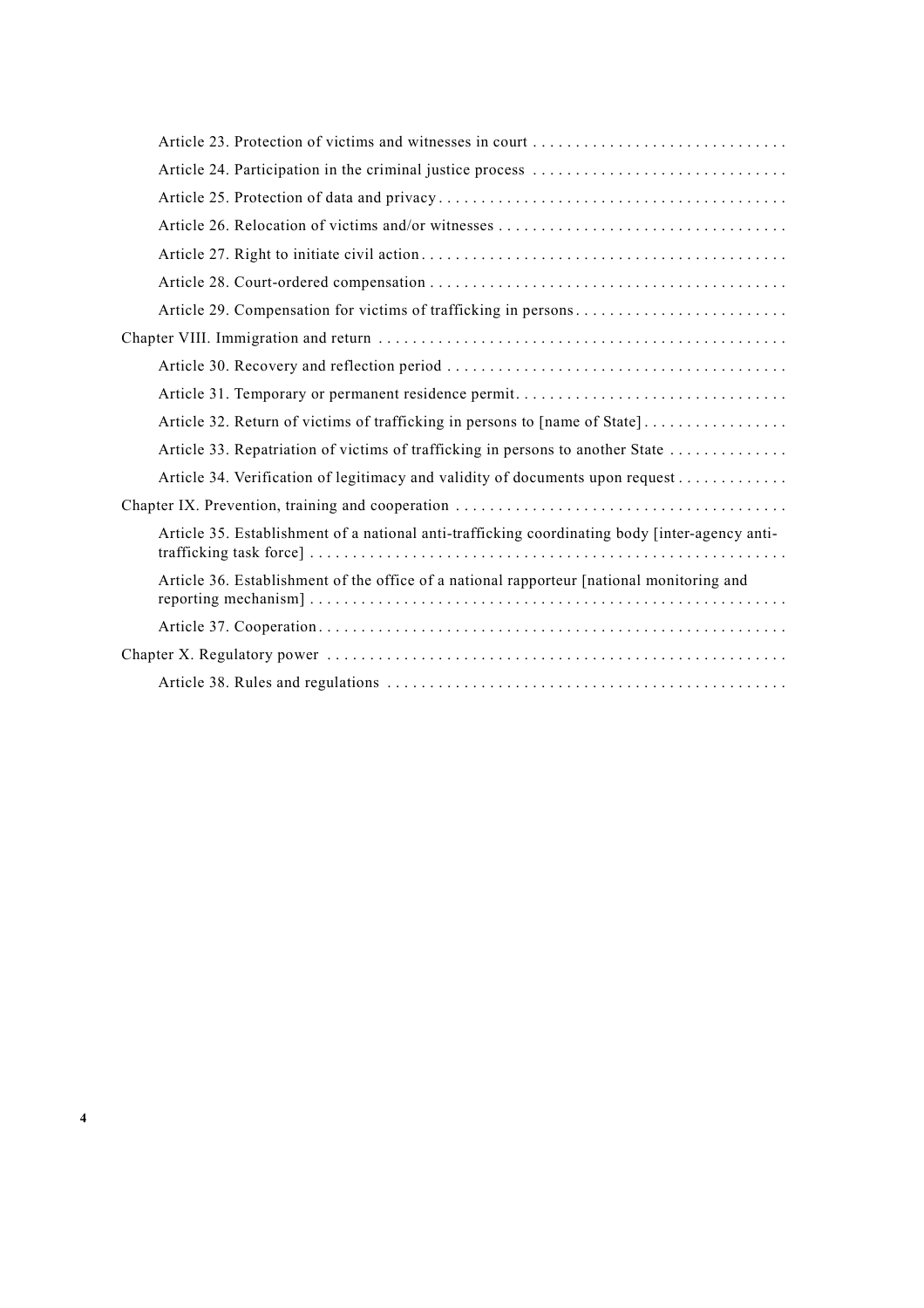Article 23. Protection of victims and witnesses in court

Article 24. Participation in the criminal justice process

Article 25. Protection of data and privacy

Article 26. Relocation of victims and/or witnesses

Article 27. Right to initiate civil action

Article 28. Court-ordered compensation

Article 29. Compensation for victims of trafficking in persons

Chapter VIII. Immigration and return

Article 30. Recovery and reflection period

Article 31. Temporary or permanent residence permit

Article 32. Return of victims of trafficking in persons to [name of State]

Article 33. Repatriation of victims of trafficking in persons to another State

Article 34. Verification of legitimacy and validity of documents upon request

Chapter IX. Prevention, training and cooperation

Article 35. Establishment of a national anti-trafficking coordinating body [inter-agency anti-trafficking task force]

Article 36. Establishment of the office of a national rapporteur [national monitoring and reporting mechanism]

Article 37. Cooperation

Chapter X. Regulatory power

Article 38. Rules and regulations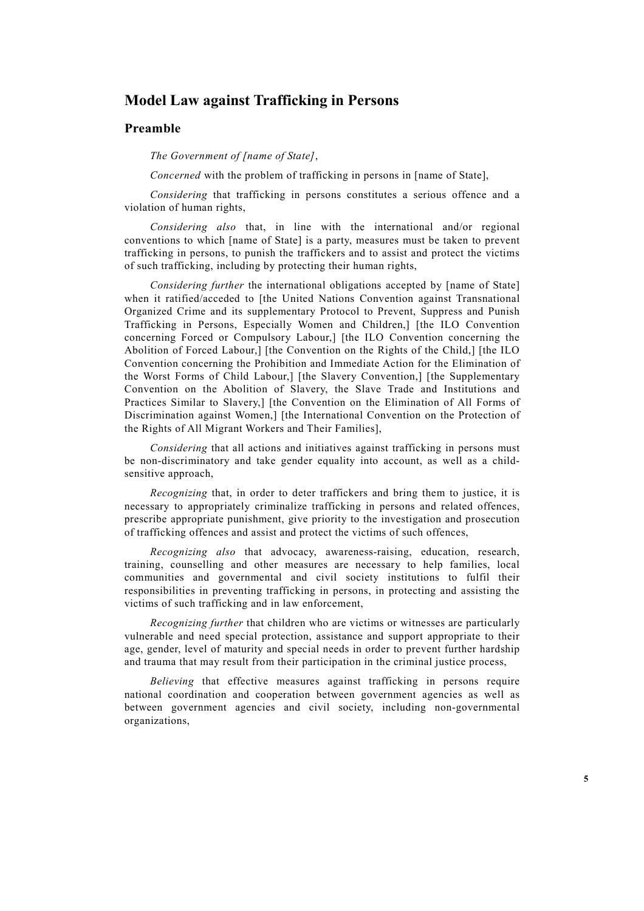# Model Law against Trafficking in Persons

## Preamble

*The Government of [name of State]*,

*Concerned* with the problem of trafficking in persons in [name of State],

*Considering* that trafficking in persons constitutes a serious offence and a violation of human rights,

*Considering also* that, in line with the international and/or regional conventions to which [name of State] is a party, measures must be taken to prevent trafficking in persons, to punish the traffickers and to assist and protect the victims of such trafficking, including by protecting their human rights,

*Considering further* the international obligations accepted by [name of State] when it ratified/acceded to [the United Nations Convention against Transnational Organized Crime and its supplementary Protocol to Prevent, Suppress and Punish Trafficking in Persons, Especially Women and Children,] [the ILO Convention concerning Forced or Compulsory Labour,] [the ILO Convention concerning the Abolition of Forced Labour,] [the Convention on the Rights of the Child,] [the ILO Convention concerning the Prohibition and Immediate Action for the Elimination of the Worst Forms of Child Labour,] [the Slavery Convention,] [the Supplementary Convention on the Abolition of Slavery, the Slave Trade and Institutions and Practices Similar to Slavery,] [the Convention on the Elimination of All Forms of Discrimination against Women,] [the International Convention on the Protection of the Rights of All Migrant Workers and Their Families],

*Considering* that all actions and initiatives against trafficking in persons must be non-discriminatory and take gender equality into account, as well as a child-sensitive approach,

*Recognizing* that, in order to deter traffickers and bring them to justice, it is necessary to appropriately criminalize trafficking in persons and related offences, prescribe appropriate punishment, give priority to the investigation and prosecution of trafficking offences and assist and protect the victims of such offences,

*Recognizing also* that advocacy, awareness-raising, education, research, training, counselling and other measures are necessary to help families, local communities and governmental and civil society institutions to fulfil their responsibilities in preventing trafficking in persons, in protecting and assisting the victims of such trafficking and in law enforcement,

*Recognizing further* that children who are victims or witnesses are particularly vulnerable and need special protection, assistance and support appropriate to their age, gender, level of maturity and special needs in order to prevent further hardship and trauma that may result from their participation in the criminal justice process,

*Believing* that effective measures against trafficking in persons require national coordination and cooperation between government agencies as well as between government agencies and civil society, including non-governmental organizations,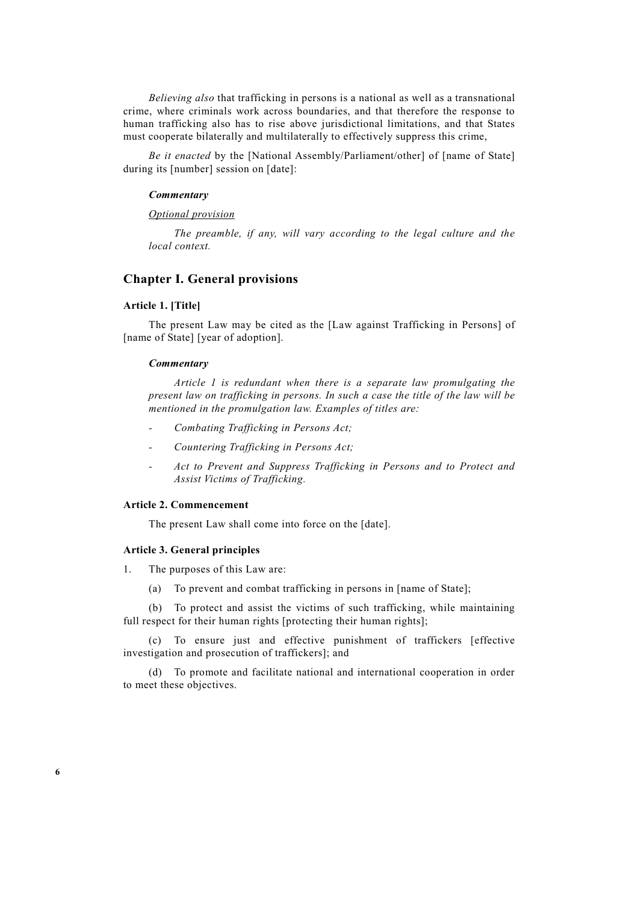*Believing also* that trafficking in persons is a national as well as a transnational crime, where criminals work across boundaries, and that therefore the response to human trafficking also has to rise above jurisdictional limitations, and that States must cooperate bilaterally and multilaterally to effectively suppress this crime,

*Be it enacted* by the [National Assembly/Parliament/other] of [name of State] during its [number] session on [date]:

***Commentary***

*Optional provision*

*The preamble, if any, will vary according to the legal culture and the local context.*

## Chapter I. General provisions

**Article 1. [Title]**

The present Law may be cited as the [Law against Trafficking in Persons] of [name of State] [year of adoption].

***Commentary***

*Article 1 is redundant when there is a separate law promulgating the present law on trafficking in persons. In such a case the title of the law will be mentioned in the promulgation law. Examples of titles are:*

- *Combating Trafficking in Persons Act;*
- *Countering Trafficking in Persons Act;*
- *Act to Prevent and Suppress Trafficking in Persons and to Protect and Assist Victims of Trafficking.*

**Article 2. Commencement**

The present Law shall come into force on the [date].

**Article 3. General principles**

1. The purposes of this Law are:

   (a) To prevent and combat trafficking in persons in [name of State];

   (b) To protect and assist the victims of such trafficking, while maintaining full respect for their human rights [protecting their human rights];

   (c) To ensure just and effective punishment of traffickers [effective investigation and prosecution of traffickers]; and

   (d) To promote and facilitate national and international cooperation in order to meet these objectives.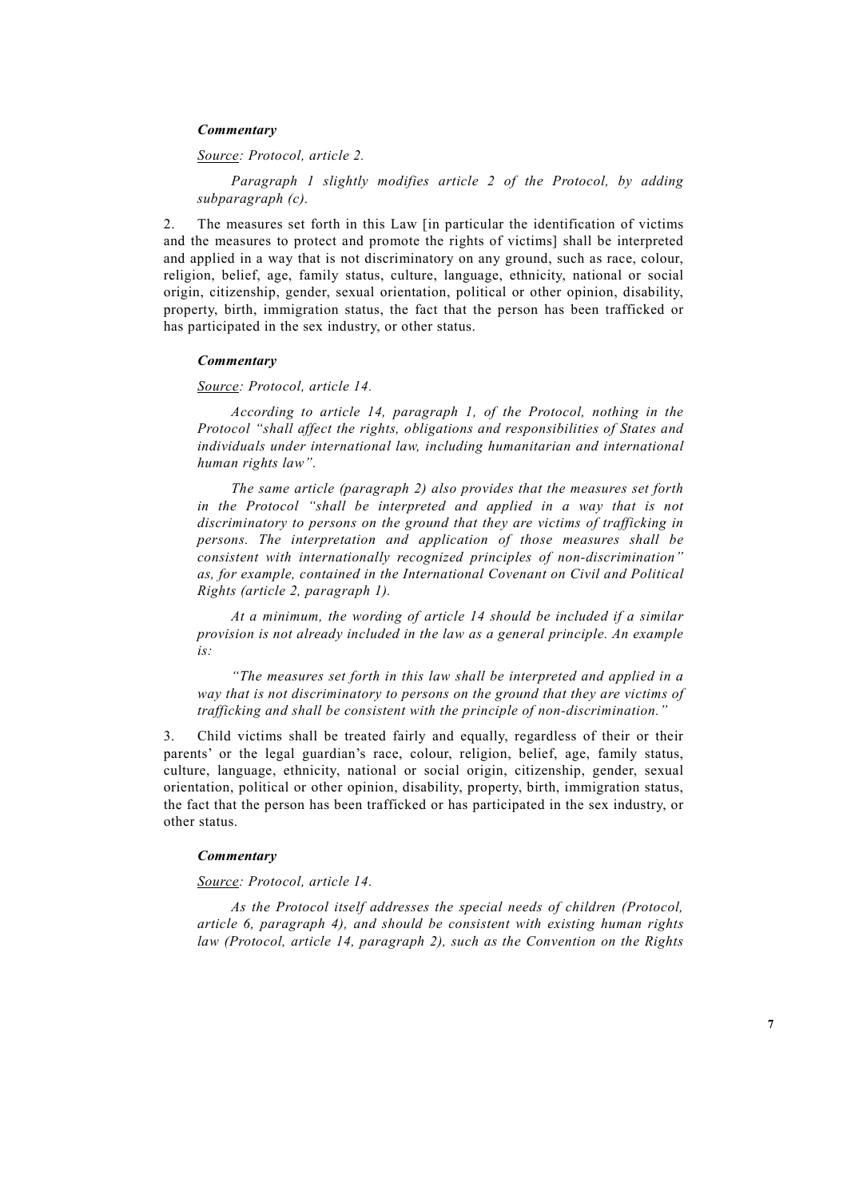***Commentary***

*<u>Source</u>: Protocol, article 2.*

*Paragraph 1 slightly modifies article 2 of the Protocol, by adding subparagraph (c).*

2. The measures set forth in this Law [in particular the identification of victims and the measures to protect and promote the rights of victims] shall be interpreted and applied in a way that is not discriminatory on any ground, such as race, colour, religion, belief, age, family status, culture, language, ethnicity, national or social origin, citizenship, gender, sexual orientation, political or other opinion, disability, property, birth, immigration status, the fact that the person has been trafficked or has participated in the sex industry, or other status.

***Commentary***

*<u>Source</u>: Protocol, article 14.*

*According to article 14, paragraph 1, of the Protocol, nothing in the Protocol "shall affect the rights, obligations and responsibilities of States and individuals under international law, including humanitarian and international human rights law".*

*The same article (paragraph 2) also provides that the measures set forth in the Protocol "shall be interpreted and applied in a way that is not discriminatory to persons on the ground that they are victims of trafficking in persons. The interpretation and application of those measures shall be consistent with internationally recognized principles of non-discrimination" as, for example, contained in the International Covenant on Civil and Political Rights (article 2, paragraph 1).*

*At a minimum, the wording of article 14 should be included if a similar provision is not already included in the law as a general principle. An example is:*

*"The measures set forth in this law shall be interpreted and applied in a way that is not discriminatory to persons on the ground that they are victims of trafficking and shall be consistent with the principle of non-discrimination."*

3. Child victims shall be treated fairly and equally, regardless of their or their parents' or the legal guardian's race, colour, religion, belief, age, family status, culture, language, ethnicity, national or social origin, citizenship, gender, sexual orientation, political or other opinion, disability, property, birth, immigration status, the fact that the person has been trafficked or has participated in the sex industry, or other status.

***Commentary***

*<u>Source</u>: Protocol, article 14.*

*As the Protocol itself addresses the special needs of children (Protocol, article 6, paragraph 4), and should be consistent with existing human rights law (Protocol, article 14, paragraph 2), such as the Convention on the Rights*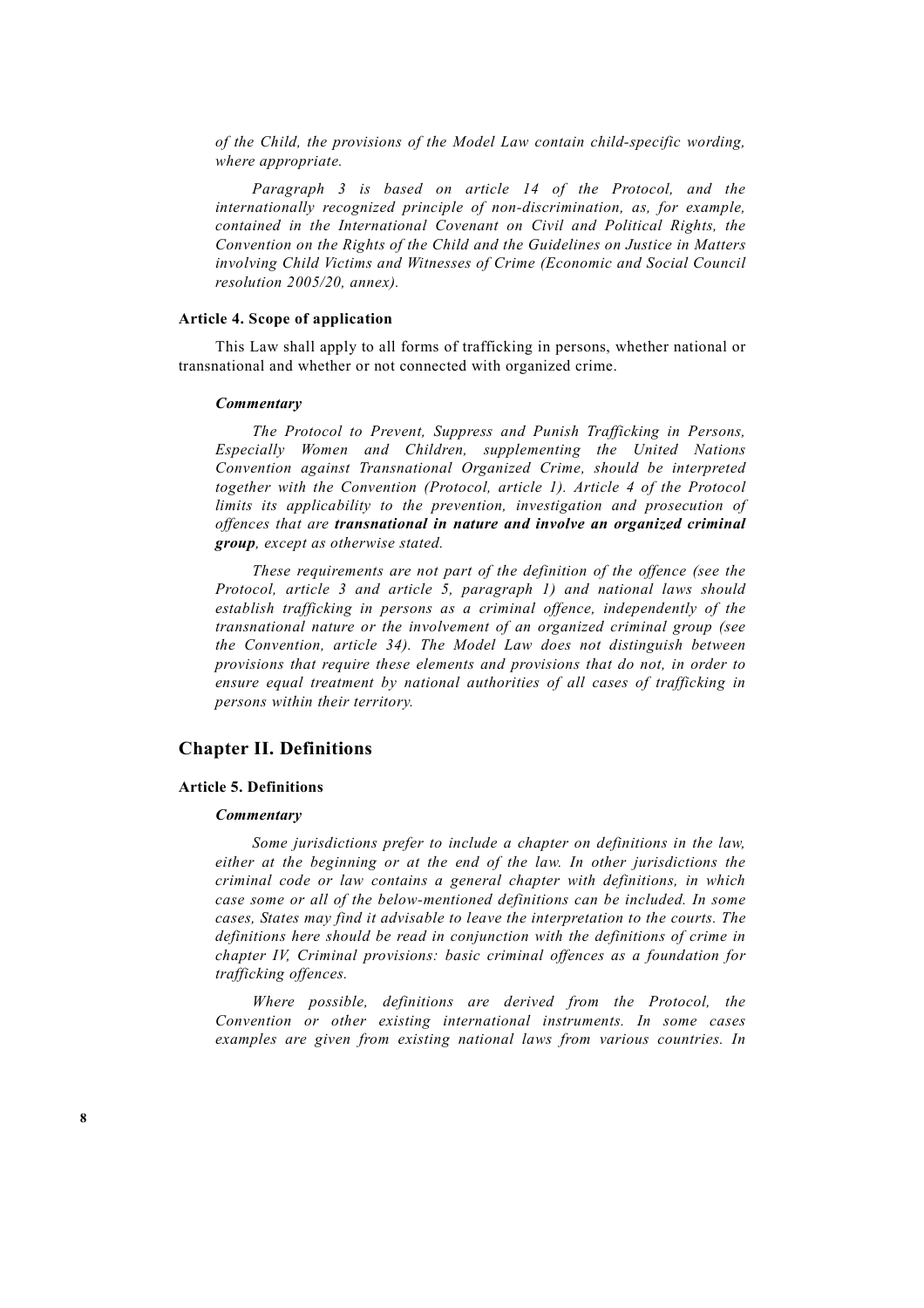*of the Child, the provisions of the Model Law contain child-specific wording, where appropriate.*

*Paragraph 3 is based on article 14 of the Protocol, and the internationally recognized principle of non-discrimination, as, for example, contained in the International Covenant on Civil and Political Rights, the Convention on the Rights of the Child and the Guidelines on Justice in Matters involving Child Victims and Witnesses of Crime (Economic and Social Council resolution 2005/20, annex).*

### Article 4. Scope of application

This Law shall apply to all forms of trafficking in persons, whether national or transnational and whether or not connected with organized crime.

#### *Commentary*

*The Protocol to Prevent, Suppress and Punish Trafficking in Persons, Especially Women and Children, supplementing the United Nations Convention against Transnational Organized Crime, should be interpreted together with the Convention (Protocol, article 1). Article 4 of the Protocol limits its applicability to the prevention, investigation and prosecution of offences that are **transnational in nature and involve an organized criminal group**, except as otherwise stated.*

*These requirements are not part of the definition of the offence (see the Protocol, article 3 and article 5, paragraph 1) and national laws should establish trafficking in persons as a criminal offence, independently of the transnational nature or the involvement of an organized criminal group (see the Convention, article 34). The Model Law does not distinguish between provisions that require these elements and provisions that do not, in order to ensure equal treatment by national authorities of all cases of trafficking in persons within their territory.*

## Chapter II. Definitions

### Article 5. Definitions

#### *Commentary*

*Some jurisdictions prefer to include a chapter on definitions in the law, either at the beginning or at the end of the law. In other jurisdictions the criminal code or law contains a general chapter with definitions, in which case some or all of the below-mentioned definitions can be included. In some cases, States may find it advisable to leave the interpretation to the courts. The definitions here should be read in conjunction with the definitions of crime in chapter IV, Criminal provisions: basic criminal offences as a foundation for trafficking offences.*

*Where possible, definitions are derived from the Protocol, the Convention or other existing international instruments. In some cases examples are given from existing national laws from various countries. In*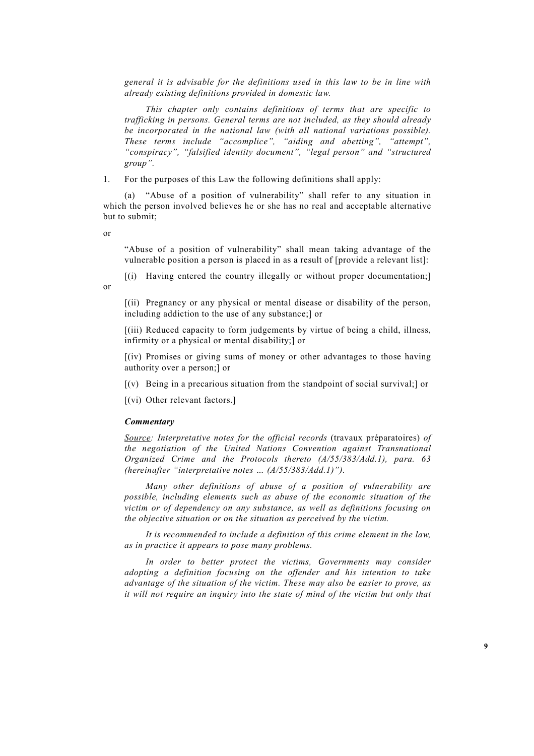*general it is advisable for the definitions used in this law to be in line with already existing definitions provided in domestic law.*

*This chapter only contains definitions of terms that are specific to trafficking in persons. General terms are not included, as they should already be incorporated in the national law (with all national variations possible). These terms include "accomplice", "aiding and abetting", "attempt", "conspiracy", "falsified identity document", "legal person" and "structured group".*

1. For the purposes of this Law the following definitions shall apply:

(a) "Abuse of a position of vulnerability" shall refer to any situation in which the person involved believes he or she has no real and acceptable alternative but to submit;

or

"Abuse of a position of vulnerability" shall mean taking advantage of the vulnerable position a person is placed in as a result of [provide a relevant list]:

[(i) Having entered the country illegally or without proper documentation;] or

[(ii) Pregnancy or any physical or mental disease or disability of the person, including addiction to the use of any substance;] or

[(iii) Reduced capacity to form judgements by virtue of being a child, illness, infirmity or a physical or mental disability;] or

[(iv) Promises or giving sums of money or other advantages to those having authority over a person;] or

[(v) Being in a precarious situation from the standpoint of social survival;] or

[(vi) Other relevant factors.]

***Commentary***

*Source: Interpretative notes for the official records* (travaux préparatoires) *of the negotiation of the United Nations Convention against Transnational Organized Crime and the Protocols thereto (A/55/383/Add.1), para. 63 (hereinafter "interpretative notes … (A/55/383/Add.1)").*

*Many other definitions of abuse of a position of vulnerability are possible, including elements such as abuse of the economic situation of the victim or of dependency on any substance, as well as definitions focusing on the objective situation or on the situation as perceived by the victim.*

*It is recommended to include a definition of this crime element in the law, as in practice it appears to pose many problems.*

*In order to better protect the victims, Governments may consider adopting a definition focusing on the offender and his intention to take advantage of the situation of the victim. These may also be easier to prove, as it will not require an inquiry into the state of mind of the victim but only that*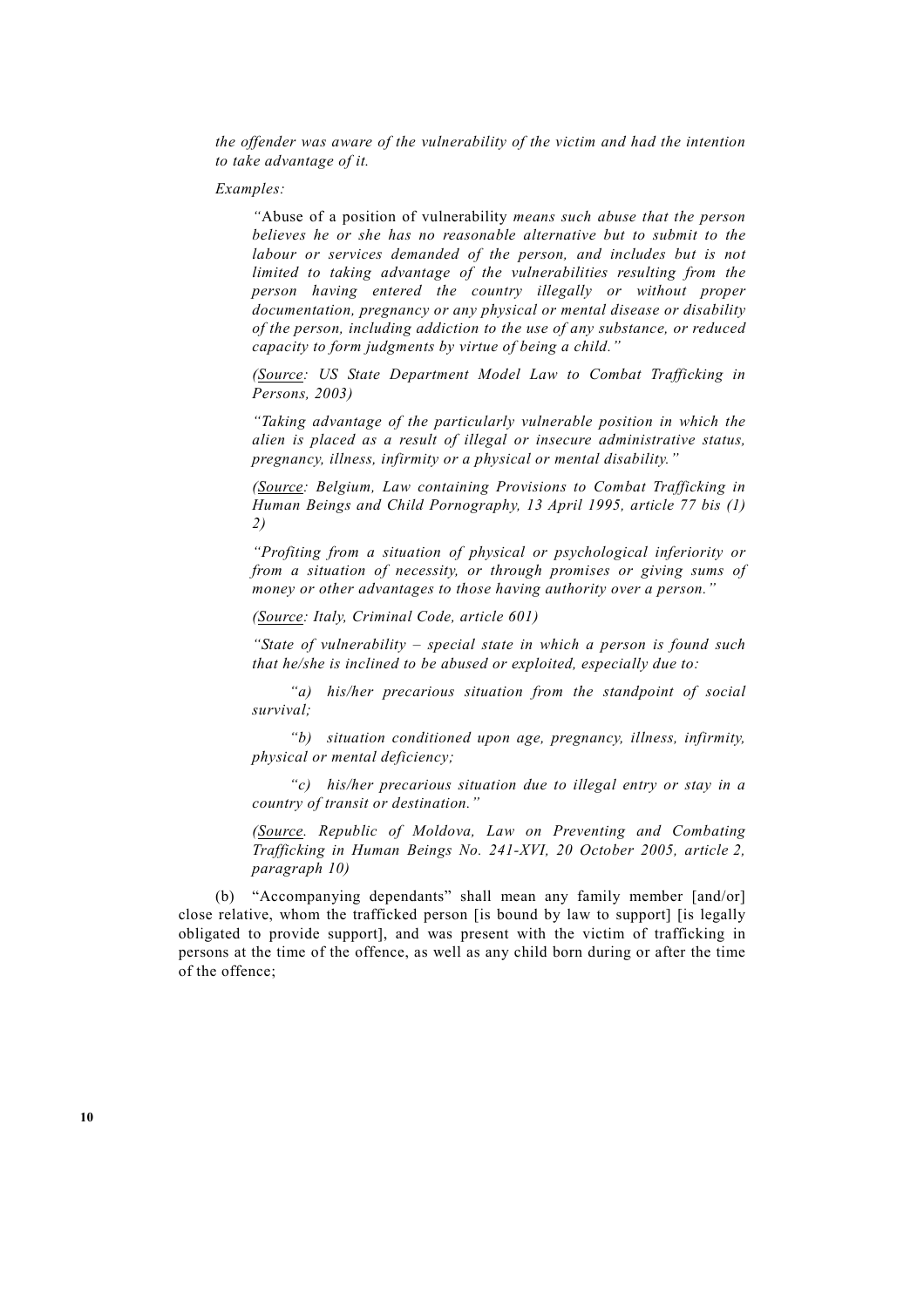*the offender was aware of the vulnerability of the victim and had the intention to take advantage of it.*

*Examples:*

> *"*Abuse of a position of vulnerability *means such abuse that the person believes he or she has no reasonable alternative but to submit to the labour or services demanded of the person, and includes but is not limited to taking advantage of the vulnerabilities resulting from the person having entered the country illegally or without proper documentation, pregnancy or any physical or mental disease or disability of the person, including addiction to the use of any substance, or reduced capacity to form judgments by virtue of being a child."*
>
> *(Source: US State Department Model Law to Combat Trafficking in Persons, 2003)*
>
> *"Taking advantage of the particularly vulnerable position in which the alien is placed as a result of illegal or insecure administrative status, pregnancy, illness, infirmity or a physical or mental disability."*
>
> *(Source: Belgium, Law containing Provisions to Combat Trafficking in Human Beings and Child Pornography, 13 April 1995, article 77 bis (1) 2)*
>
> *"Profiting from a situation of physical or psychological inferiority or from a situation of necessity, or through promises or giving sums of money or other advantages to those having authority over a person."*
>
> *(Source: Italy, Criminal Code, article 601)*
>
> *"State of vulnerability – special state in which a person is found such that he/she is inclined to be abused or exploited, especially due to:*
>
> *"a) his/her precarious situation from the standpoint of social survival;*
>
> *"b) situation conditioned upon age, pregnancy, illness, infirmity, physical or mental deficiency;*
>
> *"c) his/her precarious situation due to illegal entry or stay in a country of transit or destination."*
>
> *(Source. Republic of Moldova, Law on Preventing and Combating Trafficking in Human Beings No. 241-XVI, 20 October 2005, article 2, paragraph 10)*

(b) "Accompanying dependants" shall mean any family member [and/or] close relative, whom the trafficked person [is bound by law to support] [is legally obligated to provide support], and was present with the victim of trafficking in persons at the time of the offence, as well as any child born during or after the time of the offence;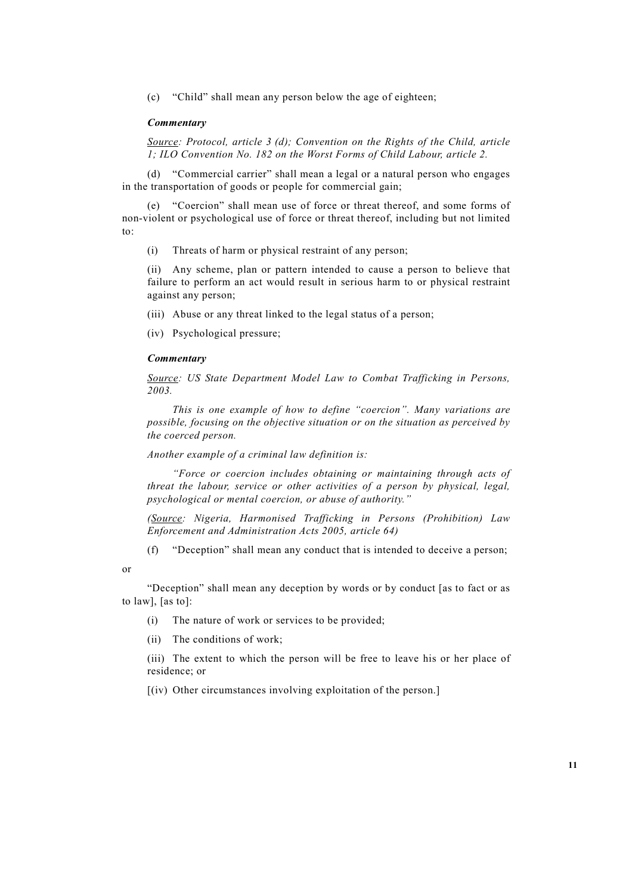(c) "Child" shall mean any person below the age of eighteen;

***Commentary***

*<u>Source</u>: Protocol, article 3 (d); Convention on the Rights of the Child, article 1; ILO Convention No. 182 on the Worst Forms of Child Labour, article 2.*

(d) "Commercial carrier" shall mean a legal or a natural person who engages in the transportation of goods or people for commercial gain;

(e) "Coercion" shall mean use of force or threat thereof, and some forms of non-violent or psychological use of force or threat thereof, including but not limited to:

(i) Threats of harm or physical restraint of any person;

(ii) Any scheme, plan or pattern intended to cause a person to believe that failure to perform an act would result in serious harm to or physical restraint against any person;

(iii) Abuse or any threat linked to the legal status of a person;

(iv) Psychological pressure;

***Commentary***

*<u>Source</u>: US State Department Model Law to Combat Trafficking in Persons, 2003.*

*This is one example of how to define "coercion". Many variations are possible, focusing on the objective situation or on the situation as perceived by the coerced person.*

*Another example of a criminal law definition is:*

*"Force or coercion includes obtaining or maintaining through acts of threat the labour, service or other activities of a person by physical, legal, psychological or mental coercion, or abuse of authority."*

*(<u>Source</u>: Nigeria, Harmonised Trafficking in Persons (Prohibition) Law Enforcement and Administration Acts 2005, article 64)*

(f) "Deception" shall mean any conduct that is intended to deceive a person;

or

"Deception" shall mean any deception by words or by conduct [as to fact or as to law], [as to]:

(i) The nature of work or services to be provided;

(ii) The conditions of work;

(iii) The extent to which the person will be free to leave his or her place of residence; or

[(iv) Other circumstances involving exploitation of the person.]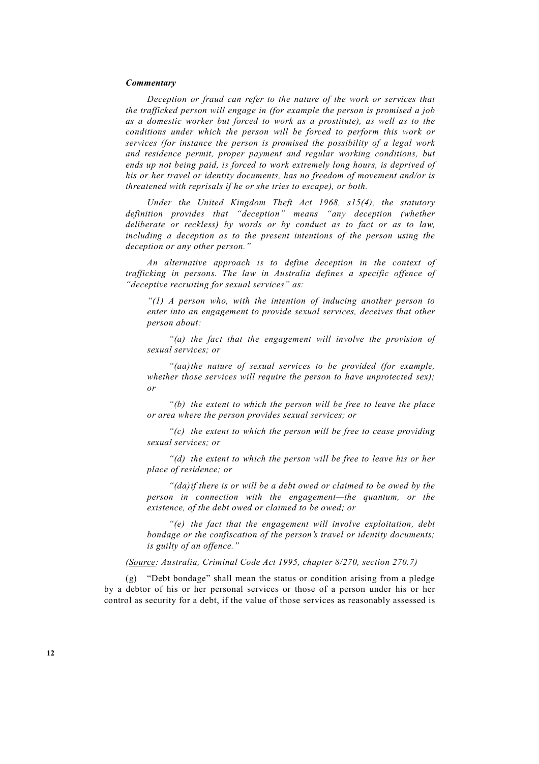***Commentary***

*Deception or fraud can refer to the nature of the work or services that the trafficked person will engage in (for example the person is promised a job as a domestic worker but forced to work as a prostitute), as well as to the conditions under which the person will be forced to perform this work or services (for instance the person is promised the possibility of a legal work and residence permit, proper payment and regular working conditions, but ends up not being paid, is forced to work extremely long hours, is deprived of his or her travel or identity documents, has no freedom of movement and/or is threatened with reprisals if he or she tries to escape), or both.*

*Under the United Kingdom Theft Act 1968, s15(4), the statutory definition provides that "deception" means "any deception (whether deliberate or reckless) by words or by conduct as to fact or as to law, including a deception as to the present intentions of the person using the deception or any other person."*

*An alternative approach is to define deception in the context of trafficking in persons. The law in Australia defines a specific offence of "deceptive recruiting for sexual services" as:*

> *"(1) A person who, with the intention of inducing another person to enter into an engagement to provide sexual services, deceives that other person about:*
>
> *"(a) the fact that the engagement will involve the provision of sexual services; or*
>
> *"(aa) the nature of sexual services to be provided (for example, whether those services will require the person to have unprotected sex); or*
>
> *"(b) the extent to which the person will be free to leave the place or area where the person provides sexual services; or*
>
> *"(c) the extent to which the person will be free to cease providing sexual services; or*
>
> *"(d) the extent to which the person will be free to leave his or her place of residence; or*
>
> *"(da) if there is or will be a debt owed or claimed to be owed by the person in connection with the engagement—the quantum, or the existence, of the debt owed or claimed to be owed; or*
>
> *"(e) the fact that the engagement will involve exploitation, debt bondage or the confiscation of the person's travel or identity documents; is guilty of an offence."*

*(Source: Australia, Criminal Code Act 1995, chapter 8/270, section 270.7)*

(g) "Debt bondage" shall mean the status or condition arising from a pledge by a debtor of his or her personal services or those of a person under his or her control as security for a debt, if the value of those services as reasonably assessed is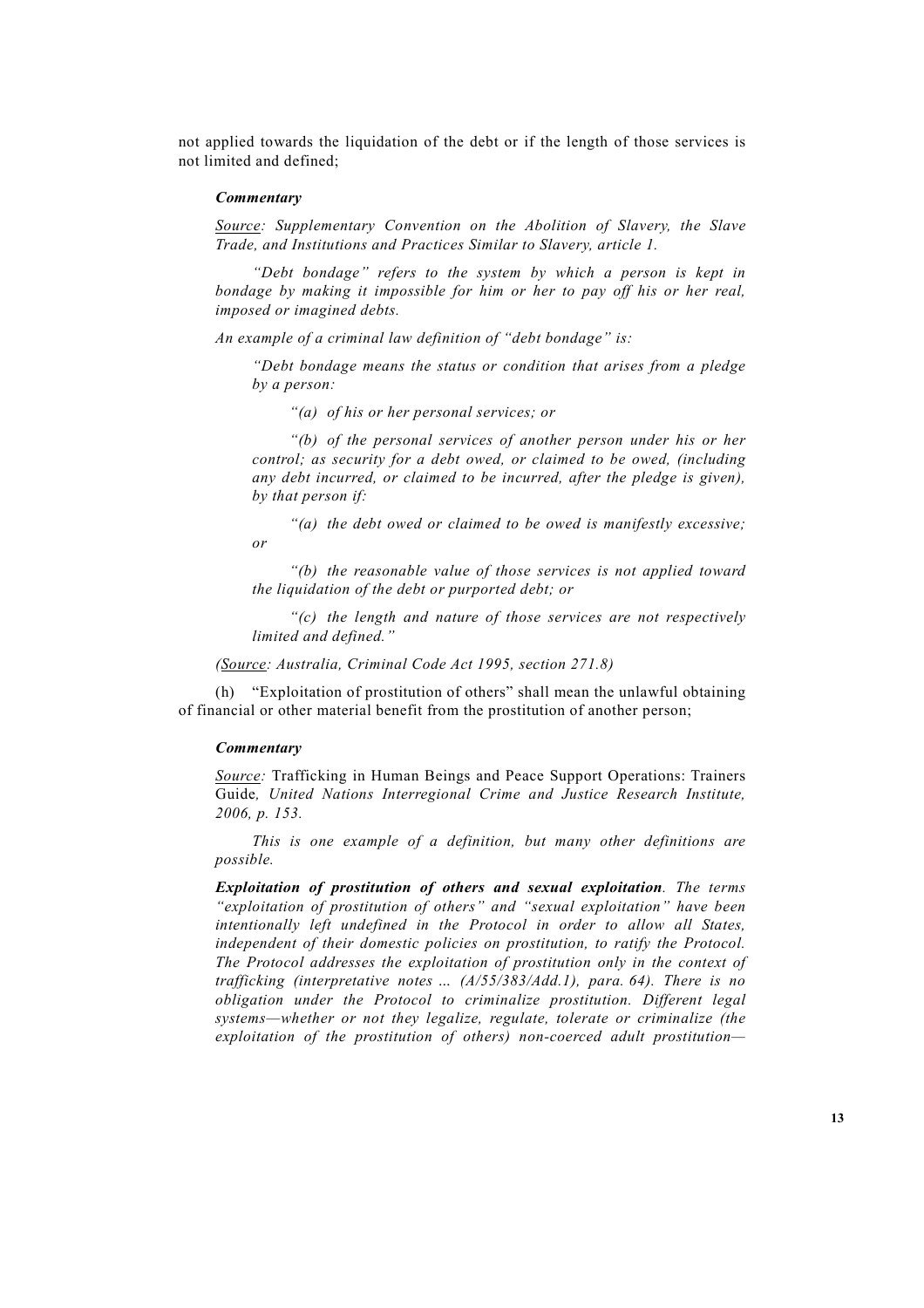not applied towards the liquidation of the debt or if the length of those services is not limited and defined;

***Commentary***

*Source: Supplementary Convention on the Abolition of Slavery, the Slave Trade, and Institutions and Practices Similar to Slavery, article 1.*

*"Debt bondage" refers to the system by which a person is kept in bondage by making it impossible for him or her to pay off his or her real, imposed or imagined debts.*

*An example of a criminal law definition of "debt bondage" is:*

*"Debt bondage means the status or condition that arises from a pledge by a person:*

*"(a) of his or her personal services; or*

*"(b) of the personal services of another person under his or her control; as security for a debt owed, or claimed to be owed, (including any debt incurred, or claimed to be incurred, after the pledge is given), by that person if:*

*"(a) the debt owed or claimed to be owed is manifestly excessive; or*

*"(b) the reasonable value of those services is not applied toward the liquidation of the debt or purported debt; or*

*"(c) the length and nature of those services are not respectively limited and defined."*

*(Source: Australia, Criminal Code Act 1995, section 271.8)*

(h) "Exploitation of prostitution of others" shall mean the unlawful obtaining of financial or other material benefit from the prostitution of another person;

***Commentary***

*Source:* Trafficking in Human Beings and Peace Support Operations: Trainers Guide*, United Nations Interregional Crime and Justice Research Institute, 2006, p. 153.*

*This is one example of a definition, but many other definitions are possible.*

***Exploitation of prostitution of others and sexual exploitation****. The terms "exploitation of prostitution of others" and "sexual exploitation" have been intentionally left undefined in the Protocol in order to allow all States, independent of their domestic policies on prostitution, to ratify the Protocol. The Protocol addresses the exploitation of prostitution only in the context of trafficking (interpretative notes ... (A/55/383/Add.1), para. 64). There is no obligation under the Protocol to criminalize prostitution. Different legal systems—whether or not they legalize, regulate, tolerate or criminalize (the exploitation of the prostitution of others) non-coerced adult prostitution—*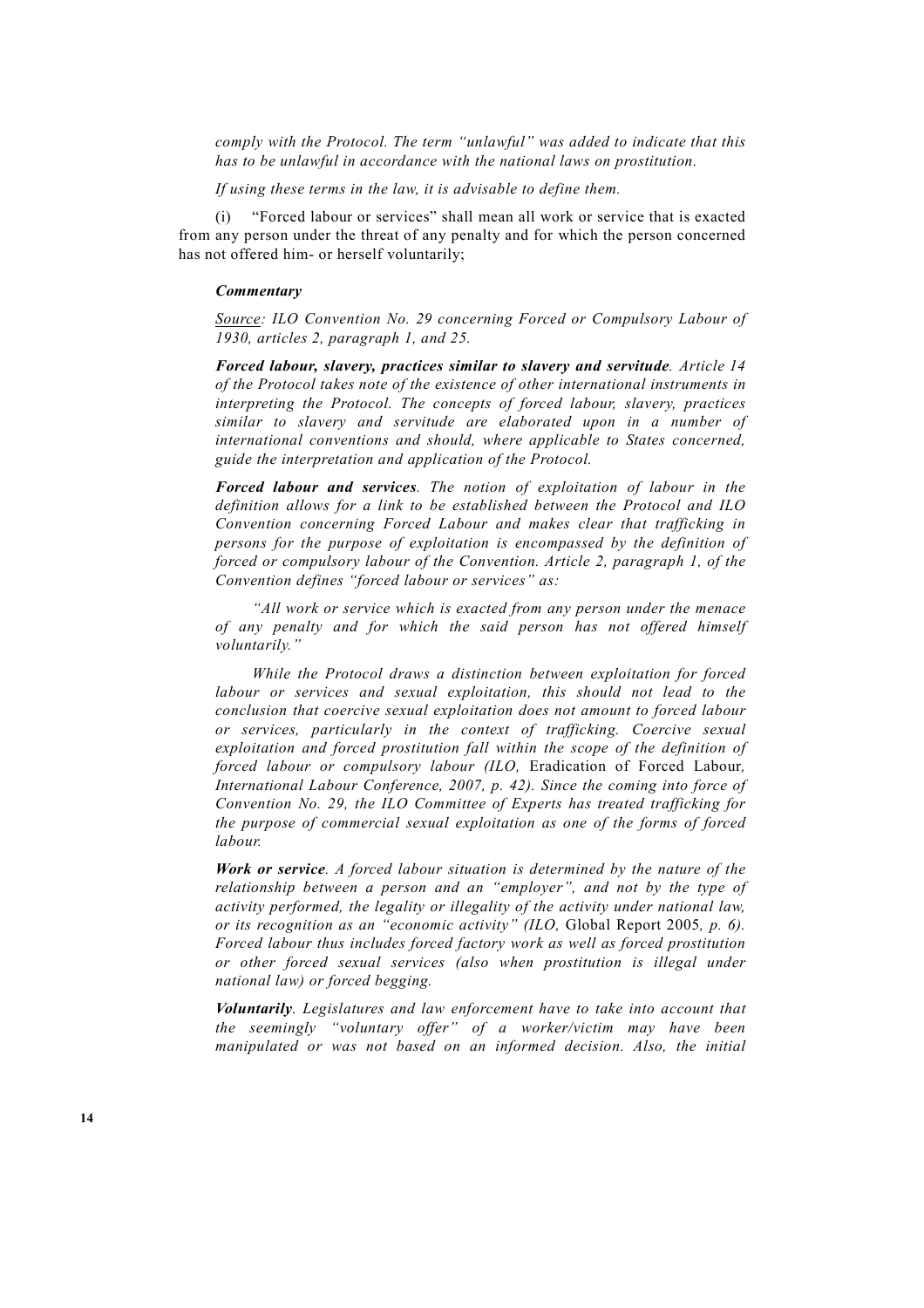*comply with the Protocol. The term "unlawful" was added to indicate that this has to be unlawful in accordance with the national laws on prostitution.*

*If using these terms in the law, it is advisable to define them.*

(i) "Forced labour or services" shall mean all work or service that is exacted from any person under the threat of any penalty and for which the person concerned has not offered him- or herself voluntarily;

***Commentary***

*Source: ILO Convention No. 29 concerning Forced or Compulsory Labour of 1930, articles 2, paragraph 1, and 25.*

***Forced labour, slavery, practices similar to slavery and servitude****. Article 14 of the Protocol takes note of the existence of other international instruments in interpreting the Protocol. The concepts of forced labour, slavery, practices similar to slavery and servitude are elaborated upon in a number of international conventions and should, where applicable to States concerned, guide the interpretation and application of the Protocol.*

***Forced labour and services****. The notion of exploitation of labour in the definition allows for a link to be established between the Protocol and ILO Convention concerning Forced Labour and makes clear that trafficking in persons for the purpose of exploitation is encompassed by the definition of forced or compulsory labour of the Convention. Article 2, paragraph 1, of the Convention defines "forced labour or services" as:*

*"All work or service which is exacted from any person under the menace of any penalty and for which the said person has not offered himself voluntarily."*

*While the Protocol draws a distinction between exploitation for forced labour or services and sexual exploitation, this should not lead to the conclusion that coercive sexual exploitation does not amount to forced labour or services, particularly in the context of trafficking. Coercive sexual exploitation and forced prostitution fall within the scope of the definition of forced labour or compulsory labour (ILO,* Eradication of Forced Labour*, International Labour Conference, 2007, p. 42). Since the coming into force of Convention No. 29, the ILO Committee of Experts has treated trafficking for the purpose of commercial sexual exploitation as one of the forms of forced labour.*

***Work or service****. A forced labour situation is determined by the nature of the relationship between a person and an "employer", and not by the type of activity performed, the legality or illegality of the activity under national law, or its recognition as an "economic activity" (ILO,* Global Report 2005*, p. 6). Forced labour thus includes forced factory work as well as forced prostitution or other forced sexual services (also when prostitution is illegal under national law) or forced begging.*

***Voluntarily****. Legislatures and law enforcement have to take into account that the seemingly "voluntary offer" of a worker/victim may have been manipulated or was not based on an informed decision. Also, the initial*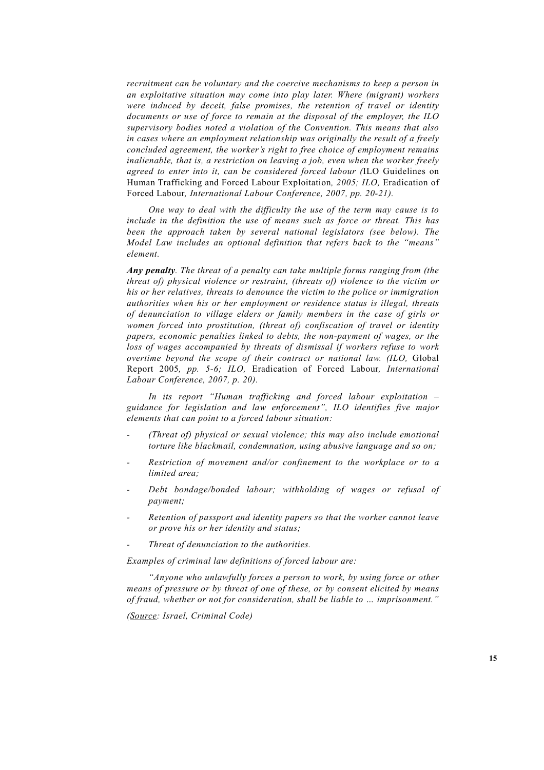*recruitment can be voluntary and the coercive mechanisms to keep a person in an exploitative situation may come into play later. Where (migrant) workers were induced by deceit, false promises, the retention of travel or identity documents or use of force to remain at the disposal of the employer, the ILO supervisory bodies noted a violation of the Convention. This means that also in cases where an employment relationship was originally the result of a freely concluded agreement, the worker's right to free choice of employment remains inalienable, that is, a restriction on leaving a job, even when the worker freely agreed to enter into it, can be considered forced labour (*ILO Guidelines on Human Trafficking and Forced Labour Exploitation*, 2005; ILO,* Eradication of Forced Labour*, International Labour Conference, 2007, pp. 20-21).*

*One way to deal with the difficulty the use of the term may cause is to include in the definition the use of means such as force or threat. This has been the approach taken by several national legislators (see below). The Model Law includes an optional definition that refers back to the "means" element.*

***Any penalty**. The threat of a penalty can take multiple forms ranging from (the threat of) physical violence or restraint, (threats of) violence to the victim or his or her relatives, threats to denounce the victim to the police or immigration authorities when his or her employment or residence status is illegal, threats of denunciation to village elders or family members in the case of girls or women forced into prostitution, (threat of) confiscation of travel or identity papers, economic penalties linked to debts, the non-payment of wages, or the loss of wages accompanied by threats of dismissal if workers refuse to work overtime beyond the scope of their contract or national law. (ILO,* Global Report 2005*, pp. 5-6; ILO,* Eradication of Forced Labour*, International Labour Conference, 2007, p. 20).*

*In its report "Human trafficking and forced labour exploitation – guidance for legislation and law enforcement", ILO identifies five major elements that can point to a forced labour situation:*

- *(Threat of) physical or sexual violence; this may also include emotional torture like blackmail, condemnation, using abusive language and so on;*
- *Restriction of movement and/or confinement to the workplace or to a limited area;*
- *Debt bondage/bonded labour; withholding of wages or refusal of payment;*
- *Retention of passport and identity papers so that the worker cannot leave or prove his or her identity and status;*
- *Threat of denunciation to the authorities.*

*Examples of criminal law definitions of forced labour are:*

*"Anyone who unlawfully forces a person to work, by using force or other means of pressure or by threat of one of these, or by consent elicited by means of fraud, whether or not for consideration, shall be liable to … imprisonment."*

*(Source: Israel, Criminal Code)*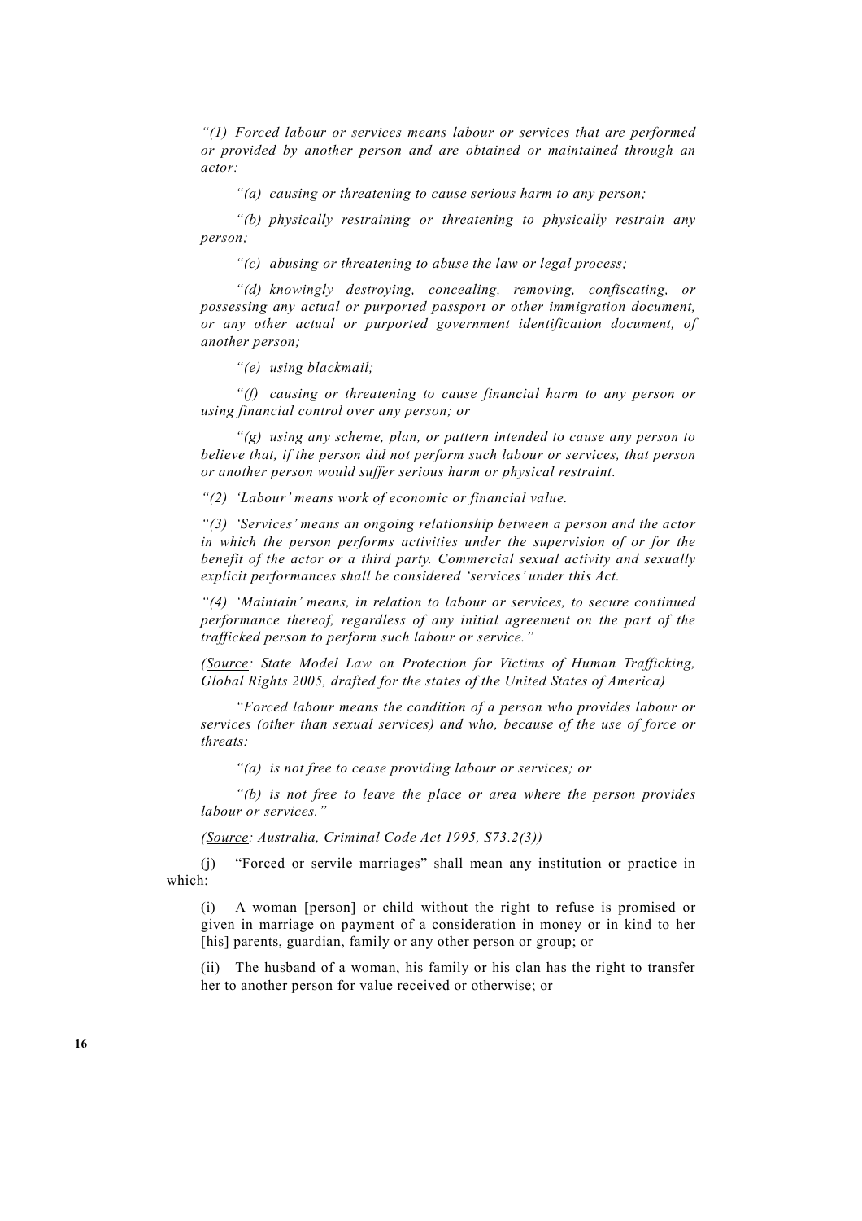*"(1) Forced labour or services means labour or services that are performed or provided by another person and are obtained or maintained through an actor:*

*"(a) causing or threatening to cause serious harm to any person;*

*"(b) physically restraining or threatening to physically restrain any person;*

*"(c) abusing or threatening to abuse the law or legal process;*

*"(d) knowingly destroying, concealing, removing, confiscating, or possessing any actual or purported passport or other immigration document, or any other actual or purported government identification document, of another person;*

*"(e) using blackmail;*

*"(f) causing or threatening to cause financial harm to any person or using financial control over any person; or*

*"(g) using any scheme, plan, or pattern intended to cause any person to believe that, if the person did not perform such labour or services, that person or another person would suffer serious harm or physical restraint.*

*"(2) 'Labour' means work of economic or financial value.*

*"(3) 'Services' means an ongoing relationship between a person and the actor in which the person performs activities under the supervision of or for the benefit of the actor or a third party. Commercial sexual activity and sexually explicit performances shall be considered 'services' under this Act.*

*"(4) 'Maintain' means, in relation to labour or services, to secure continued performance thereof, regardless of any initial agreement on the part of the trafficked person to perform such labour or service."*

*(Source: State Model Law on Protection for Victims of Human Trafficking, Global Rights 2005, drafted for the states of the United States of America)*

*"Forced labour means the condition of a person who provides labour or services (other than sexual services) and who, because of the use of force or threats:*

*"(a) is not free to cease providing labour or services; or*

*"(b) is not free to leave the place or area where the person provides labour or services."*

*(Source: Australia, Criminal Code Act 1995, S73.2(3))*

(j) "Forced or servile marriages" shall mean any institution or practice in which:

(i) A woman [person] or child without the right to refuse is promised or given in marriage on payment of a consideration in money or in kind to her [his] parents, guardian, family or any other person or group; or

(ii) The husband of a woman, his family or his clan has the right to transfer her to another person for value received or otherwise; or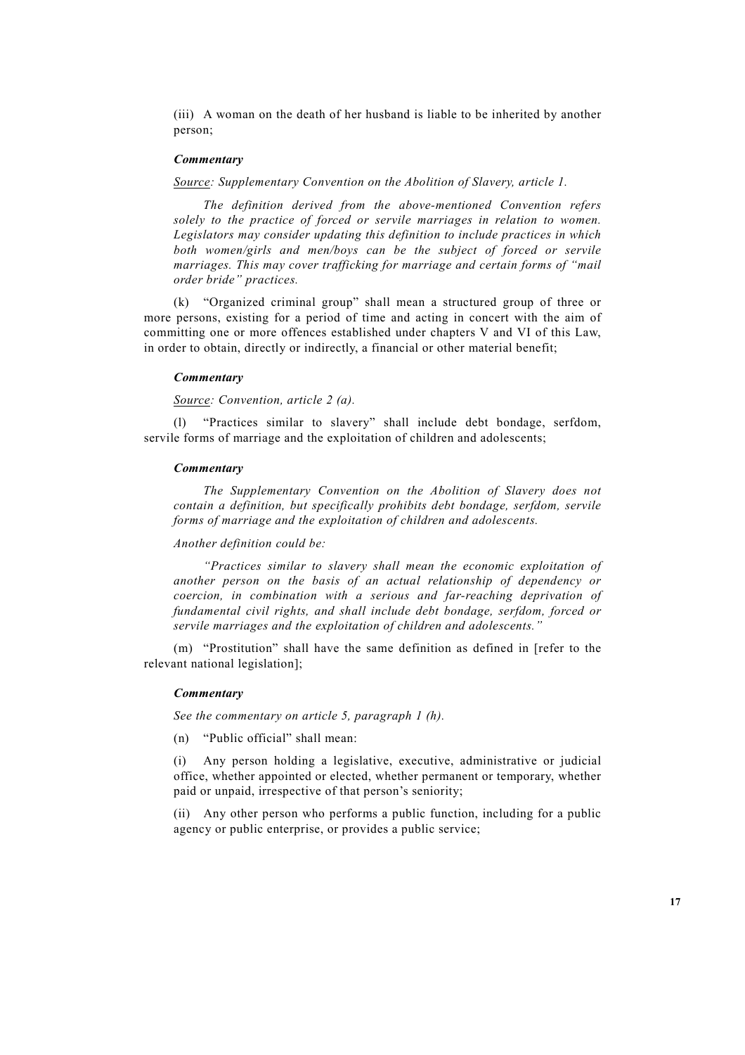(iii) A woman on the death of her husband is liable to be inherited by another person;

***Commentary***

*Source: Supplementary Convention on the Abolition of Slavery, article 1.*

*The definition derived from the above-mentioned Convention refers solely to the practice of forced or servile marriages in relation to women. Legislators may consider updating this definition to include practices in which both women/girls and men/boys can be the subject of forced or servile marriages. This may cover trafficking for marriage and certain forms of "mail order bride" practices.*

(k) "Organized criminal group" shall mean a structured group of three or more persons, existing for a period of time and acting in concert with the aim of committing one or more offences established under chapters V and VI of this Law, in order to obtain, directly or indirectly, a financial or other material benefit;

***Commentary***

*Source: Convention, article 2 (a).*

(l) "Practices similar to slavery" shall include debt bondage, serfdom, servile forms of marriage and the exploitation of children and adolescents;

***Commentary***

*The Supplementary Convention on the Abolition of Slavery does not contain a definition, but specifically prohibits debt bondage, serfdom, servile forms of marriage and the exploitation of children and adolescents.*

*Another definition could be:*

*"Practices similar to slavery shall mean the economic exploitation of another person on the basis of an actual relationship of dependency or coercion, in combination with a serious and far-reaching deprivation of fundamental civil rights, and shall include debt bondage, serfdom, forced or servile marriages and the exploitation of children and adolescents."*

(m) "Prostitution" shall have the same definition as defined in [refer to the relevant national legislation];

***Commentary***

*See the commentary on article 5, paragraph 1 (h).*

(n) "Public official" shall mean:

(i) Any person holding a legislative, executive, administrative or judicial office, whether appointed or elected, whether permanent or temporary, whether paid or unpaid, irrespective of that person's seniority;

(ii) Any other person who performs a public function, including for a public agency or public enterprise, or provides a public service;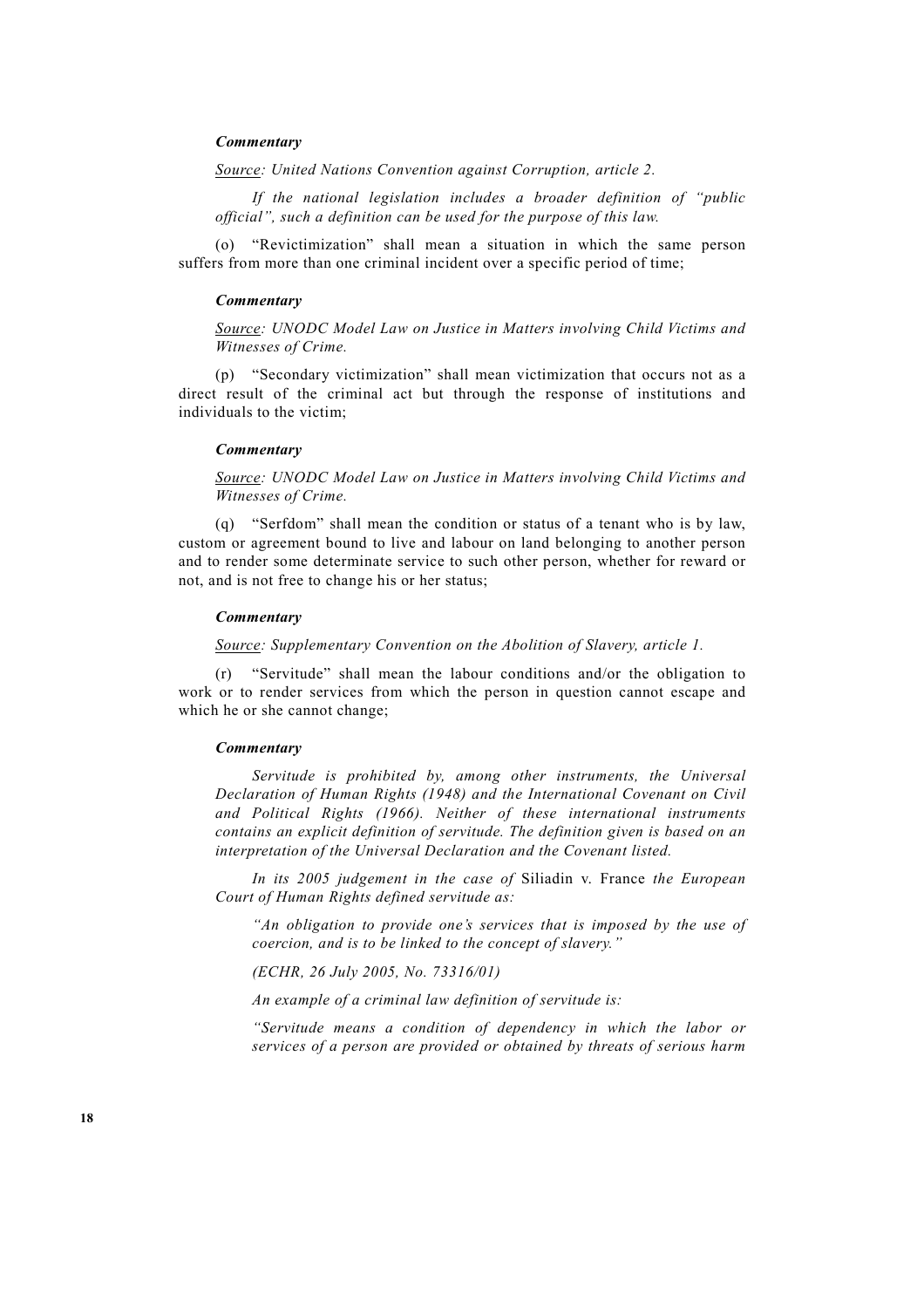***Commentary***

*Source: United Nations Convention against Corruption, article 2.*

*If the national legislation includes a broader definition of "public official", such a definition can be used for the purpose of this law.*

(o) "Revictimization" shall mean a situation in which the same person suffers from more than one criminal incident over a specific period of time;

***Commentary***

*Source: UNODC Model Law on Justice in Matters involving Child Victims and Witnesses of Crime.*

(p) "Secondary victimization" shall mean victimization that occurs not as a direct result of the criminal act but through the response of institutions and individuals to the victim;

***Commentary***

*Source: UNODC Model Law on Justice in Matters involving Child Victims and Witnesses of Crime.*

(q) "Serfdom" shall mean the condition or status of a tenant who is by law, custom or agreement bound to live and labour on land belonging to another person and to render some determinate service to such other person, whether for reward or not, and is not free to change his or her status;

***Commentary***

*Source: Supplementary Convention on the Abolition of Slavery, article 1.*

(r) "Servitude" shall mean the labour conditions and/or the obligation to work or to render services from which the person in question cannot escape and which he or she cannot change;

***Commentary***

*Servitude is prohibited by, among other instruments, the Universal Declaration of Human Rights (1948) and the International Covenant on Civil and Political Rights (1966). Neither of these international instruments contains an explicit definition of servitude. The definition given is based on an interpretation of the Universal Declaration and the Covenant listed.*

*In its 2005 judgement in the case of* Siliadin v. France *the European Court of Human Rights defined servitude as:*

> *"An obligation to provide one's services that is imposed by the use of coercion, and is to be linked to the concept of slavery."*
>
> *(ECHR, 26 July 2005, No. 73316/01)*

*An example of a criminal law definition of servitude is:*

> *"Servitude means a condition of dependency in which the labor or services of a person are provided or obtained by threats of serious harm*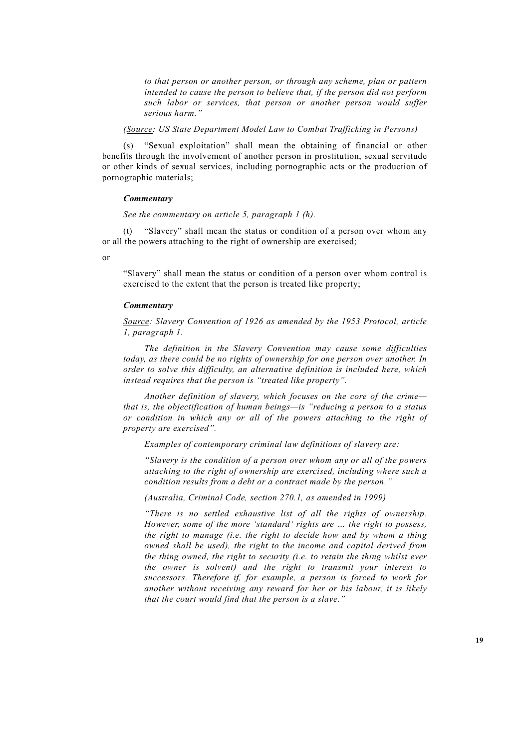*to that person or another person, or through any scheme, plan or pattern intended to cause the person to believe that, if the person did not perform such labor or services, that person or another person would suffer serious harm."*

*(Source: US State Department Model Law to Combat Trafficking in Persons)*

(s) "Sexual exploitation" shall mean the obtaining of financial or other benefits through the involvement of another person in prostitution, sexual servitude or other kinds of sexual services, including pornographic acts or the production of pornographic materials;

***Commentary***

*See the commentary on article 5, paragraph 1 (h).*

(t) "Slavery" shall mean the status or condition of a person over whom any or all the powers attaching to the right of ownership are exercised;

or

"Slavery" shall mean the status or condition of a person over whom control is exercised to the extent that the person is treated like property;

***Commentary***

*Source: Slavery Convention of 1926 as amended by the 1953 Protocol, article 1, paragraph 1.*

*The definition in the Slavery Convention may cause some difficulties today, as there could be no rights of ownership for one person over another. In order to solve this difficulty, an alternative definition is included here, which instead requires that the person is "treated like property".*

*Another definition of slavery, which focuses on the core of the crime—that is, the objectification of human beings—is "reducing a person to a status or condition in which any or all of the powers attaching to the right of property are exercised".*

*Examples of contemporary criminal law definitions of slavery are:*

*"Slavery is the condition of a person over whom any or all of the powers attaching to the right of ownership are exercised, including where such a condition results from a debt or a contract made by the person."*

*(Australia, Criminal Code, section 270.1, as amended in 1999)*

*"There is no settled exhaustive list of all the rights of ownership. However, some of the more 'standard' rights are … the right to possess, the right to manage (i.e. the right to decide how and by whom a thing owned shall be used), the right to the income and capital derived from the thing owned, the right to security (i.e. to retain the thing whilst ever the owner is solvent) and the right to transmit your interest to successors. Therefore if, for example, a person is forced to work for another without receiving any reward for her or his labour, it is likely that the court would find that the person is a slave."*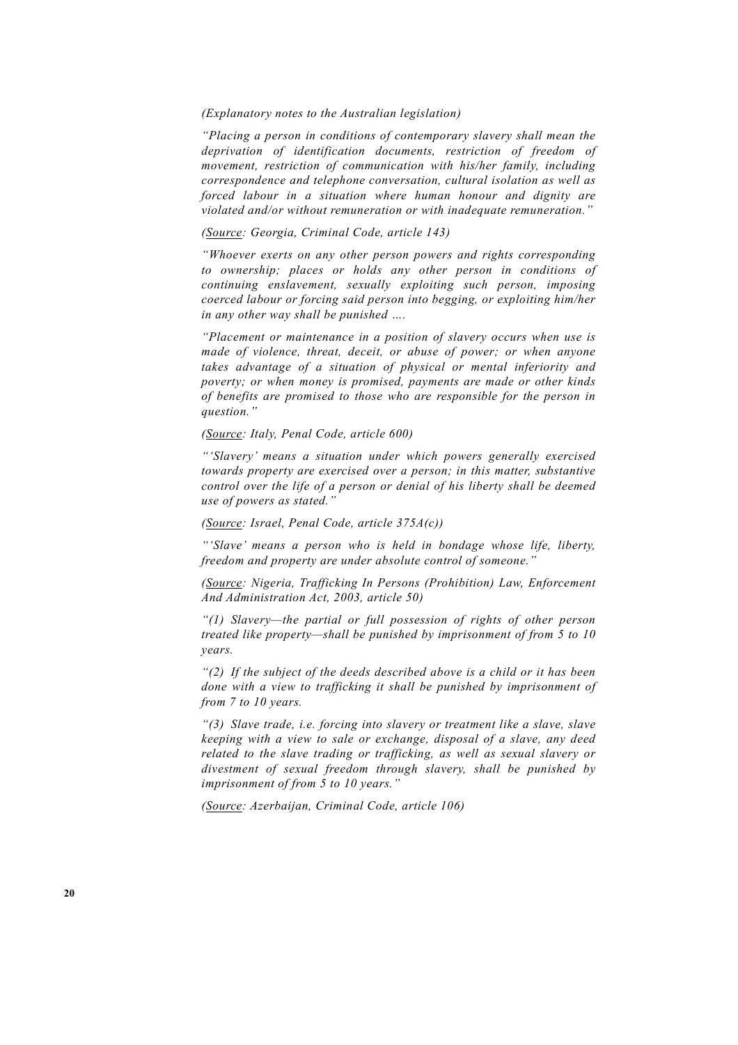*(Explanatory notes to the Australian legislation)*

*"Placing a person in conditions of contemporary slavery shall mean the deprivation of identification documents, restriction of freedom of movement, restriction of communication with his/her family, including correspondence and telephone conversation, cultural isolation as well as forced labour in a situation where human honour and dignity are violated and/or without remuneration or with inadequate remuneration."*

*(Source: Georgia, Criminal Code, article 143)*

*"Whoever exerts on any other person powers and rights corresponding to ownership; places or holds any other person in conditions of continuing enslavement, sexually exploiting such person, imposing coerced labour or forcing said person into begging, or exploiting him/her in any other way shall be punished ….*

*"Placement or maintenance in a position of slavery occurs when use is made of violence, threat, deceit, or abuse of power; or when anyone takes advantage of a situation of physical or mental inferiority and poverty; or when money is promised, payments are made or other kinds of benefits are promised to those who are responsible for the person in question."*

*(Source: Italy, Penal Code, article 600)*

*"'Slavery' means a situation under which powers generally exercised towards property are exercised over a person; in this matter, substantive control over the life of a person or denial of his liberty shall be deemed use of powers as stated."*

*(Source: Israel, Penal Code, article 375A(c))*

*"'Slave' means a person who is held in bondage whose life, liberty, freedom and property are under absolute control of someone."*

*(Source: Nigeria, Trafficking In Persons (Prohibition) Law, Enforcement And Administration Act, 2003, article 50)*

*"(1) Slavery—the partial or full possession of rights of other person treated like property—shall be punished by imprisonment of from 5 to 10 years.*

*"(2) If the subject of the deeds described above is a child or it has been done with a view to trafficking it shall be punished by imprisonment of from 7 to 10 years.*

*"(3) Slave trade, i.e. forcing into slavery or treatment like a slave, slave keeping with a view to sale or exchange, disposal of a slave, any deed related to the slave trading or trafficking, as well as sexual slavery or divestment of sexual freedom through slavery, shall be punished by imprisonment of from 5 to 10 years."*

*(Source: Azerbaijan, Criminal Code, article 106)*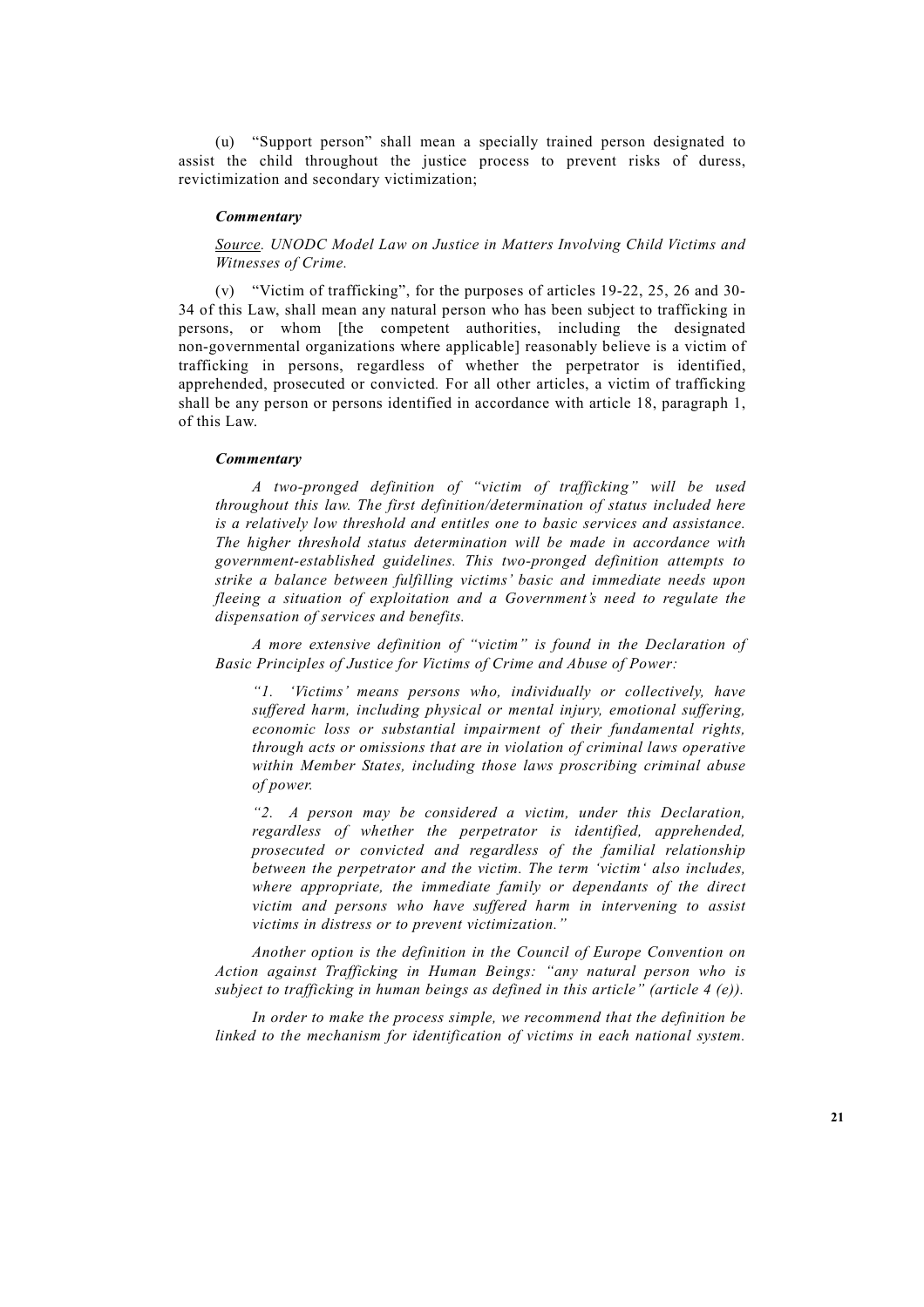(u) "Support person" shall mean a specially trained person designated to assist the child throughout the justice process to prevent risks of duress, revictimization and secondary victimization;

***Commentary***

*<u>Source</u>. UNODC Model Law on Justice in Matters Involving Child Victims and Witnesses of Crime.*

(v) "Victim of trafficking", for the purposes of articles 19-22, 25, 26 and 30-34 of this Law, shall mean any natural person who has been subject to trafficking in persons, or whom [the competent authorities, including the designated non-governmental organizations where applicable] reasonably believe is a victim of trafficking in persons, regardless of whether the perpetrator is identified, apprehended, prosecuted or convicted. For all other articles, a victim of trafficking shall be any person or persons identified in accordance with article 18, paragraph 1, of this Law.

***Commentary***

*A two-pronged definition of "victim of trafficking" will be used throughout this law. The first definition/determination of status included here is a relatively low threshold and entitles one to basic services and assistance. The higher threshold status determination will be made in accordance with government-established guidelines. This two-pronged definition attempts to strike a balance between fulfilling victims' basic and immediate needs upon fleeing a situation of exploitation and a Government's need to regulate the dispensation of services and benefits.*

*A more extensive definition of "victim" is found in the Declaration of Basic Principles of Justice for Victims of Crime and Abuse of Power:*

> *"1. 'Victims' means persons who, individually or collectively, have suffered harm, including physical or mental injury, emotional suffering, economic loss or substantial impairment of their fundamental rights, through acts or omissions that are in violation of criminal laws operative within Member States, including those laws proscribing criminal abuse of power.*
>
> *"2. A person may be considered a victim, under this Declaration, regardless of whether the perpetrator is identified, apprehended, prosecuted or convicted and regardless of the familial relationship between the perpetrator and the victim. The term 'victim' also includes, where appropriate, the immediate family or dependants of the direct victim and persons who have suffered harm in intervening to assist victims in distress or to prevent victimization."*

*Another option is the definition in the Council of Europe Convention on Action against Trafficking in Human Beings: "any natural person who is subject to trafficking in human beings as defined in this article" (article 4 (e)).*

*In order to make the process simple, we recommend that the definition be linked to the mechanism for identification of victims in each national system.*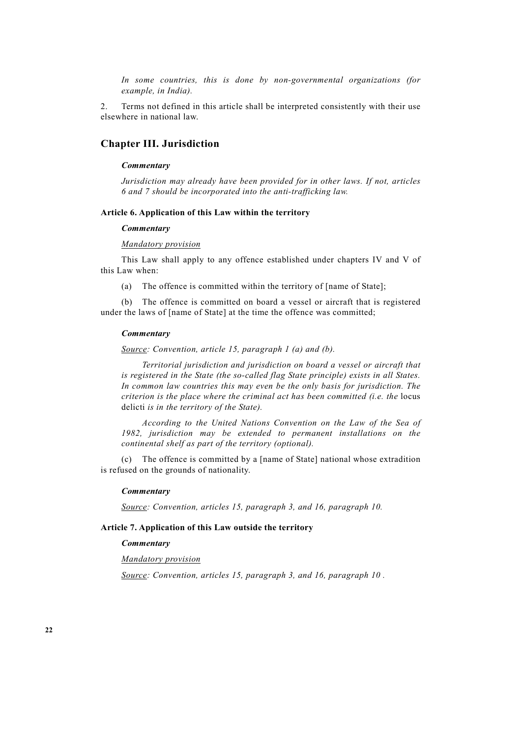*In some countries, this is done by non-governmental organizations (for example, in India).*

2. Terms not defined in this article shall be interpreted consistently with their use elsewhere in national law.

## Chapter III. Jurisdiction

***Commentary***

*Jurisdiction may already have been provided for in other laws. If not, articles 6 and 7 should be incorporated into the anti-trafficking law.*

### Article 6. Application of this Law within the territory

***Commentary***

Mandatory provision

This Law shall apply to any offence established under chapters IV and V of this Law when:

(a) The offence is committed within the territory of [name of State];

(b) The offence is committed on board a vessel or aircraft that is registered under the laws of [name of State] at the time the offence was committed;

***Commentary***

*Source: Convention, article 15, paragraph 1 (a) and (b).*

*Territorial jurisdiction and jurisdiction on board a vessel or aircraft that is registered in the State (the so-called flag State principle) exists in all States. In common law countries this may even be the only basis for jurisdiction. The criterion is the place where the criminal act has been committed (i.e. the* locus delicti *is in the territory of the State).*

*According to the United Nations Convention on the Law of the Sea of 1982, jurisdiction may be extended to permanent installations on the continental shelf as part of the territory (optional).*

(c) The offence is committed by a [name of State] national whose extradition is refused on the grounds of nationality.

***Commentary***

*Source: Convention, articles 15, paragraph 3, and 16, paragraph 10.*

### Article 7. Application of this Law outside the territory

***Commentary***

Mandatory provision

*Source: Convention, articles 15, paragraph 3, and 16, paragraph 10 .*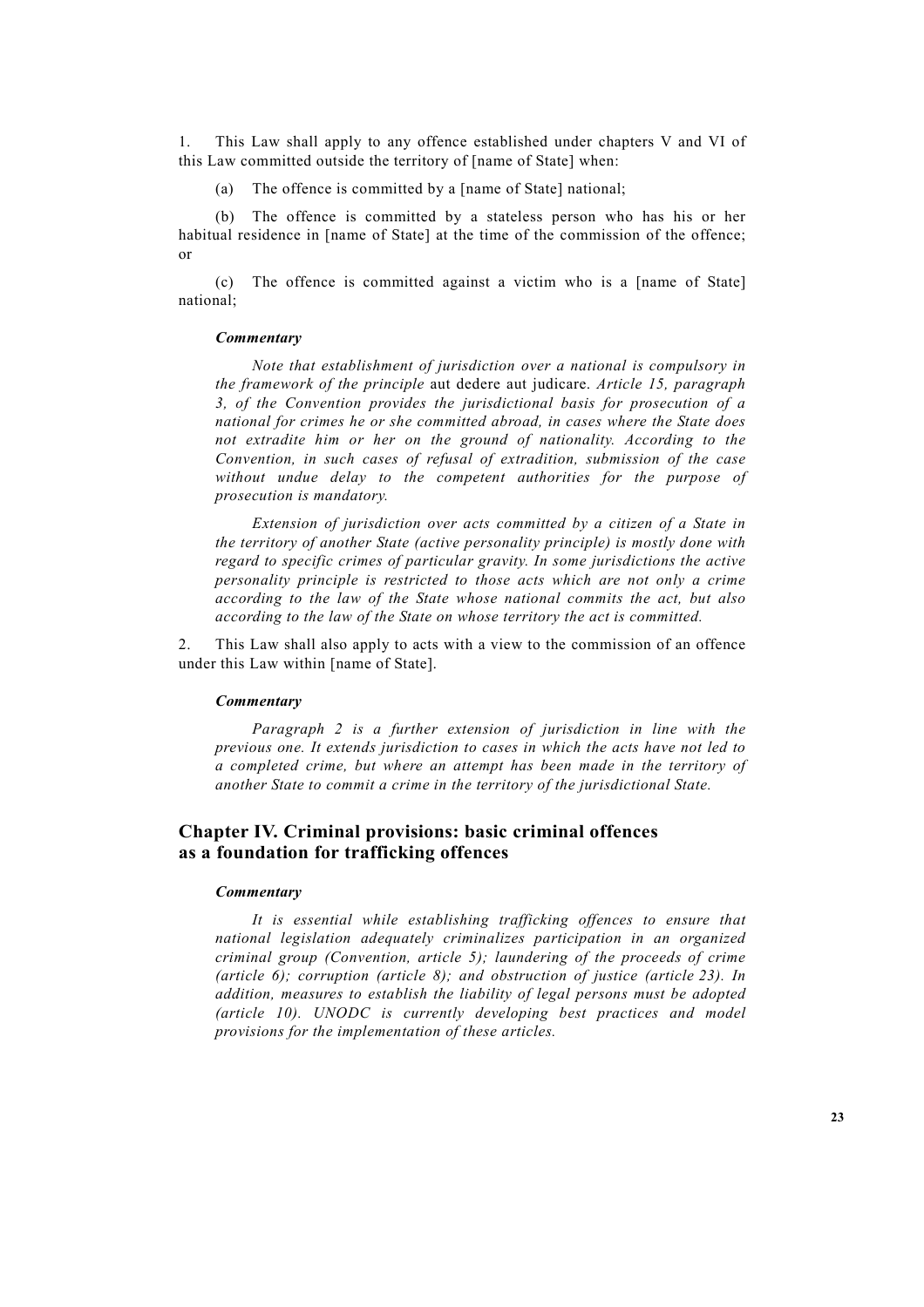1. This Law shall apply to any offence established under chapters V and VI of this Law committed outside the territory of [name of State] when:

(a) The offence is committed by a [name of State] national;

(b) The offence is committed by a stateless person who has his or her habitual residence in [name of State] at the time of the commission of the offence; or

(c) The offence is committed against a victim who is a [name of State] national;

***Commentary***

*Note that establishment of jurisdiction over a national is compulsory in the framework of the principle* aut dedere aut judicare. *Article 15, paragraph 3, of the Convention provides the jurisdictional basis for prosecution of a national for crimes he or she committed abroad, in cases where the State does not extradite him or her on the ground of nationality. According to the Convention, in such cases of refusal of extradition, submission of the case without undue delay to the competent authorities for the purpose of prosecution is mandatory.*

*Extension of jurisdiction over acts committed by a citizen of a State in the territory of another State (active personality principle) is mostly done with regard to specific crimes of particular gravity. In some jurisdictions the active personality principle is restricted to those acts which are not only a crime according to the law of the State whose national commits the act, but also according to the law of the State on whose territory the act is committed.*

2. This Law shall also apply to acts with a view to the commission of an offence under this Law within [name of State].

***Commentary***

*Paragraph 2 is a further extension of jurisdiction in line with the previous one. It extends jurisdiction to cases in which the acts have not led to a completed crime, but where an attempt has been made in the territory of another State to commit a crime in the territory of the jurisdictional State.*

## Chapter IV. Criminal provisions: basic criminal offences as a foundation for trafficking offences

***Commentary***

*It is essential while establishing trafficking offences to ensure that national legislation adequately criminalizes participation in an organized criminal group (Convention, article 5); laundering of the proceeds of crime (article 6); corruption (article 8); and obstruction of justice (article 23). In addition, measures to establish the liability of legal persons must be adopted (article 10). UNODC is currently developing best practices and model provisions for the implementation of these articles.*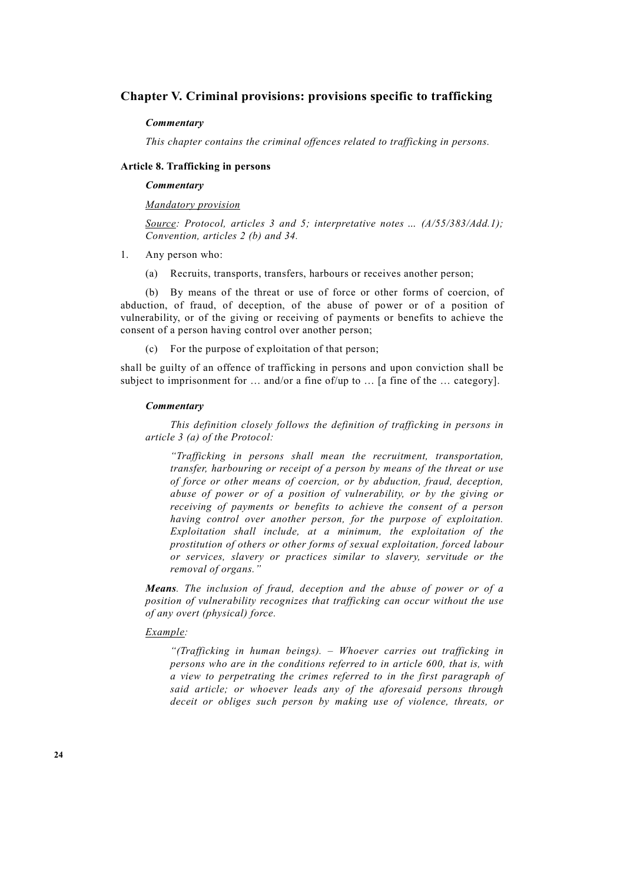## Chapter V. Criminal provisions: provisions specific to trafficking

***Commentary***

*This chapter contains the criminal offences related to trafficking in persons.*

### Article 8. Trafficking in persons

***Commentary***

*Mandatory provision*

*Source: Protocol, articles 3 and 5; interpretative notes ... (A/55/383/Add.1); Convention, articles 2 (b) and 34.*

1. Any person who:

   (a) Recruits, transports, transfers, harbours or receives another person;

   (b) By means of the threat or use of force or other forms of coercion, of abduction, of fraud, of deception, of the abuse of power or of a position of vulnerability, or of the giving or receiving of payments or benefits to achieve the consent of a person having control over another person;

   (c) For the purpose of exploitation of that person;

shall be guilty of an offence of trafficking in persons and upon conviction shall be subject to imprisonment for … and/or a fine of/up to … [a fine of the … category].

***Commentary***

*This definition closely follows the definition of trafficking in persons in article 3 (a) of the Protocol:*

> *"Trafficking in persons shall mean the recruitment, transportation, transfer, harbouring or receipt of a person by means of the threat or use of force or other means of coercion, or by abduction, fraud, deception, abuse of power or of a position of vulnerability, or by the giving or receiving of payments or benefits to achieve the consent of a person having control over another person, for the purpose of exploitation. Exploitation shall include, at a minimum, the exploitation of the prostitution of others or other forms of sexual exploitation, forced labour or services, slavery or practices similar to slavery, servitude or the removal of organs."*

***Means****. The inclusion of fraud, deception and the abuse of power or of a position of vulnerability recognizes that trafficking can occur without the use of any overt (physical) force.*

*Example:*

> *"(Trafficking in human beings). – Whoever carries out trafficking in persons who are in the conditions referred to in article 600, that is, with a view to perpetrating the crimes referred to in the first paragraph of said article; or whoever leads any of the aforesaid persons through deceit or obliges such person by making use of violence, threats, or*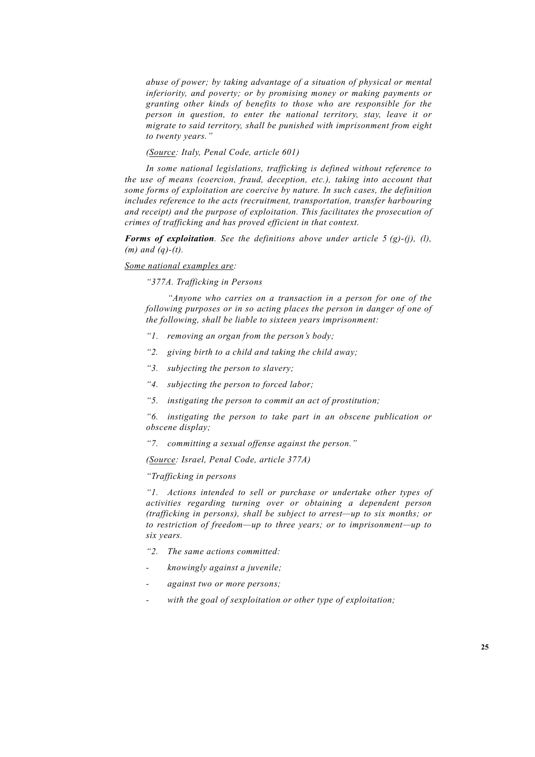*abuse of power; by taking advantage of a situation of physical or mental inferiority, and poverty; or by promising money or making payments or granting other kinds of benefits to those who are responsible for the person in question, to enter the national territory, stay, leave it or migrate to said territory, shall be punished with imprisonment from eight to twenty years."*

*(Source: Italy, Penal Code, article 601)*

*In some national legislations, trafficking is defined without reference to the use of means (coercion, fraud, deception, etc.), taking into account that some forms of exploitation are coercive by nature. In such cases, the definition includes reference to the acts (recruitment, transportation, transfer harbouring and receipt) and the purpose of exploitation. This facilitates the prosecution of crimes of trafficking and has proved efficient in that context.*

***Forms of exploitation**. See the definitions above under article 5 (g)-(j), (l), (m) and (q)-(t).*

*Some national examples are:*

*"377A. Trafficking in Persons*

*"Anyone who carries on a transaction in a person for one of the following purposes or in so acting places the person in danger of one of the following, shall be liable to sixteen years imprisonment:*

*"1. removing an organ from the person's body;*

*"2. giving birth to a child and taking the child away;*

*"3. subjecting the person to slavery;*

*"4. subjecting the person to forced labor;*

*"5. instigating the person to commit an act of prostitution;*

*"6. instigating the person to take part in an obscene publication or obscene display;*

*"7. committing a sexual offense against the person."*

*(Source: Israel, Penal Code, article 377A)*

*"Trafficking in persons*

*"1. Actions intended to sell or purchase or undertake other types of activities regarding turning over or obtaining a dependent person (trafficking in persons), shall be subject to arrest—up to six months; or to restriction of freedom—up to three years; or to imprisonment—up to six years.*

*"2. The same actions committed:*

- *knowingly against a juvenile;*
- *against two or more persons;*
- *with the goal of sexploitation or other type of exploitation;*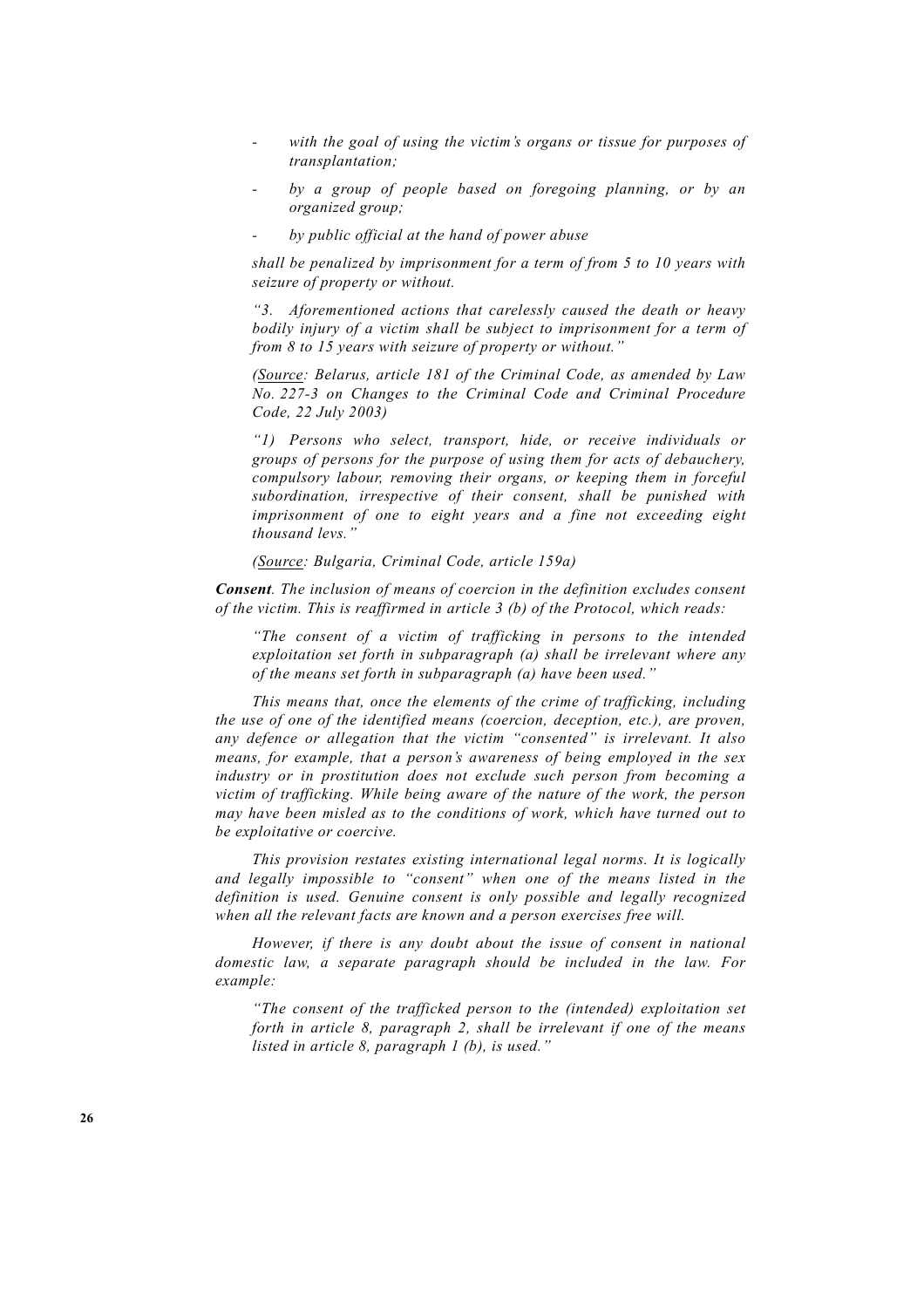- *with the goal of using the victim's organs or tissue for purposes of transplantation;*

- *by a group of people based on foregoing planning, or by an organized group;*

- *by public official at the hand of power abuse*

*shall be penalized by imprisonment for a term of from 5 to 10 years with seizure of property or without.*

*"3. Aforementioned actions that carelessly caused the death or heavy bodily injury of a victim shall be subject to imprisonment for a term of from 8 to 15 years with seizure of property or without."*

*(Source: Belarus, article 181 of the Criminal Code, as amended by Law No. 227-3 on Changes to the Criminal Code and Criminal Procedure Code, 22 July 2003)*

*"1) Persons who select, transport, hide, or receive individuals or groups of persons for the purpose of using them for acts of debauchery, compulsory labour, removing their organs, or keeping them in forceful subordination, irrespective of their consent, shall be punished with imprisonment of one to eight years and a fine not exceeding eight thousand levs."*

*(Source: Bulgaria, Criminal Code, article 159a)*

***Consent****. The inclusion of means of coercion in the definition excludes consent of the victim. This is reaffirmed in article 3 (b) of the Protocol, which reads:*

*"The consent of a victim of trafficking in persons to the intended exploitation set forth in subparagraph (a) shall be irrelevant where any of the means set forth in subparagraph (a) have been used."*

*This means that, once the elements of the crime of trafficking, including the use of one of the identified means (coercion, deception, etc.), are proven, any defence or allegation that the victim "consented" is irrelevant. It also means, for example, that a person's awareness of being employed in the sex industry or in prostitution does not exclude such person from becoming a victim of trafficking. While being aware of the nature of the work, the person may have been misled as to the conditions of work, which have turned out to be exploitative or coercive.*

*This provision restates existing international legal norms. It is logically and legally impossible to "consent" when one of the means listed in the definition is used. Genuine consent is only possible and legally recognized when all the relevant facts are known and a person exercises free will.*

*However, if there is any doubt about the issue of consent in national domestic law, a separate paragraph should be included in the law. For example:*

*"The consent of the trafficked person to the (intended) exploitation set forth in article 8, paragraph 2, shall be irrelevant if one of the means listed in article 8, paragraph 1 (b), is used."*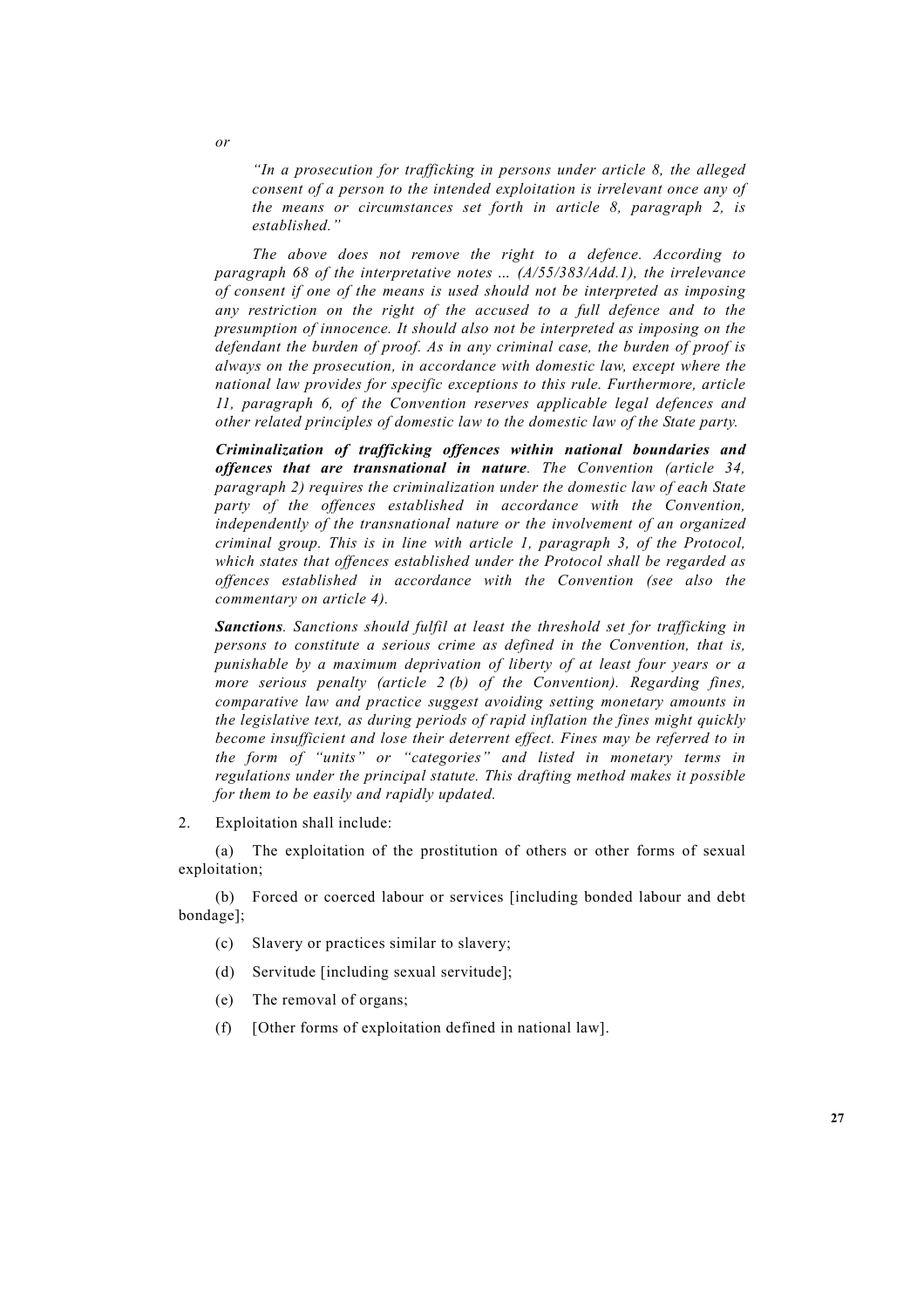*or*

> *"In a prosecution for trafficking in persons under article 8, the alleged consent of a person to the intended exploitation is irrelevant once any of the means or circumstances set forth in article 8, paragraph 2, is established."*

*The above does not remove the right to a defence. According to paragraph 68 of the interpretative notes … (A/55/383/Add.1), the irrelevance of consent if one of the means is used should not be interpreted as imposing any restriction on the right of the accused to a full defence and to the presumption of innocence. It should also not be interpreted as imposing on the defendant the burden of proof. As in any criminal case, the burden of proof is always on the prosecution, in accordance with domestic law, except where the national law provides for specific exceptions to this rule. Furthermore, article 11, paragraph 6, of the Convention reserves applicable legal defences and other related principles of domestic law to the domestic law of the State party.*

***Criminalization of trafficking offences within national boundaries and offences that are transnational in nature****. The Convention (article 34, paragraph 2) requires the criminalization under the domestic law of each State party of the offences established in accordance with the Convention, independently of the transnational nature or the involvement of an organized criminal group. This is in line with article 1, paragraph 3, of the Protocol, which states that offences established under the Protocol shall be regarded as offences established in accordance with the Convention (see also the commentary on article 4).*

***Sanctions****. Sanctions should fulfil at least the threshold set for trafficking in persons to constitute a serious crime as defined in the Convention, that is, punishable by a maximum deprivation of liberty of at least four years or a more serious penalty (article 2 (b) of the Convention). Regarding fines, comparative law and practice suggest avoiding setting monetary amounts in the legislative text, as during periods of rapid inflation the fines might quickly become insufficient and lose their deterrent effect. Fines may be referred to in the form of "units" or "categories" and listed in monetary terms in regulations under the principal statute. This drafting method makes it possible for them to be easily and rapidly updated.*

2. Exploitation shall include:

(a) The exploitation of the prostitution of others or other forms of sexual exploitation;

(b) Forced or coerced labour or services [including bonded labour and debt bondage];

(c) Slavery or practices similar to slavery;

(d) Servitude [including sexual servitude];

(e) The removal of organs;

(f) [Other forms of exploitation defined in national law].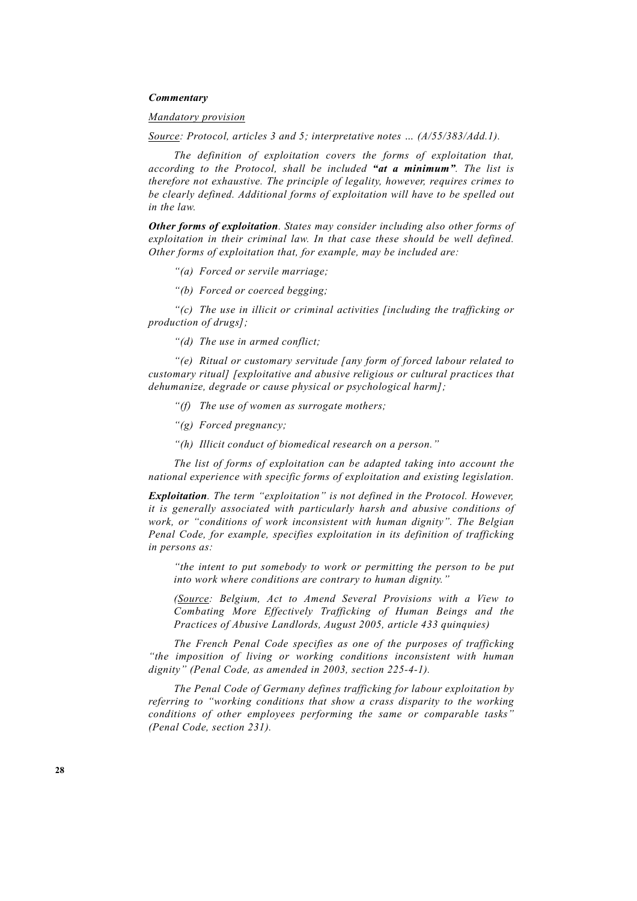***Commentary***

*<u>Mandatory provision</u>*

*<u>Source</u>: Protocol, articles 3 and 5; interpretative notes … (A/55/383/Add.1).*

*The definition of exploitation covers the forms of exploitation that, according to the Protocol, shall be included **"at a minimum"**. The list is therefore not exhaustive. The principle of legality, however, requires crimes to be clearly defined. Additional forms of exploitation will have to be spelled out in the law.*

***Other forms of exploitation**. States may consider including also other forms of exploitation in their criminal law. In that case these should be well defined. Other forms of exploitation that, for example, may be included are:*

*"(a) Forced or servile marriage;*

*"(b) Forced or coerced begging;*

*"(c) The use in illicit or criminal activities [including the trafficking or production of drugs];*

*"(d) The use in armed conflict;*

*"(e) Ritual or customary servitude [any form of forced labour related to customary ritual] [exploitative and abusive religious or cultural practices that dehumanize, degrade or cause physical or psychological harm];*

*"(f) The use of women as surrogate mothers;*

*"(g) Forced pregnancy;*

*"(h) Illicit conduct of biomedical research on a person."*

*The list of forms of exploitation can be adapted taking into account the national experience with specific forms of exploitation and existing legislation.*

***Exploitation**. The term "exploitation" is not defined in the Protocol. However, it is generally associated with particularly harsh and abusive conditions of work, or "conditions of work inconsistent with human dignity". The Belgian Penal Code, for example, specifies exploitation in its definition of trafficking in persons as:*

> *"the intent to put somebody to work or permitting the person to be put into work where conditions are contrary to human dignity."*
>
> *(<u>Source</u>: Belgium, Act to Amend Several Provisions with a View to Combating More Effectively Trafficking of Human Beings and the Practices of Abusive Landlords, August 2005, article 433 quinquies)*

*The French Penal Code specifies as one of the purposes of trafficking "the imposition of living or working conditions inconsistent with human dignity" (Penal Code, as amended in 2003, section 225-4-1).*

*The Penal Code of Germany defines trafficking for labour exploitation by referring to "working conditions that show a crass disparity to the working conditions of other employees performing the same or comparable tasks" (Penal Code, section 231).*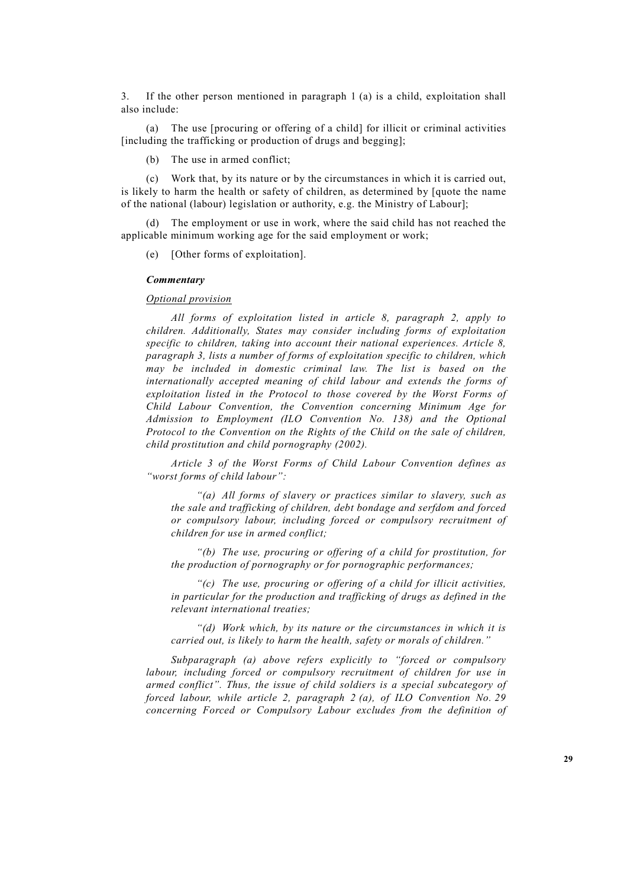3. If the other person mentioned in paragraph 1 (a) is a child, exploitation shall also include:

(a) The use [procuring or offering of a child] for illicit or criminal activities [including the trafficking or production of drugs and begging];

(b) The use in armed conflict;

(c) Work that, by its nature or by the circumstances in which it is carried out, is likely to harm the health or safety of children, as determined by [quote the name of the national (labour) legislation or authority, e.g. the Ministry of Labour];

(d) The employment or use in work, where the said child has not reached the applicable minimum working age for the said employment or work;

(e) [Other forms of exploitation].

***Commentary***

*Optional provision*

*All forms of exploitation listed in article 8, paragraph 2, apply to children. Additionally, States may consider including forms of exploitation specific to children, taking into account their national experiences. Article 8, paragraph 3, lists a number of forms of exploitation specific to children, which may be included in domestic criminal law. The list is based on the internationally accepted meaning of child labour and extends the forms of exploitation listed in the Protocol to those covered by the Worst Forms of Child Labour Convention, the Convention concerning Minimum Age for Admission to Employment (ILO Convention No. 138) and the Optional Protocol to the Convention on the Rights of the Child on the sale of children, child prostitution and child pornography (2002).*

*Article 3 of the Worst Forms of Child Labour Convention defines as "worst forms of child labour":*

> *"(a) All forms of slavery or practices similar to slavery, such as the sale and trafficking of children, debt bondage and serfdom and forced or compulsory labour, including forced or compulsory recruitment of children for use in armed conflict;*
>
> *"(b) The use, procuring or offering of a child for prostitution, for the production of pornography or for pornographic performances;*
>
> *"(c) The use, procuring or offering of a child for illicit activities, in particular for the production and trafficking of drugs as defined in the relevant international treaties;*
>
> *"(d) Work which, by its nature or the circumstances in which it is carried out, is likely to harm the health, safety or morals of children."*

*Subparagraph (a) above refers explicitly to "forced or compulsory labour, including forced or compulsory recruitment of children for use in armed conflict". Thus, the issue of child soldiers is a special subcategory of forced labour, while article 2, paragraph 2 (a), of ILO Convention No. 29 concerning Forced or Compulsory Labour excludes from the definition of*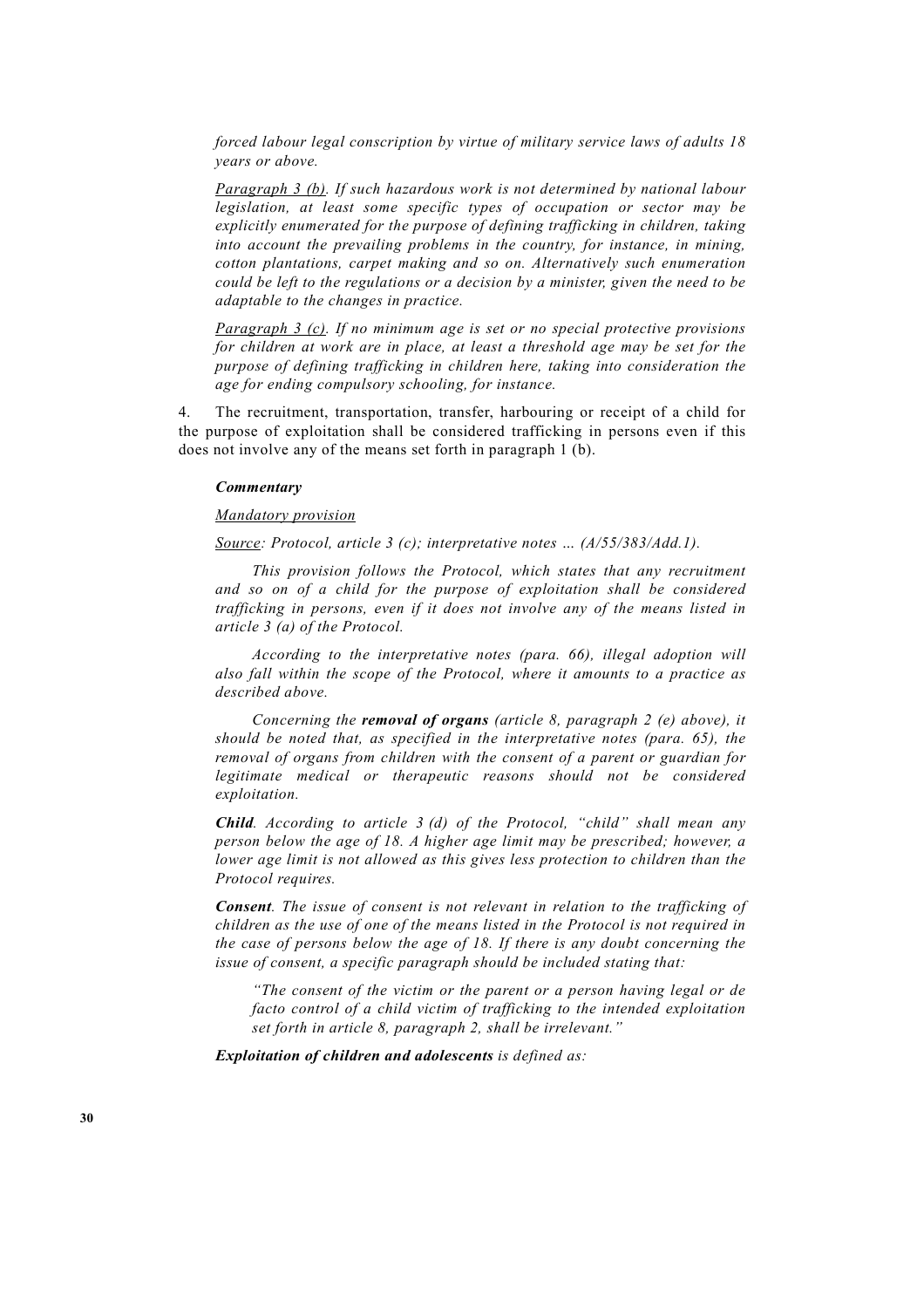*forced labour legal conscription by virtue of military service laws of adults 18 years or above.*

*<u>Paragraph 3 (b)</u>. If such hazardous work is not determined by national labour legislation, at least some specific types of occupation or sector may be explicitly enumerated for the purpose of defining trafficking in children, taking into account the prevailing problems in the country, for instance, in mining, cotton plantations, carpet making and so on. Alternatively such enumeration could be left to the regulations or a decision by a minister, given the need to be adaptable to the changes in practice.*

*<u>Paragraph 3 (c)</u>. If no minimum age is set or no special protective provisions for children at work are in place, at least a threshold age may be set for the purpose of defining trafficking in children here, taking into consideration the age for ending compulsory schooling, for instance.*

4. The recruitment, transportation, transfer, harbouring or receipt of a child for the purpose of exploitation shall be considered trafficking in persons even if this does not involve any of the means set forth in paragraph 1 (b).

***Commentary***

*<u>Mandatory provision</u>*

*<u>Source</u>: Protocol, article 3 (c); interpretative notes … (A/55/383/Add.1).*

*This provision follows the Protocol, which states that any recruitment and so on of a child for the purpose of exploitation shall be considered trafficking in persons, even if it does not involve any of the means listed in article 3 (a) of the Protocol.*

*According to the interpretative notes (para. 66), illegal adoption will also fall within the scope of the Protocol, where it amounts to a practice as described above.*

*Concerning the **removal of organs** (article 8, paragraph 2 (e) above), it should be noted that, as specified in the interpretative notes (para. 65), the removal of organs from children with the consent of a parent or guardian for legitimate medical or therapeutic reasons should not be considered exploitation.*

***Child**. According to article 3 (d) of the Protocol, "child" shall mean any person below the age of 18. A higher age limit may be prescribed; however, a lower age limit is not allowed as this gives less protection to children than the Protocol requires.*

***Consent**. The issue of consent is not relevant in relation to the trafficking of children as the use of one of the means listed in the Protocol is not required in the case of persons below the age of 18. If there is any doubt concerning the issue of consent, a specific paragraph should be included stating that:*

> *"The consent of the victim or the parent or a person having legal or de facto control of a child victim of trafficking to the intended exploitation set forth in article 8, paragraph 2, shall be irrelevant."*

***Exploitation of children and adolescents** is defined as:*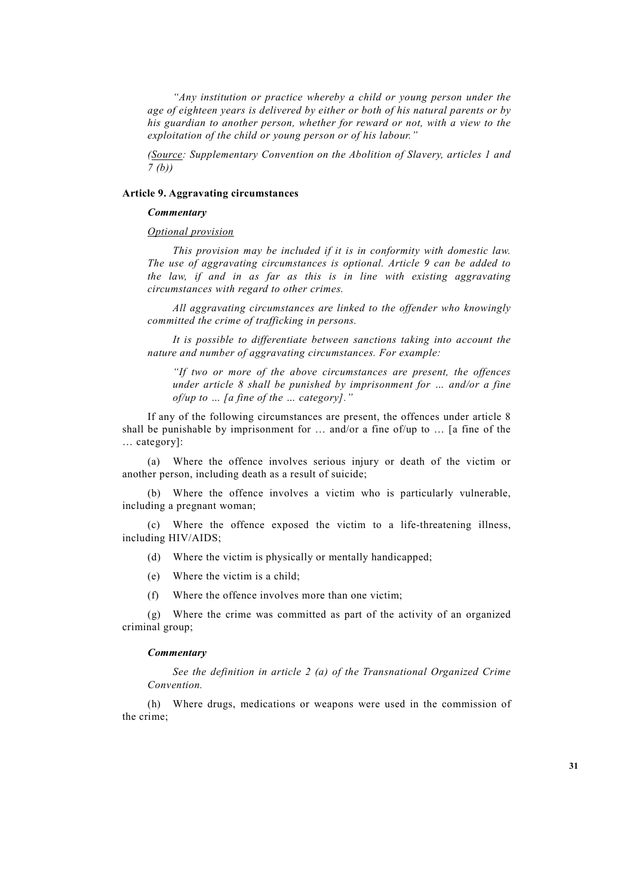*"Any institution or practice whereby a child or young person under the age of eighteen years is delivered by either or both of his natural parents or by his guardian to another person, whether for reward or not, with a view to the exploitation of the child or young person or of his labour."*

*(Source: Supplementary Convention on the Abolition of Slavery, articles 1 and 7 (b))*

### Article 9. Aggravating circumstances

***Commentary***

*Optional provision*

*This provision may be included if it is in conformity with domestic law. The use of aggravating circumstances is optional. Article 9 can be added to the law, if and in as far as this is in line with existing aggravating circumstances with regard to other crimes.*

*All aggravating circumstances are linked to the offender who knowingly committed the crime of trafficking in persons.*

*It is possible to differentiate between sanctions taking into account the nature and number of aggravating circumstances. For example:*

*"If two or more of the above circumstances are present, the offences under article 8 shall be punished by imprisonment for … and/or a fine of/up to … [a fine of the … category]."*

If any of the following circumstances are present, the offences under article 8 shall be punishable by imprisonment for … and/or a fine of/up to … [a fine of the … category]:

(a) Where the offence involves serious injury or death of the victim or another person, including death as a result of suicide;

(b) Where the offence involves a victim who is particularly vulnerable, including a pregnant woman;

(c) Where the offence exposed the victim to a life-threatening illness, including HIV/AIDS;

(d) Where the victim is physically or mentally handicapped;

(e) Where the victim is a child;

(f) Where the offence involves more than one victim;

(g) Where the crime was committed as part of the activity of an organized criminal group;

***Commentary***

*See the definition in article 2 (a) of the Transnational Organized Crime Convention.*

(h) Where drugs, medications or weapons were used in the commission of the crime;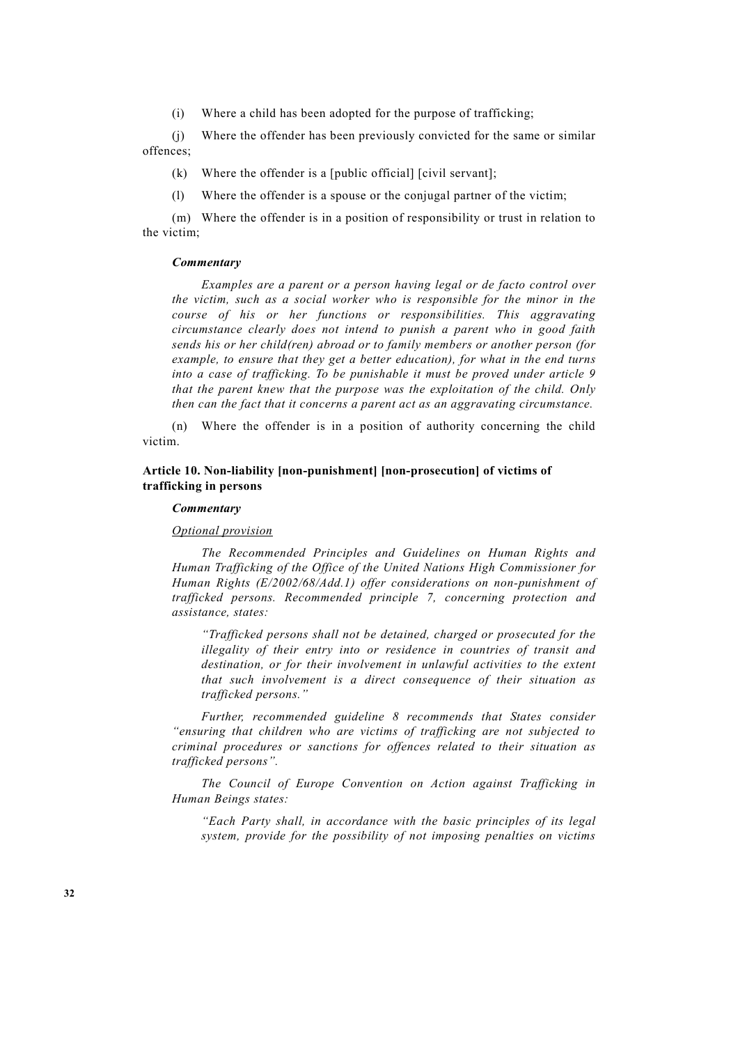(i) Where a child has been adopted for the purpose of trafficking;

(j) Where the offender has been previously convicted for the same or similar offences;

(k) Where the offender is a [public official] [civil servant];

(l) Where the offender is a spouse or the conjugal partner of the victim;

(m) Where the offender is in a position of responsibility or trust in relation to the victim;

***Commentary***

*Examples are a parent or a person having legal or de facto control over the victim, such as a social worker who is responsible for the minor in the course of his or her functions or responsibilities. This aggravating circumstance clearly does not intend to punish a parent who in good faith sends his or her child(ren) abroad or to family members or another person (for example, to ensure that they get a better education), for what in the end turns into a case of trafficking. To be punishable it must be proved under article 9 that the parent knew that the purpose was the exploitation of the child. Only then can the fact that it concerns a parent act as an aggravating circumstance.*

(n) Where the offender is in a position of authority concerning the child victim.

**Article 10. Non-liability [non-punishment] [non-prosecution] of victims of trafficking in persons**

***Commentary***

*<u>Optional provision</u>*

*The Recommended Principles and Guidelines on Human Rights and Human Trafficking of the Office of the United Nations High Commissioner for Human Rights (E/2002/68/Add.1) offer considerations on non-punishment of trafficked persons. Recommended principle 7, concerning protection and assistance, states:*

> *"Trafficked persons shall not be detained, charged or prosecuted for the illegality of their entry into or residence in countries of transit and destination, or for their involvement in unlawful activities to the extent that such involvement is a direct consequence of their situation as trafficked persons."*

*Further, recommended guideline 8 recommends that States consider "ensuring that children who are victims of trafficking are not subjected to criminal procedures or sanctions for offences related to their situation as trafficked persons".*

*The Council of Europe Convention on Action against Trafficking in Human Beings states:*

> *"Each Party shall, in accordance with the basic principles of its legal system, provide for the possibility of not imposing penalties on victims*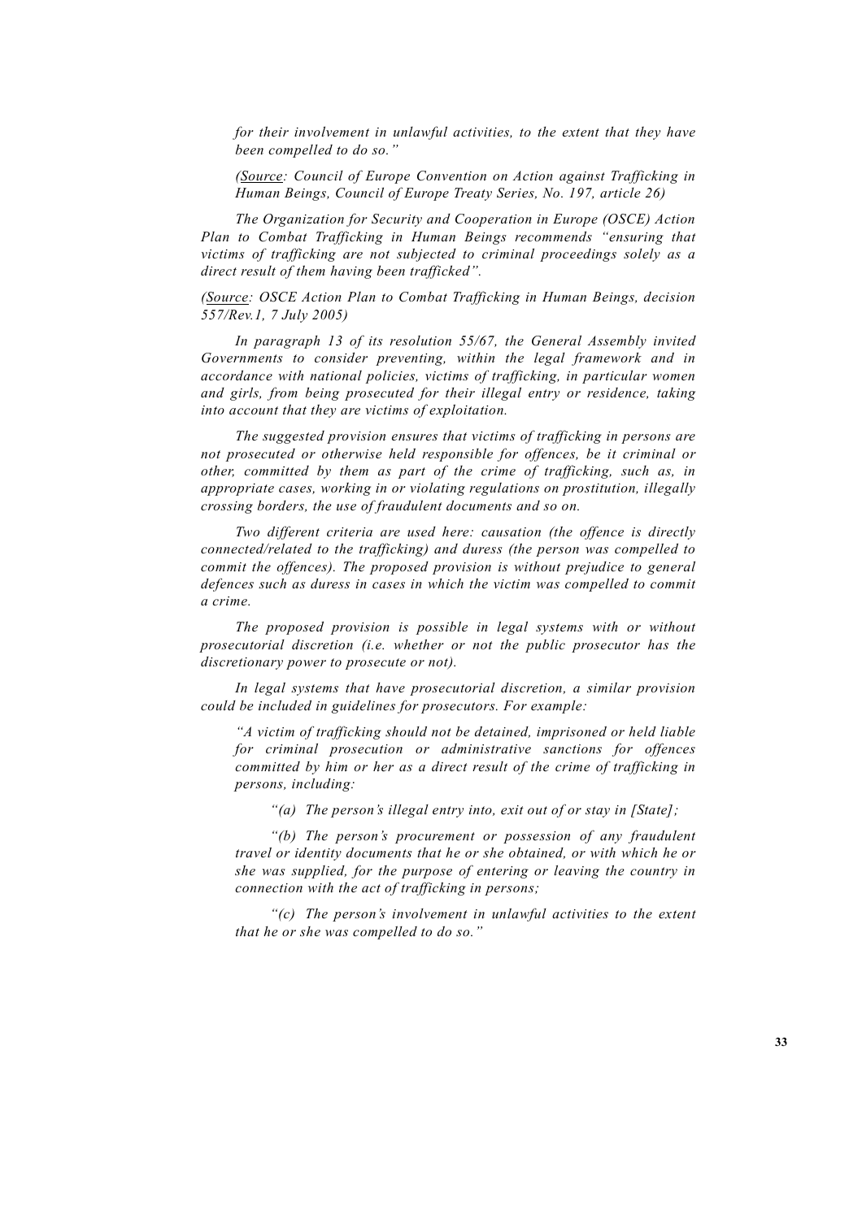*for their involvement in unlawful activities, to the extent that they have been compelled to do so."*

*(Source: Council of Europe Convention on Action against Trafficking in Human Beings, Council of Europe Treaty Series, No. 197, article 26)*

*The Organization for Security and Cooperation in Europe (OSCE) Action Plan to Combat Trafficking in Human Beings recommends "ensuring that victims of trafficking are not subjected to criminal proceedings solely as a direct result of them having been trafficked".*

*(Source: OSCE Action Plan to Combat Trafficking in Human Beings, decision 557/Rev.1, 7 July 2005)*

*In paragraph 13 of its resolution 55/67, the General Assembly invited Governments to consider preventing, within the legal framework and in accordance with national policies, victims of trafficking, in particular women and girls, from being prosecuted for their illegal entry or residence, taking into account that they are victims of exploitation.*

*The suggested provision ensures that victims of trafficking in persons are not prosecuted or otherwise held responsible for offences, be it criminal or other, committed by them as part of the crime of trafficking, such as, in appropriate cases, working in or violating regulations on prostitution, illegally crossing borders, the use of fraudulent documents and so on.*

*Two different criteria are used here: causation (the offence is directly connected/related to the trafficking) and duress (the person was compelled to commit the offences). The proposed provision is without prejudice to general defences such as duress in cases in which the victim was compelled to commit a crime.*

*The proposed provision is possible in legal systems with or without prosecutorial discretion (i.e. whether or not the public prosecutor has the discretionary power to prosecute or not).*

*In legal systems that have prosecutorial discretion, a similar provision could be included in guidelines for prosecutors. For example:*

*"A victim of trafficking should not be detained, imprisoned or held liable for criminal prosecution or administrative sanctions for offences committed by him or her as a direct result of the crime of trafficking in persons, including:*

*"(a) The person's illegal entry into, exit out of or stay in [State];*

*"(b) The person's procurement or possession of any fraudulent travel or identity documents that he or she obtained, or with which he or she was supplied, for the purpose of entering or leaving the country in connection with the act of trafficking in persons;*

*"(c) The person's involvement in unlawful activities to the extent that he or she was compelled to do so."*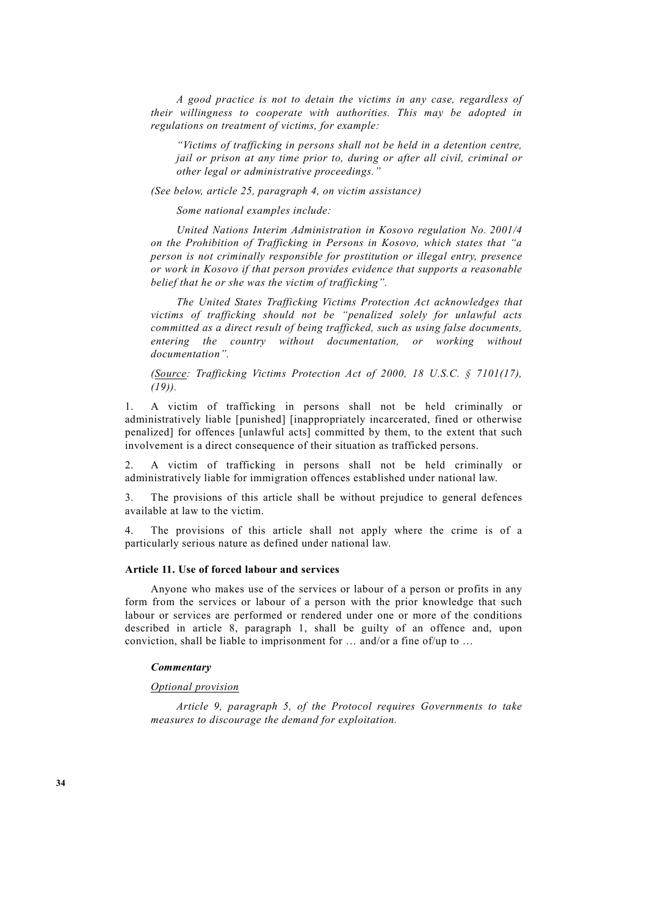*A good practice is not to detain the victims in any case, regardless of their willingness to cooperate with authorities. This may be adopted in regulations on treatment of victims, for example:*

> *"Victims of trafficking in persons shall not be held in a detention centre, jail or prison at any time prior to, during or after all civil, criminal or other legal or administrative proceedings."*

*(See below, article 25, paragraph 4, on victim assistance)*

*Some national examples include:*

*United Nations Interim Administration in Kosovo regulation No. 2001/4 on the Prohibition of Trafficking in Persons in Kosovo, which states that "a person is not criminally responsible for prostitution or illegal entry, presence or work in Kosovo if that person provides evidence that supports a reasonable belief that he or she was the victim of trafficking".*

*The United States Trafficking Victims Protection Act acknowledges that victims of trafficking should not be "penalized solely for unlawful acts committed as a direct result of being trafficked, such as using false documents, entering the country without documentation, or working without documentation".*

*(<u>Source</u>: Trafficking Victims Protection Act of 2000, 18 U.S.C. § 7101(17), (19)).*

1. A victim of trafficking in persons shall not be held criminally or administratively liable [punished] [inappropriately incarcerated, fined or otherwise penalized] for offences [unlawful acts] committed by them, to the extent that such involvement is a direct consequence of their situation as trafficked persons.

2. A victim of trafficking in persons shall not be held criminally or administratively liable for immigration offences established under national law.

3. The provisions of this article shall be without prejudice to general defences available at law to the victim.

4. The provisions of this article shall not apply where the crime is of a particularly serious nature as defined under national law.

### Article 11. Use of forced labour and services

Anyone who makes use of the services or labour of a person or profits in any form from the services or labour of a person with the prior knowledge that such labour or services are performed or rendered under one or more of the conditions described in article 8, paragraph 1, shall be guilty of an offence and, upon conviction, shall be liable to imprisonment for … and/or a fine of/up to …

#### *Commentary*

*<u>Optional provision</u>*

*Article 9, paragraph 5, of the Protocol requires Governments to take measures to discourage the demand for exploitation.*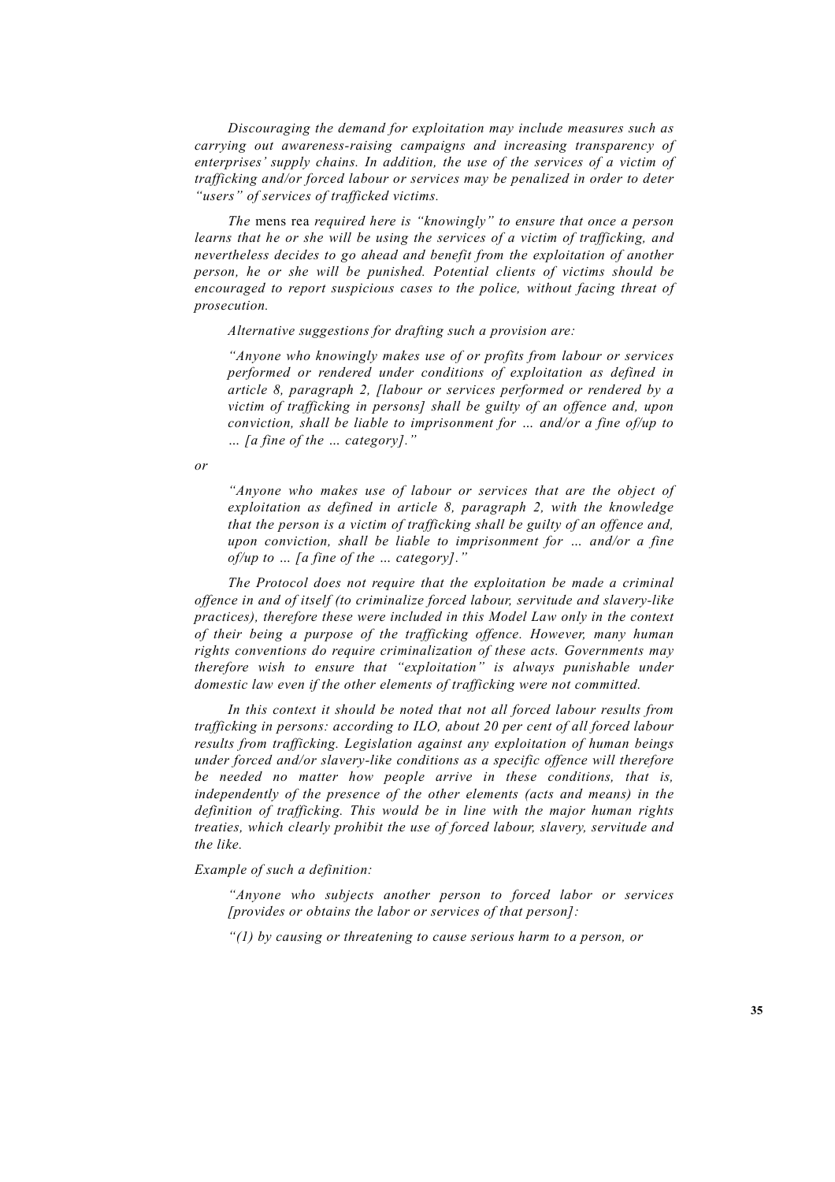*Discouraging the demand for exploitation may include measures such as carrying out awareness-raising campaigns and increasing transparency of enterprises' supply chains. In addition, the use of the services of a victim of trafficking and/or forced labour or services may be penalized in order to deter "users" of services of trafficked victims.*

*The* mens rea *required here is "knowingly" to ensure that once a person learns that he or she will be using the services of a victim of trafficking, and nevertheless decides to go ahead and benefit from the exploitation of another person, he or she will be punished. Potential clients of victims should be encouraged to report suspicious cases to the police, without facing threat of prosecution.*

*Alternative suggestions for drafting such a provision are:*

> *"Anyone who knowingly makes use of or profits from labour or services performed or rendered under conditions of exploitation as defined in article 8, paragraph 2, [labour or services performed or rendered by a victim of trafficking in persons] shall be guilty of an offence and, upon conviction, shall be liable to imprisonment for … and/or a fine of/up to … [a fine of the … category]."*

*or*

> *"Anyone who makes use of labour or services that are the object of exploitation as defined in article 8, paragraph 2, with the knowledge that the person is a victim of trafficking shall be guilty of an offence and, upon conviction, shall be liable to imprisonment for … and/or a fine of/up to … [a fine of the … category]."*

*The Protocol does not require that the exploitation be made a criminal offence in and of itself (to criminalize forced labour, servitude and slavery-like practices), therefore these were included in this Model Law only in the context of their being a purpose of the trafficking offence. However, many human rights conventions do require criminalization of these acts. Governments may therefore wish to ensure that "exploitation" is always punishable under domestic law even if the other elements of trafficking were not committed.*

*In this context it should be noted that not all forced labour results from trafficking in persons: according to ILO, about 20 per cent of all forced labour results from trafficking. Legislation against any exploitation of human beings under forced and/or slavery-like conditions as a specific offence will therefore be needed no matter how people arrive in these conditions, that is, independently of the presence of the other elements (acts and means) in the definition of trafficking. This would be in line with the major human rights treaties, which clearly prohibit the use of forced labour, slavery, servitude and the like.*

*Example of such a definition:*

> *"Anyone who subjects another person to forced labor or services [provides or obtains the labor or services of that person]:*
>
> *"(1) by causing or threatening to cause serious harm to a person, or*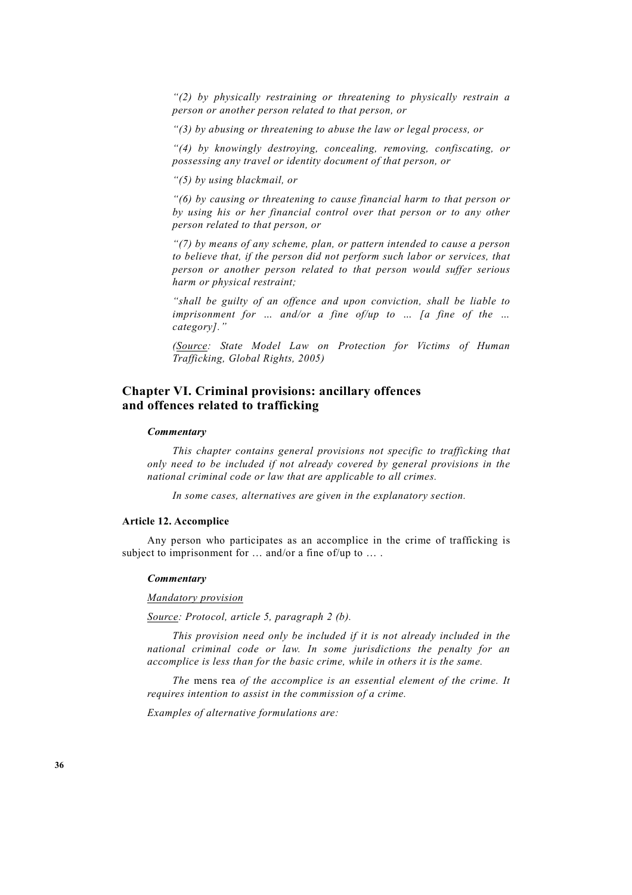*"(2) by physically restraining or threatening to physically restrain a person or another person related to that person, or*

*"(3) by abusing or threatening to abuse the law or legal process, or*

*"(4) by knowingly destroying, concealing, removing, confiscating, or possessing any travel or identity document of that person, or*

*"(5) by using blackmail, or*

*"(6) by causing or threatening to cause financial harm to that person or by using his or her financial control over that person or to any other person related to that person, or*

*"(7) by means of any scheme, plan, or pattern intended to cause a person to believe that, if the person did not perform such labor or services, that person or another person related to that person would suffer serious harm or physical restraint;*

*"shall be guilty of an offence and upon conviction, shall be liable to imprisonment for … and/or a fine of/up to … [a fine of the … category]."*

*(Source: State Model Law on Protection for Victims of Human Trafficking, Global Rights, 2005)*

## Chapter VI. Criminal provisions: ancillary offences and offences related to trafficking

***Commentary***

*This chapter contains general provisions not specific to trafficking that only need to be included if not already covered by general provisions in the national criminal code or law that are applicable to all crimes.*

*In some cases, alternatives are given in the explanatory section.*

### Article 12. Accomplice

Any person who participates as an accomplice in the crime of trafficking is subject to imprisonment for … and/or a fine of/up to … .

***Commentary***

*Mandatory provision*

*Source: Protocol, article 5, paragraph 2 (b).*

*This provision need only be included if it is not already included in the national criminal code or law. In some jurisdictions the penalty for an accomplice is less than for the basic crime, while in others it is the same.*

*The* mens rea *of the accomplice is an essential element of the crime. It requires intention to assist in the commission of a crime.*

*Examples of alternative formulations are:*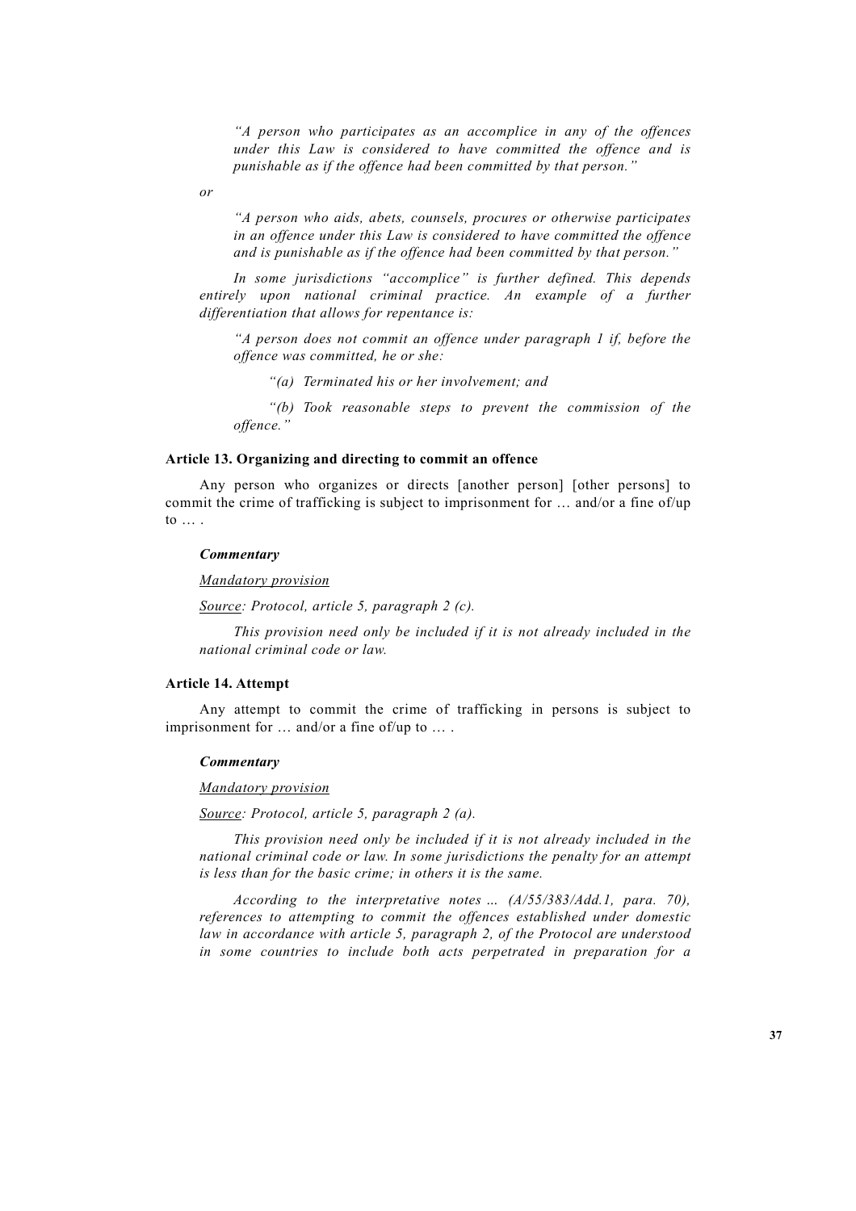*"A person who participates as an accomplice in any of the offences under this Law is considered to have committed the offence and is punishable as if the offence had been committed by that person."*

*or*

*"A person who aids, abets, counsels, procures or otherwise participates in an offence under this Law is considered to have committed the offence and is punishable as if the offence had been committed by that person."*

*In some jurisdictions "accomplice" is further defined. This depends entirely upon national criminal practice. An example of a further differentiation that allows for repentance is:*

*"A person does not commit an offence under paragraph 1 if, before the offence was committed, he or she:*

*"(a) Terminated his or her involvement; and*

*"(b) Took reasonable steps to prevent the commission of the offence."*

#### Article 13. Organizing and directing to commit an offence

Any person who organizes or directs [another person] [other persons] to commit the crime of trafficking is subject to imprisonment for … and/or a fine of/up to … .

***Commentary***

*Mandatory provision*

*Source: Protocol, article 5, paragraph 2 (c).*

*This provision need only be included if it is not already included in the national criminal code or law.*

#### Article 14. Attempt

Any attempt to commit the crime of trafficking in persons is subject to imprisonment for … and/or a fine of/up to … .

***Commentary***

*Mandatory provision*

*Source: Protocol, article 5, paragraph 2 (a).*

*This provision need only be included if it is not already included in the national criminal code or law. In some jurisdictions the penalty for an attempt is less than for the basic crime; in others it is the same.*

*According to the interpretative notes ... (A/55/383/Add.1, para. 70), references to attempting to commit the offences established under domestic law in accordance with article 5, paragraph 2, of the Protocol are understood in some countries to include both acts perpetrated in preparation for a*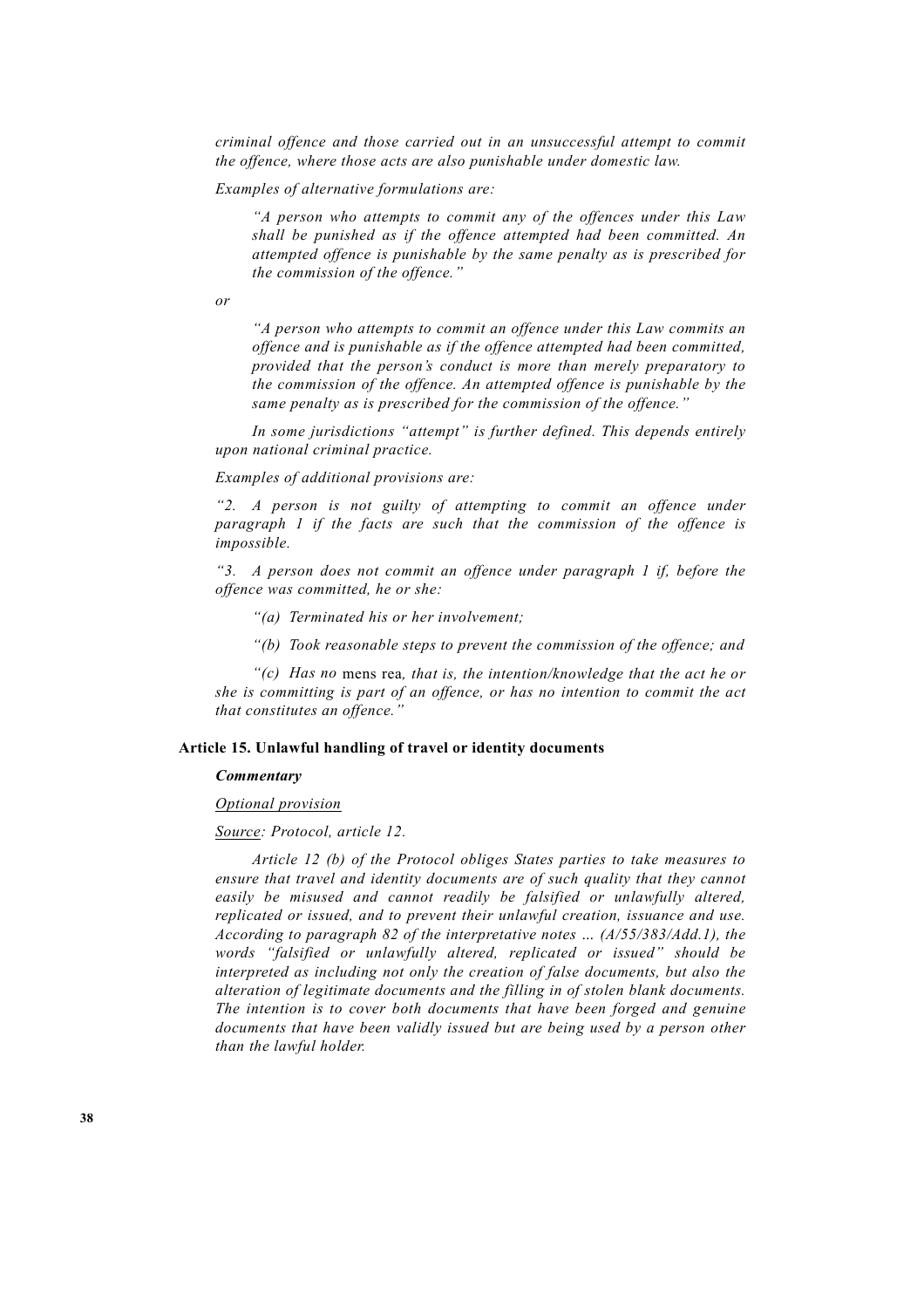*criminal offence and those carried out in an unsuccessful attempt to commit the offence, where those acts are also punishable under domestic law.*

*Examples of alternative formulations are:*

> *"A person who attempts to commit any of the offences under this Law shall be punished as if the offence attempted had been committed. An attempted offence is punishable by the same penalty as is prescribed for the commission of the offence."*

*or*

> *"A person who attempts to commit an offence under this Law commits an offence and is punishable as if the offence attempted had been committed, provided that the person's conduct is more than merely preparatory to the commission of the offence. An attempted offence is punishable by the same penalty as is prescribed for the commission of the offence."*

*In some jurisdictions "attempt" is further defined. This depends entirely upon national criminal practice.*

*Examples of additional provisions are:*

*"2. A person is not guilty of attempting to commit an offence under paragraph 1 if the facts are such that the commission of the offence is impossible.*

*"3. A person does not commit an offence under paragraph 1 if, before the offence was committed, he or she:*

*"(a) Terminated his or her involvement;*

*"(b) Took reasonable steps to prevent the commission of the offence; and*

*"(c) Has no* mens rea*, that is, the intention/knowledge that the act he or she is committing is part of an offence, or has no intention to commit the act that constitutes an offence."*

### Article 15. Unlawful handling of travel or identity documents

***Commentary***

*Optional provision*

*Source: Protocol, article 12.*

*Article 12 (b) of the Protocol obliges States parties to take measures to ensure that travel and identity documents are of such quality that they cannot easily be misused and cannot readily be falsified or unlawfully altered, replicated or issued, and to prevent their unlawful creation, issuance and use. According to paragraph 82 of the interpretative notes ... (A/55/383/Add.1), the words "falsified or unlawfully altered, replicated or issued" should be interpreted as including not only the creation of false documents, but also the alteration of legitimate documents and the filling in of stolen blank documents. The intention is to cover both documents that have been forged and genuine documents that have been validly issued but are being used by a person other than the lawful holder.*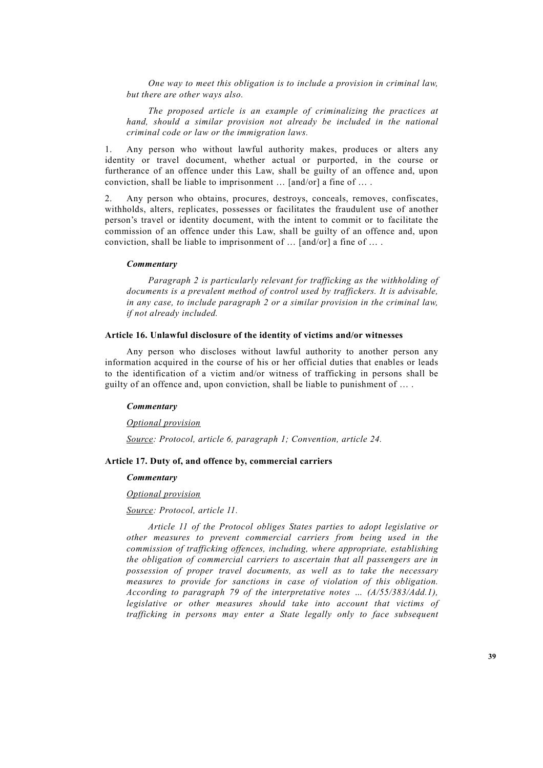*One way to meet this obligation is to include a provision in criminal law, but there are other ways also.*

*The proposed article is an example of criminalizing the practices at hand, should a similar provision not already be included in the national criminal code or law or the immigration laws.*

1. Any person who without lawful authority makes, produces or alters any identity or travel document, whether actual or purported, in the course or furtherance of an offence under this Law, shall be guilty of an offence and, upon conviction, shall be liable to imprisonment … [and/or] a fine of … .

2. Any person who obtains, procures, destroys, conceals, removes, confiscates, withholds, alters, replicates, possesses or facilitates the fraudulent use of another person's travel or identity document, with the intent to commit or to facilitate the commission of an offence under this Law, shall be guilty of an offence and, upon conviction, shall be liable to imprisonment of … [and/or] a fine of … .

***Commentary***

*Paragraph 2 is particularly relevant for trafficking as the withholding of documents is a prevalent method of control used by traffickers. It is advisable, in any case, to include paragraph 2 or a similar provision in the criminal law, if not already included.*

### Article 16. Unlawful disclosure of the identity of victims and/or witnesses

Any person who discloses without lawful authority to another person any information acquired in the course of his or her official duties that enables or leads to the identification of a victim and/or witness of trafficking in persons shall be guilty of an offence and, upon conviction, shall be liable to punishment of … .

***Commentary***

*Optional provision*

*Source: Protocol, article 6, paragraph 1; Convention, article 24.*

### Article 17. Duty of, and offence by, commercial carriers

***Commentary***

*Optional provision*

*Source: Protocol, article 11.*

*Article 11 of the Protocol obliges States parties to adopt legislative or other measures to prevent commercial carriers from being used in the commission of trafficking offences, including, where appropriate, establishing the obligation of commercial carriers to ascertain that all passengers are in possession of proper travel documents, as well as to take the necessary measures to provide for sanctions in case of violation of this obligation. According to paragraph 79 of the interpretative notes … (A/55/383/Add.1), legislative or other measures should take into account that victims of trafficking in persons may enter a State legally only to face subsequent*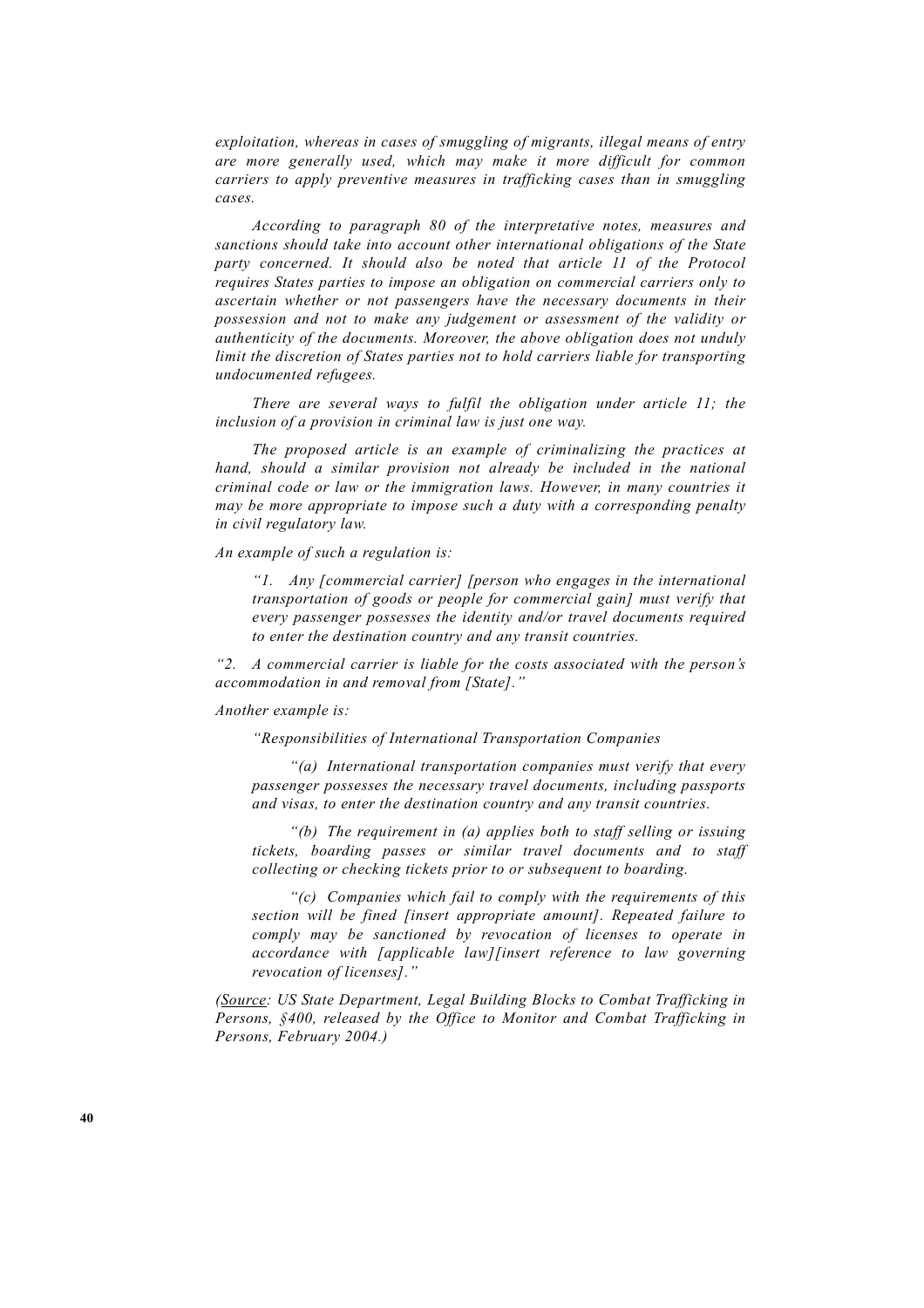*exploitation, whereas in cases of smuggling of migrants, illegal means of entry are more generally used, which may make it more difficult for common carriers to apply preventive measures in trafficking cases than in smuggling cases.*

*According to paragraph 80 of the interpretative notes, measures and sanctions should take into account other international obligations of the State party concerned. It should also be noted that article 11 of the Protocol requires States parties to impose an obligation on commercial carriers only to ascertain whether or not passengers have the necessary documents in their possession and not to make any judgement or assessment of the validity or authenticity of the documents. Moreover, the above obligation does not unduly limit the discretion of States parties not to hold carriers liable for transporting undocumented refugees.*

*There are several ways to fulfil the obligation under article 11; the inclusion of a provision in criminal law is just one way.*

*The proposed article is an example of criminalizing the practices at hand, should a similar provision not already be included in the national criminal code or law or the immigration laws. However, in many countries it may be more appropriate to impose such a duty with a corresponding penalty in civil regulatory law.*

*An example of such a regulation is:*

> *"1. Any [commercial carrier] [person who engages in the international transportation of goods or people for commercial gain] must verify that every passenger possesses the identity and/or travel documents required to enter the destination country and any transit countries.*

*"2. A commercial carrier is liable for the costs associated with the person's accommodation in and removal from [State]."*

*Another example is:*

> *"Responsibilities of International Transportation Companies*
>
> *"(a) International transportation companies must verify that every passenger possesses the necessary travel documents, including passports and visas, to enter the destination country and any transit countries.*
>
> *"(b) The requirement in (a) applies both to staff selling or issuing tickets, boarding passes or similar travel documents and to staff collecting or checking tickets prior to or subsequent to boarding.*
>
> *"(c) Companies which fail to comply with the requirements of this section will be fined [insert appropriate amount]. Repeated failure to comply may be sanctioned by revocation of licenses to operate in accordance with [applicable law][insert reference to law governing revocation of licenses]."*

*(Source: US State Department, Legal Building Blocks to Combat Trafficking in Persons, §400, released by the Office to Monitor and Combat Trafficking in Persons, February 2004.)*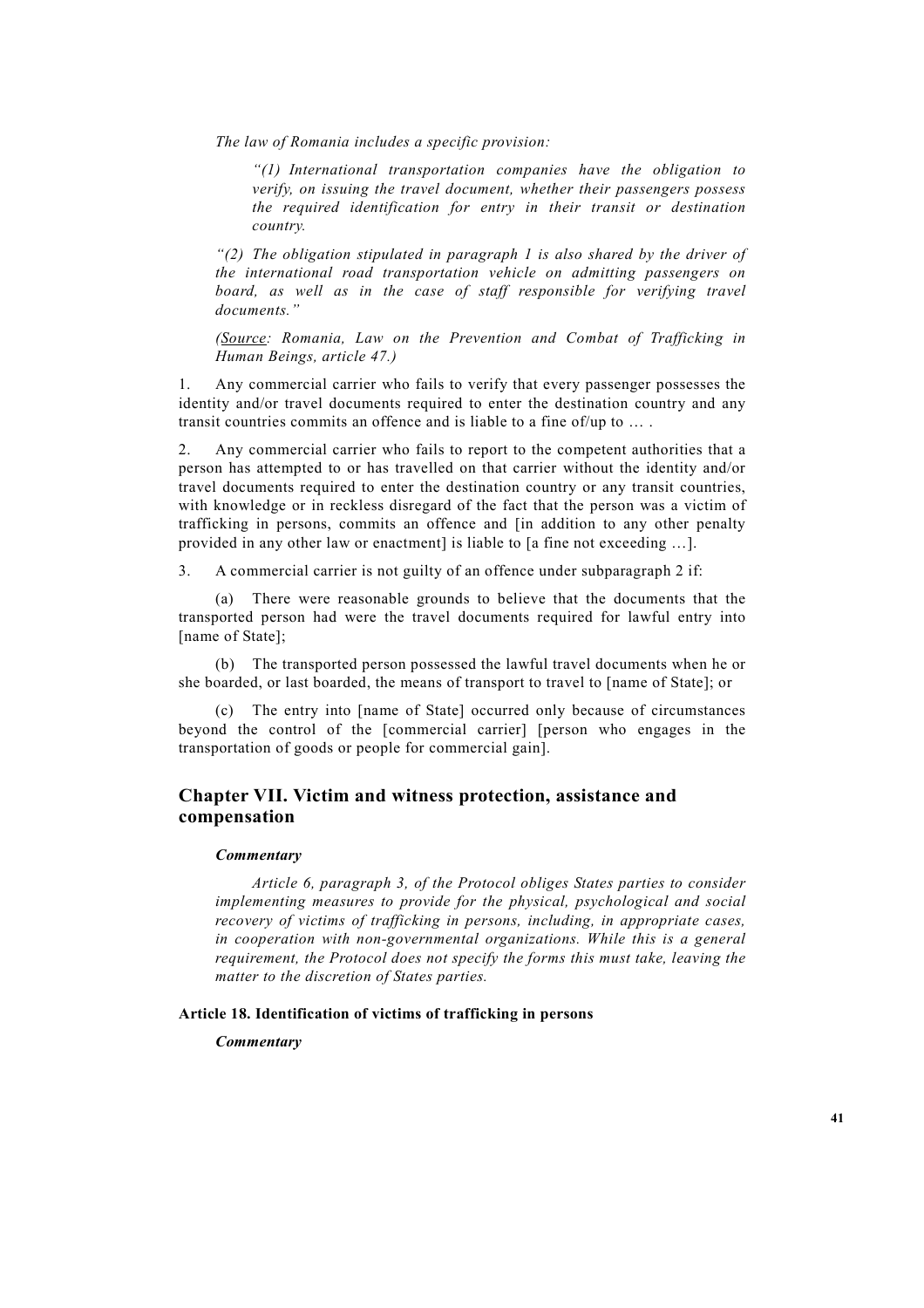*The law of Romania includes a specific provision:*

> *"(1) International transportation companies have the obligation to verify, on issuing the travel document, whether their passengers possess the required identification for entry in their transit or destination country.*

> *"(2) The obligation stipulated in paragraph 1 is also shared by the driver of the international road transportation vehicle on admitting passengers on board, as well as in the case of staff responsible for verifying travel documents."*

> *(Source: Romania, Law on the Prevention and Combat of Trafficking in Human Beings, article 47.)*

1. Any commercial carrier who fails to verify that every passenger possesses the identity and/or travel documents required to enter the destination country and any transit countries commits an offence and is liable to a fine of/up to … .

2. Any commercial carrier who fails to report to the competent authorities that a person has attempted to or has travelled on that carrier without the identity and/or travel documents required to enter the destination country or any transit countries, with knowledge or in reckless disregard of the fact that the person was a victim of trafficking in persons, commits an offence and [in addition to any other penalty provided in any other law or enactment] is liable to [a fine not exceeding …].

3. A commercial carrier is not guilty of an offence under subparagraph 2 if:

   (a) There were reasonable grounds to believe that the documents that the transported person had were the travel documents required for lawful entry into [name of State];

   (b) The transported person possessed the lawful travel documents when he or she boarded, or last boarded, the means of transport to travel to [name of State]; or

   (c) The entry into [name of State] occurred only because of circumstances beyond the control of the [commercial carrier] [person who engages in the transportation of goods or people for commercial gain].

## Chapter VII. Victim and witness protection, assistance and compensation

***Commentary***

*Article 6, paragraph 3, of the Protocol obliges States parties to consider implementing measures to provide for the physical, psychological and social recovery of victims of trafficking in persons, including, in appropriate cases, in cooperation with non-governmental organizations. While this is a general requirement, the Protocol does not specify the forms this must take, leaving the matter to the discretion of States parties.*

### Article 18. Identification of victims of trafficking in persons

***Commentary***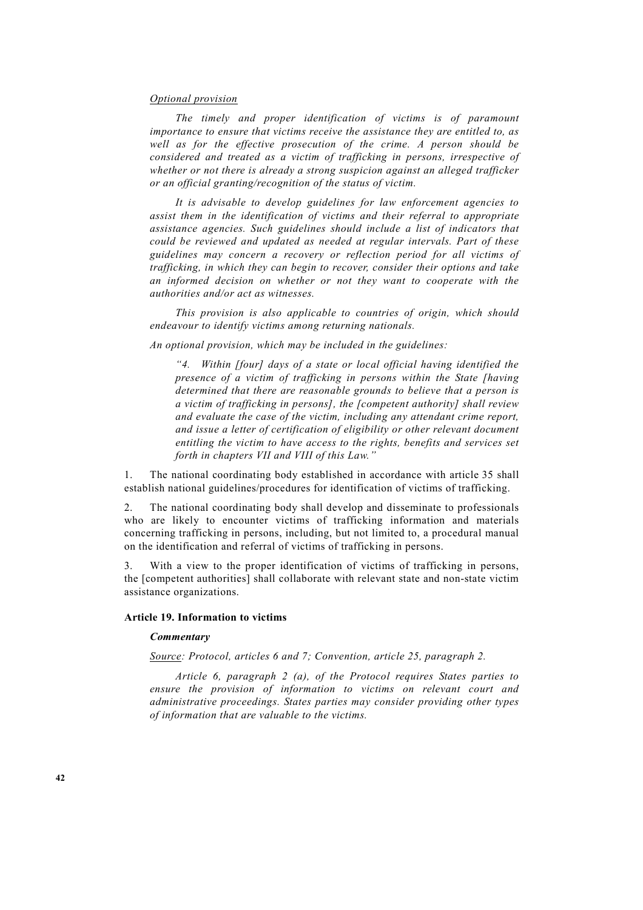*Optional provision*

*The timely and proper identification of victims is of paramount importance to ensure that victims receive the assistance they are entitled to, as well as for the effective prosecution of the crime. A person should be considered and treated as a victim of trafficking in persons, irrespective of whether or not there is already a strong suspicion against an alleged trafficker or an official granting/recognition of the status of victim.*

*It is advisable to develop guidelines for law enforcement agencies to assist them in the identification of victims and their referral to appropriate assistance agencies. Such guidelines should include a list of indicators that could be reviewed and updated as needed at regular intervals. Part of these guidelines may concern a recovery or reflection period for all victims of trafficking, in which they can begin to recover, consider their options and take an informed decision on whether or not they want to cooperate with the authorities and/or act as witnesses.*

*This provision is also applicable to countries of origin, which should endeavour to identify victims among returning nationals.*

*An optional provision, which may be included in the guidelines:*

> *"4. Within [four] days of a state or local official having identified the presence of a victim of trafficking in persons within the State [having determined that there are reasonable grounds to believe that a person is a victim of trafficking in persons], the [competent authority] shall review and evaluate the case of the victim, including any attendant crime report, and issue a letter of certification of eligibility or other relevant document entitling the victim to have access to the rights, benefits and services set forth in chapters VII and VIII of this Law."*

1. The national coordinating body established in accordance with article 35 shall establish national guidelines/procedures for identification of victims of trafficking.

2. The national coordinating body shall develop and disseminate to professionals who are likely to encounter victims of trafficking information and materials concerning trafficking in persons, including, but not limited to, a procedural manual on the identification and referral of victims of trafficking in persons.

3. With a view to the proper identification of victims of trafficking in persons, the [competent authorities] shall collaborate with relevant state and non-state victim assistance organizations.

### Article 19. Information to victims

***Commentary***

*Source: Protocol, articles 6 and 7; Convention, article 25, paragraph 2.*

*Article 6, paragraph 2 (a), of the Protocol requires States parties to ensure the provision of information to victims on relevant court and administrative proceedings. States parties may consider providing other types of information that are valuable to the victims.*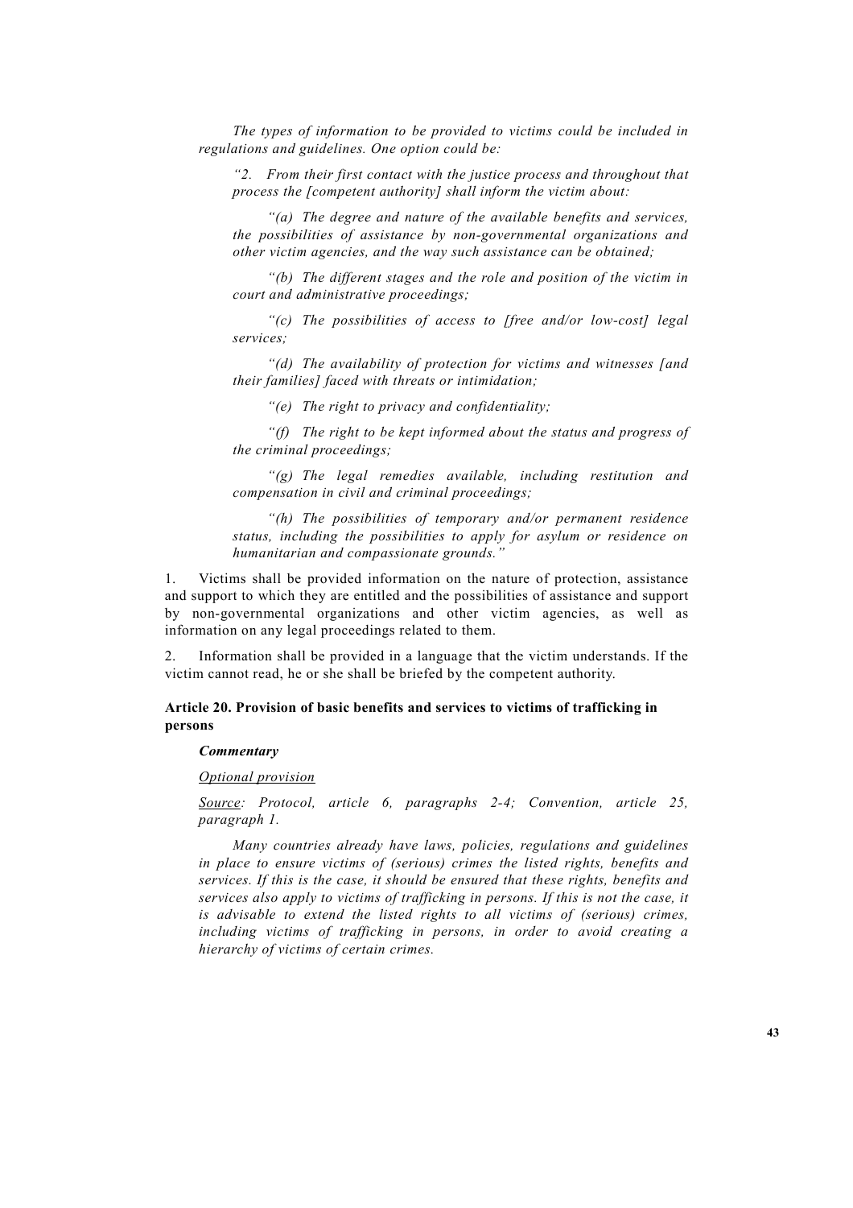*The types of information to be provided to victims could be included in regulations and guidelines. One option could be:*

> *"2. From their first contact with the justice process and throughout that process the [competent authority] shall inform the victim about:*
>
> *"(a) The degree and nature of the available benefits and services, the possibilities of assistance by non-governmental organizations and other victim agencies, and the way such assistance can be obtained;*
>
> *"(b) The different stages and the role and position of the victim in court and administrative proceedings;*
>
> *"(c) The possibilities of access to [free and/or low-cost] legal services;*
>
> *"(d) The availability of protection for victims and witnesses [and their families] faced with threats or intimidation;*
>
> *"(e) The right to privacy and confidentiality;*
>
> *"(f) The right to be kept informed about the status and progress of the criminal proceedings;*
>
> *"(g) The legal remedies available, including restitution and compensation in civil and criminal proceedings;*
>
> *"(h) The possibilities of temporary and/or permanent residence status, including the possibilities to apply for asylum or residence on humanitarian and compassionate grounds."*

1. Victims shall be provided information on the nature of protection, assistance and support to which they are entitled and the possibilities of assistance and support by non-governmental organizations and other victim agencies, as well as information on any legal proceedings related to them.

2. Information shall be provided in a language that the victim understands. If the victim cannot read, he or she shall be briefed by the competent authority.

### Article 20. Provision of basic benefits and services to victims of trafficking in persons

***Commentary***

*<u>Optional provision</u>*

*<u>Source</u>: Protocol, article 6, paragraphs 2-4; Convention, article 25, paragraph 1.*

*Many countries already have laws, policies, regulations and guidelines in place to ensure victims of (serious) crimes the listed rights, benefits and services. If this is the case, it should be ensured that these rights, benefits and services also apply to victims of trafficking in persons. If this is not the case, it is advisable to extend the listed rights to all victims of (serious) crimes, including victims of trafficking in persons, in order to avoid creating a hierarchy of victims of certain crimes.*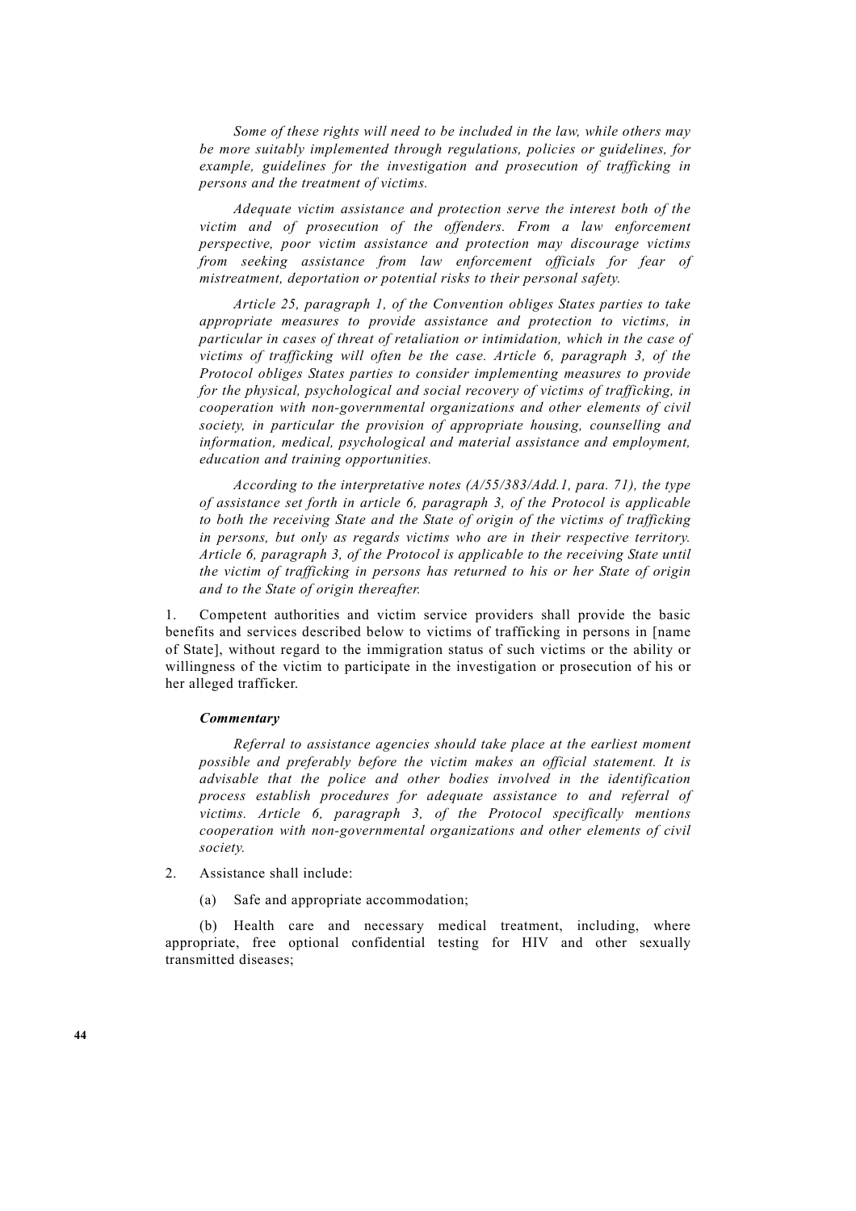*Some of these rights will need to be included in the law, while others may be more suitably implemented through regulations, policies or guidelines, for example, guidelines for the investigation and prosecution of trafficking in persons and the treatment of victims.*

*Adequate victim assistance and protection serve the interest both of the victim and of prosecution of the offenders. From a law enforcement perspective, poor victim assistance and protection may discourage victims from seeking assistance from law enforcement officials for fear of mistreatment, deportation or potential risks to their personal safety.*

*Article 25, paragraph 1, of the Convention obliges States parties to take appropriate measures to provide assistance and protection to victims, in particular in cases of threat of retaliation or intimidation, which in the case of victims of trafficking will often be the case. Article 6, paragraph 3, of the Protocol obliges States parties to consider implementing measures to provide for the physical, psychological and social recovery of victims of trafficking, in cooperation with non-governmental organizations and other elements of civil society, in particular the provision of appropriate housing, counselling and information, medical, psychological and material assistance and employment, education and training opportunities.*

*According to the interpretative notes (A/55/383/Add.1, para. 71), the type of assistance set forth in article 6, paragraph 3, of the Protocol is applicable to both the receiving State and the State of origin of the victims of trafficking in persons, but only as regards victims who are in their respective territory. Article 6, paragraph 3, of the Protocol is applicable to the receiving State until the victim of trafficking in persons has returned to his or her State of origin and to the State of origin thereafter.*

1. Competent authorities and victim service providers shall provide the basic benefits and services described below to victims of trafficking in persons in [name of State], without regard to the immigration status of such victims or the ability or willingness of the victim to participate in the investigation or prosecution of his or her alleged trafficker.

***Commentary***

*Referral to assistance agencies should take place at the earliest moment possible and preferably before the victim makes an official statement. It is advisable that the police and other bodies involved in the identification process establish procedures for adequate assistance to and referral of victims. Article 6, paragraph 3, of the Protocol specifically mentions cooperation with non-governmental organizations and other elements of civil society.*

2. Assistance shall include:

   (a) Safe and appropriate accommodation;

   (b) Health care and necessary medical treatment, including, where appropriate, free optional confidential testing for HIV and other sexually transmitted diseases;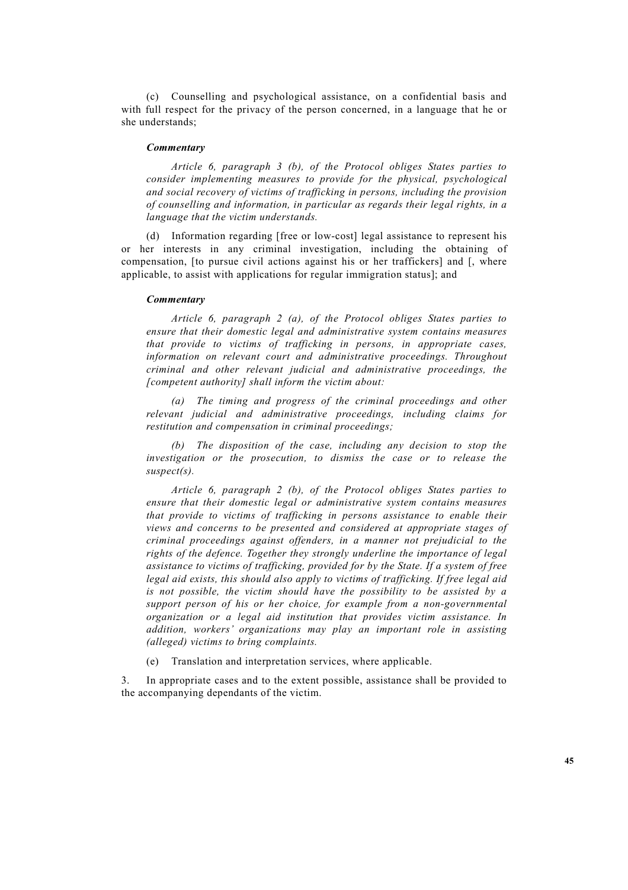(c) Counselling and psychological assistance, on a confidential basis and with full respect for the privacy of the person concerned, in a language that he or she understands;

***Commentary***

*Article 6, paragraph 3 (b), of the Protocol obliges States parties to consider implementing measures to provide for the physical, psychological and social recovery of victims of trafficking in persons, including the provision of counselling and information, in particular as regards their legal rights, in a language that the victim understands.*

(d) Information regarding [free or low-cost] legal assistance to represent his or her interests in any criminal investigation, including the obtaining of compensation, [to pursue civil actions against his or her traffickers] and [, where applicable, to assist with applications for regular immigration status]; and

***Commentary***

*Article 6, paragraph 2 (a), of the Protocol obliges States parties to ensure that their domestic legal and administrative system contains measures that provide to victims of trafficking in persons, in appropriate cases, information on relevant court and administrative proceedings. Throughout criminal and other relevant judicial and administrative proceedings, the [competent authority] shall inform the victim about:*

*(a) The timing and progress of the criminal proceedings and other relevant judicial and administrative proceedings, including claims for restitution and compensation in criminal proceedings;*

*(b) The disposition of the case, including any decision to stop the investigation or the prosecution, to dismiss the case or to release the suspect(s).*

*Article 6, paragraph 2 (b), of the Protocol obliges States parties to ensure that their domestic legal or administrative system contains measures that provide to victims of trafficking in persons assistance to enable their views and concerns to be presented and considered at appropriate stages of criminal proceedings against offenders, in a manner not prejudicial to the rights of the defence. Together they strongly underline the importance of legal assistance to victims of trafficking, provided for by the State. If a system of free legal aid exists, this should also apply to victims of trafficking. If free legal aid is not possible, the victim should have the possibility to be assisted by a support person of his or her choice, for example from a non-governmental organization or a legal aid institution that provides victim assistance. In addition, workers' organizations may play an important role in assisting (alleged) victims to bring complaints.*

(e) Translation and interpretation services, where applicable.

3. In appropriate cases and to the extent possible, assistance shall be provided to the accompanying dependants of the victim.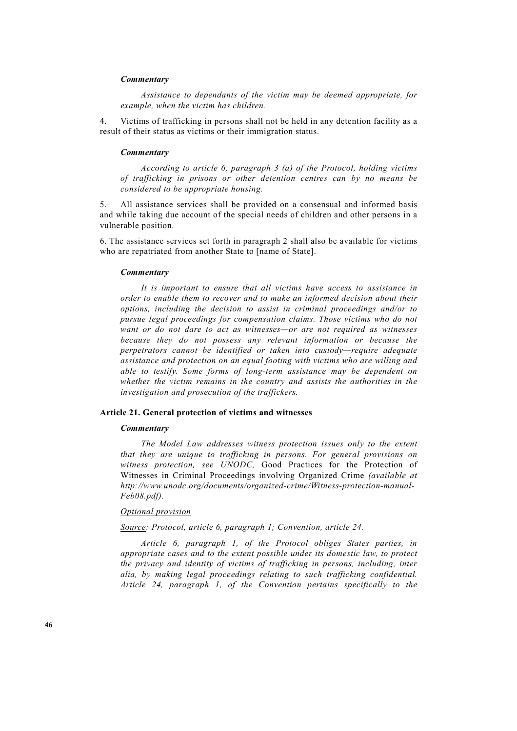***Commentary***

*Assistance to dependants of the victim may be deemed appropriate, for example, when the victim has children.*

4. Victims of trafficking in persons shall not be held in any detention facility as a result of their status as victims or their immigration status.

***Commentary***

*According to article 6, paragraph 3 (a) of the Protocol, holding victims of trafficking in prisons or other detention centres can by no means be considered to be appropriate housing.*

5. All assistance services shall be provided on a consensual and informed basis and while taking due account of the special needs of children and other persons in a vulnerable position.

6. The assistance services set forth in paragraph 2 shall also be available for victims who are repatriated from another State to [name of State].

***Commentary***

*It is important to ensure that all victims have access to assistance in order to enable them to recover and to make an informed decision about their options, including the decision to assist in criminal proceedings and/or to pursue legal proceedings for compensation claims. Those victims who do not want or do not dare to act as witnesses—or are not required as witnesses because they do not possess any relevant information or because the perpetrators cannot be identified or taken into custody—require adequate assistance and protection on an equal footing with victims who are willing and able to testify. Some forms of long-term assistance may be dependent on whether the victim remains in the country and assists the authorities in the investigation and prosecution of the traffickers.*

**Article 21. General protection of victims and witnesses**

***Commentary***

*The Model Law addresses witness protection issues only to the extent that they are unique to trafficking in persons. For general provisions on witness protection, see UNODC,* Good Practices for the Protection of Witnesses in Criminal Proceedings involving Organized Crime *(available at http://www.unodc.org/documents/organized-crime/Witness-protection-manual-Feb08.pdf).*

*Optional provision*

*Source: Protocol, article 6, paragraph 1; Convention, article 24.*

*Article 6, paragraph 1, of the Protocol obliges States parties, in appropriate cases and to the extent possible under its domestic law, to protect the privacy and identity of victims of trafficking in persons, including, inter alia, by making legal proceedings relating to such trafficking confidential. Article 24, paragraph 1, of the Convention pertains specifically to the*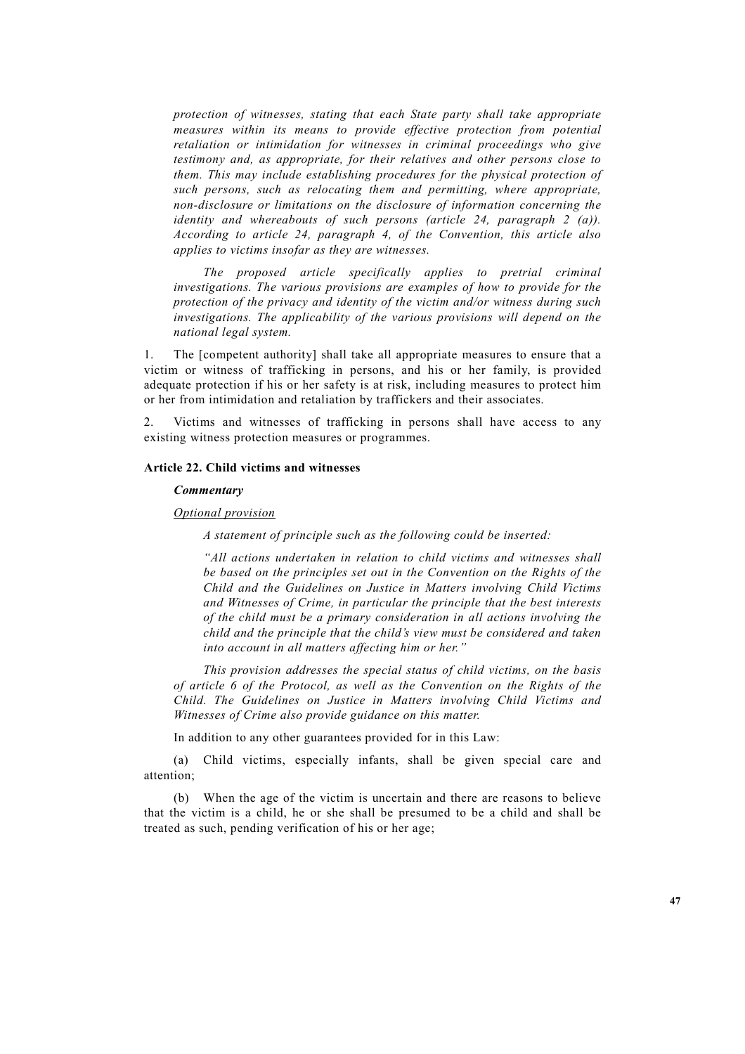*protection of witnesses, stating that each State party shall take appropriate measures within its means to provide effective protection from potential retaliation or intimidation for witnesses in criminal proceedings who give testimony and, as appropriate, for their relatives and other persons close to them. This may include establishing procedures for the physical protection of such persons, such as relocating them and permitting, where appropriate, non-disclosure or limitations on the disclosure of information concerning the identity and whereabouts of such persons (article 24, paragraph 2 (a)). According to article 24, paragraph 4, of the Convention, this article also applies to victims insofar as they are witnesses.*

*The proposed article specifically applies to pretrial criminal investigations. The various provisions are examples of how to provide for the protection of the privacy and identity of the victim and/or witness during such investigations. The applicability of the various provisions will depend on the national legal system.*

1. The [competent authority] shall take all appropriate measures to ensure that a victim or witness of trafficking in persons, and his or her family, is provided adequate protection if his or her safety is at risk, including measures to protect him or her from intimidation and retaliation by traffickers and their associates.

2. Victims and witnesses of trafficking in persons shall have access to any existing witness protection measures or programmes.

**Article 22. Child victims and witnesses**

***Commentary***

*Optional provision*

*A statement of principle such as the following could be inserted:*

*"All actions undertaken in relation to child victims and witnesses shall be based on the principles set out in the Convention on the Rights of the Child and the Guidelines on Justice in Matters involving Child Victims and Witnesses of Crime, in particular the principle that the best interests of the child must be a primary consideration in all actions involving the child and the principle that the child's view must be considered and taken into account in all matters affecting him or her."*

*This provision addresses the special status of child victims, on the basis of article 6 of the Protocol, as well as the Convention on the Rights of the Child. The Guidelines on Justice in Matters involving Child Victims and Witnesses of Crime also provide guidance on this matter.*

In addition to any other guarantees provided for in this Law:

(a) Child victims, especially infants, shall be given special care and attention;

(b) When the age of the victim is uncertain and there are reasons to believe that the victim is a child, he or she shall be presumed to be a child and shall be treated as such, pending verification of his or her age;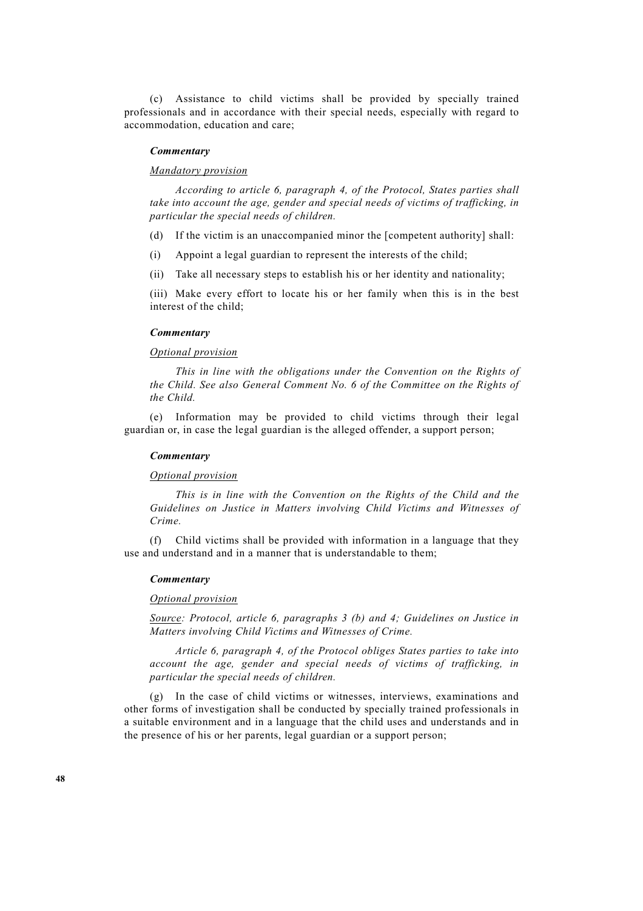(c) Assistance to child victims shall be provided by specially trained professionals and in accordance with their special needs, especially with regard to accommodation, education and care;

***Commentary***

<u>*Mandatory provision*</u>

*According to article 6, paragraph 4, of the Protocol, States parties shall take into account the age, gender and special needs of victims of trafficking, in particular the special needs of children.*

(d) If the victim is an unaccompanied minor the [competent authority] shall:

(i) Appoint a legal guardian to represent the interests of the child;

(ii) Take all necessary steps to establish his or her identity and nationality;

(iii) Make every effort to locate his or her family when this is in the best interest of the child;

***Commentary***

<u>*Optional provision*</u>

*This in line with the obligations under the Convention on the Rights of the Child. See also General Comment No. 6 of the Committee on the Rights of the Child.*

(e) Information may be provided to child victims through their legal guardian or, in case the legal guardian is the alleged offender, a support person;

***Commentary***

<u>*Optional provision*</u>

*This is in line with the Convention on the Rights of the Child and the Guidelines on Justice in Matters involving Child Victims and Witnesses of Crime.*

(f) Child victims shall be provided with information in a language that they use and understand and in a manner that is understandable to them;

***Commentary***

<u>*Optional provision*</u>

<u>*Source*</u>*: Protocol, article 6, paragraphs 3 (b) and 4; Guidelines on Justice in Matters involving Child Victims and Witnesses of Crime.*

*Article 6, paragraph 4, of the Protocol obliges States parties to take into account the age, gender and special needs of victims of trafficking, in particular the special needs of children.*

(g) In the case of child victims or witnesses, interviews, examinations and other forms of investigation shall be conducted by specially trained professionals in a suitable environment and in a language that the child uses and understands and in the presence of his or her parents, legal guardian or a support person;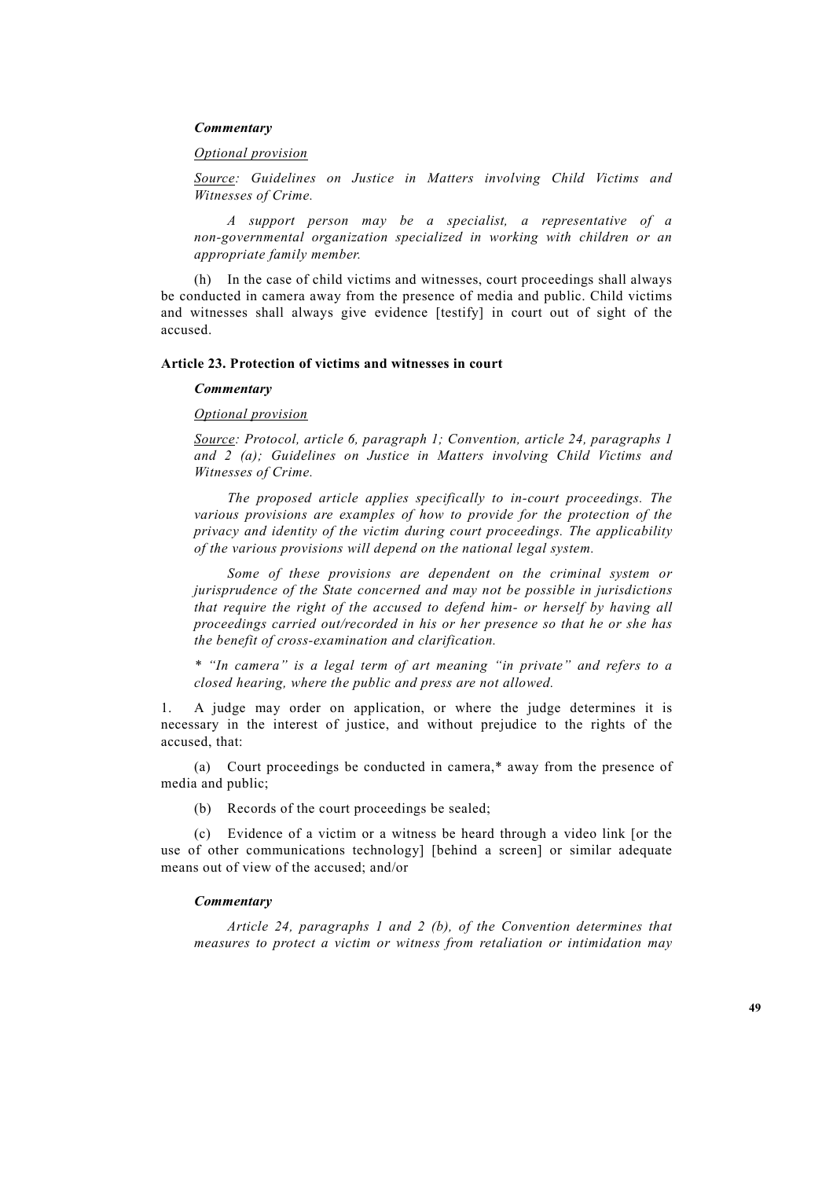***Commentary***

*Optional provision*

*Source: Guidelines on Justice in Matters involving Child Victims and Witnesses of Crime.*

*A support person may be a specialist, a representative of a non-governmental organization specialized in working with children or an appropriate family member.*

(h) In the case of child victims and witnesses, court proceedings shall always be conducted in camera away from the presence of media and public. Child victims and witnesses shall always give evidence [testify] in court out of sight of the accused.

**Article 23. Protection of victims and witnesses in court**

***Commentary***

*Optional provision*

*Source: Protocol, article 6, paragraph 1; Convention, article 24, paragraphs 1 and 2 (a); Guidelines on Justice in Matters involving Child Victims and Witnesses of Crime.*

*The proposed article applies specifically to in-court proceedings. The various provisions are examples of how to provide for the protection of the privacy and identity of the victim during court proceedings. The applicability of the various provisions will depend on the national legal system.*

*Some of these provisions are dependent on the criminal system or jurisprudence of the State concerned and may not be possible in jurisdictions that require the right of the accused to defend him- or herself by having all proceedings carried out/recorded in his or her presence so that he or she has the benefit of cross-examination and clarification.*

*\* "In camera" is a legal term of art meaning "in private" and refers to a closed hearing, where the public and press are not allowed.*

1. A judge may order on application, or where the judge determines it is necessary in the interest of justice, and without prejudice to the rights of the accused, that:

(a) Court proceedings be conducted in camera,\* away from the presence of media and public;

(b) Records of the court proceedings be sealed;

(c) Evidence of a victim or a witness be heard through a video link [or the use of other communications technology] [behind a screen] or similar adequate means out of view of the accused; and/or

***Commentary***

*Article 24, paragraphs 1 and 2 (b), of the Convention determines that measures to protect a victim or witness from retaliation or intimidation may*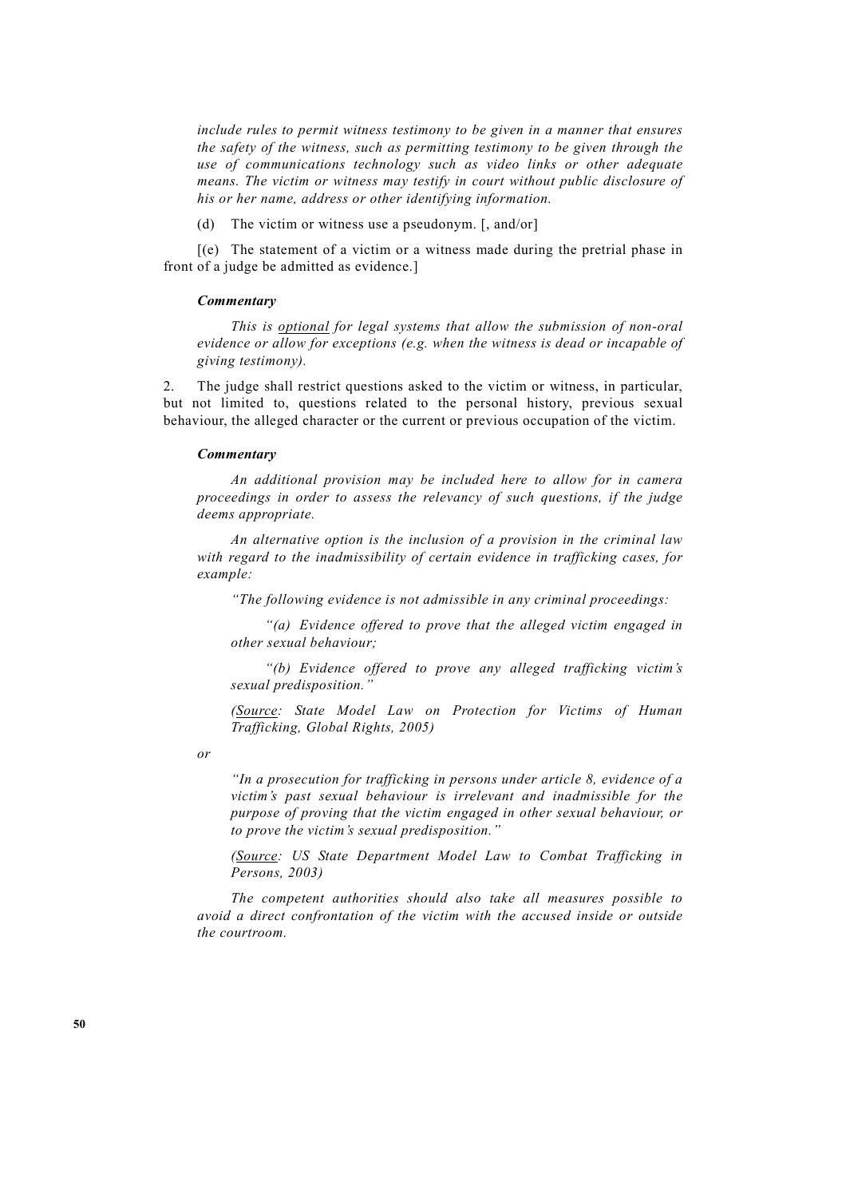*include rules to permit witness testimony to be given in a manner that ensures the safety of the witness, such as permitting testimony to be given through the use of communications technology such as video links or other adequate means. The victim or witness may testify in court without public disclosure of his or her name, address or other identifying information.*

(d) The victim or witness use a pseudonym. [, and/or]

[(e) The statement of a victim or a witness made during the pretrial phase in front of a judge be admitted as evidence.]

***Commentary***

*This is* *<u>optional</u>* *for legal systems that allow the submission of non-oral evidence or allow for exceptions (e.g. when the witness is dead or incapable of giving testimony).*

2. The judge shall restrict questions asked to the victim or witness, in particular, but not limited to, questions related to the personal history, previous sexual behaviour, the alleged character or the current or previous occupation of the victim.

***Commentary***

*An additional provision may be included here to allow for in camera proceedings in order to assess the relevancy of such questions, if the judge deems appropriate.*

*An alternative option is the inclusion of a provision in the criminal law with regard to the inadmissibility of certain evidence in trafficking cases, for example:*

*"The following evidence is not admissible in any criminal proceedings:*

*"(a) Evidence offered to prove that the alleged victim engaged in other sexual behaviour;*

*"(b) Evidence offered to prove any alleged trafficking victim's sexual predisposition."*

*(<u>Source</u>: State Model Law on Protection for Victims of Human Trafficking, Global Rights, 2005)*

*or*

*"In a prosecution for trafficking in persons under article 8, evidence of a victim's past sexual behaviour is irrelevant and inadmissible for the purpose of proving that the victim engaged in other sexual behaviour, or to prove the victim's sexual predisposition."*

*(<u>Source</u>: US State Department Model Law to Combat Trafficking in Persons, 2003)*

*The competent authorities should also take all measures possible to avoid a direct confrontation of the victim with the accused inside or outside the courtroom.*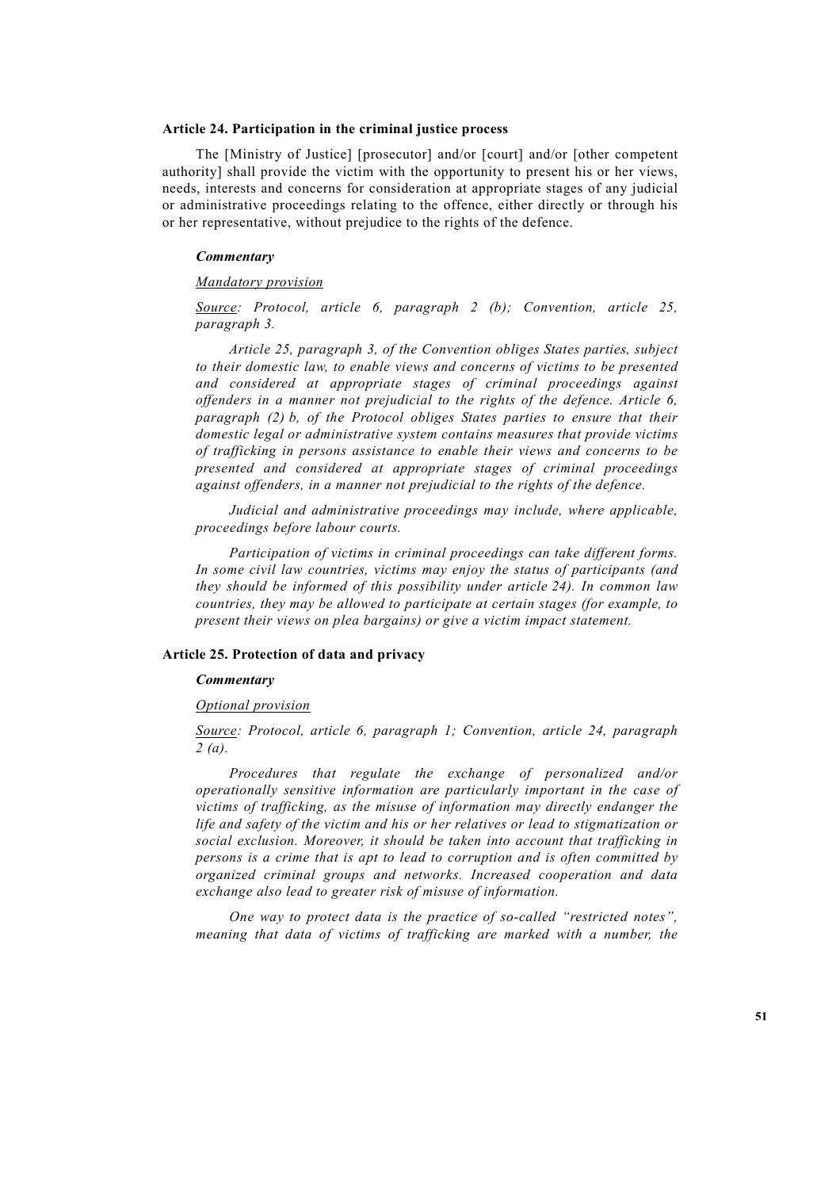### Article 24. Participation in the criminal justice process

The [Ministry of Justice] [prosecutor] and/or [court] and/or [other competent authority] shall provide the victim with the opportunity to present his or her views, needs, interests and concerns for consideration at appropriate stages of any judicial or administrative proceedings relating to the offence, either directly or through his or her representative, without prejudice to the rights of the defence.

***Commentary***

*Mandatory provision*

*Source: Protocol, article 6, paragraph 2 (b); Convention, article 25, paragraph 3.*

*Article 25, paragraph 3, of the Convention obliges States parties, subject to their domestic law, to enable views and concerns of victims to be presented and considered at appropriate stages of criminal proceedings against offenders in a manner not prejudicial to the rights of the defence. Article 6, paragraph (2) b, of the Protocol obliges States parties to ensure that their domestic legal or administrative system contains measures that provide victims of trafficking in persons assistance to enable their views and concerns to be presented and considered at appropriate stages of criminal proceedings against offenders, in a manner not prejudicial to the rights of the defence.*

*Judicial and administrative proceedings may include, where applicable, proceedings before labour courts.*

*Participation of victims in criminal proceedings can take different forms. In some civil law countries, victims may enjoy the status of participants (and they should be informed of this possibility under article 24). In common law countries, they may be allowed to participate at certain stages (for example, to present their views on plea bargains) or give a victim impact statement.*

### Article 25. Protection of data and privacy

***Commentary***

*Optional provision*

*Source: Protocol, article 6, paragraph 1; Convention, article 24, paragraph 2 (a).*

*Procedures that regulate the exchange of personalized and/or operationally sensitive information are particularly important in the case of victims of trafficking, as the misuse of information may directly endanger the life and safety of the victim and his or her relatives or lead to stigmatization or social exclusion. Moreover, it should be taken into account that trafficking in persons is a crime that is apt to lead to corruption and is often committed by organized criminal groups and networks. Increased cooperation and data exchange also lead to greater risk of misuse of information.*

*One way to protect data is the practice of so-called "restricted notes", meaning that data of victims of trafficking are marked with a number, the*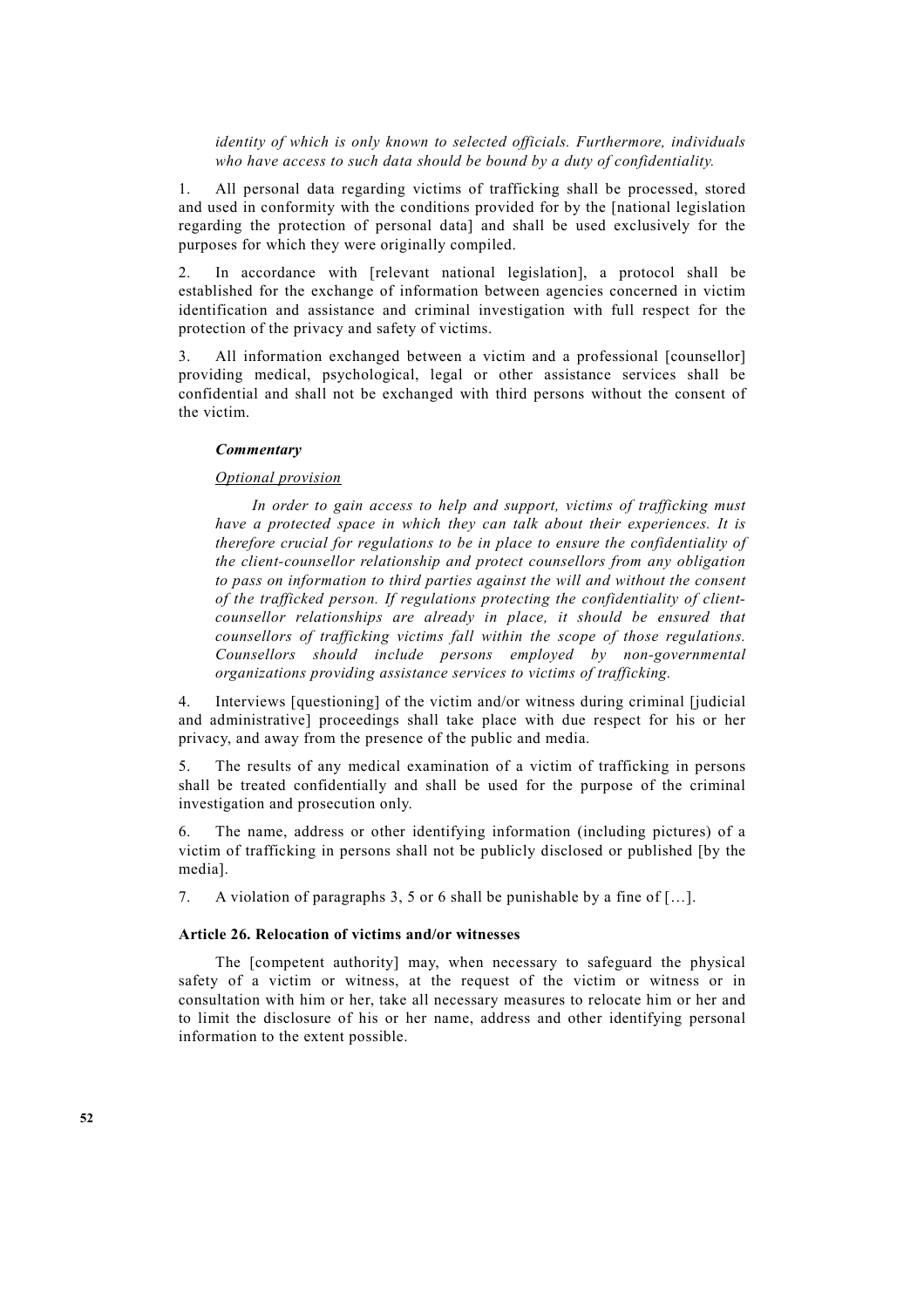*identity of which is only known to selected officials. Furthermore, individuals who have access to such data should be bound by a duty of confidentiality.*

1. All personal data regarding victims of trafficking shall be processed, stored and used in conformity with the conditions provided for by the [national legislation regarding the protection of personal data] and shall be used exclusively for the purposes for which they were originally compiled.

2. In accordance with [relevant national legislation], a protocol shall be established for the exchange of information between agencies concerned in victim identification and assistance and criminal investigation with full respect for the protection of the privacy and safety of victims.

3. All information exchanged between a victim and a professional [counsellor] providing medical, psychological, legal or other assistance services shall be confidential and shall not be exchanged with third persons without the consent of the victim.

***Commentary***

*Optional provision*

*In order to gain access to help and support, victims of trafficking must have a protected space in which they can talk about their experiences. It is therefore crucial for regulations to be in place to ensure the confidentiality of the client-counsellor relationship and protect counsellors from any obligation to pass on information to third parties against the will and without the consent of the trafficked person. If regulations protecting the confidentiality of client-counsellor relationships are already in place, it should be ensured that counsellors of trafficking victims fall within the scope of those regulations. Counsellors should include persons employed by non-governmental organizations providing assistance services to victims of trafficking.*

4. Interviews [questioning] of the victim and/or witness during criminal [judicial and administrative] proceedings shall take place with due respect for his or her privacy, and away from the presence of the public and media.

5. The results of any medical examination of a victim of trafficking in persons shall be treated confidentially and shall be used for the purpose of the criminal investigation and prosecution only.

6. The name, address or other identifying information (including pictures) of a victim of trafficking in persons shall not be publicly disclosed or published [by the media].

7. A violation of paragraphs 3, 5 or 6 shall be punishable by a fine of […].

### Article 26. Relocation of victims and/or witnesses

The [competent authority] may, when necessary to safeguard the physical safety of a victim or witness, at the request of the victim or witness or in consultation with him or her, take all necessary measures to relocate him or her and to limit the disclosure of his or her name, address and other identifying personal information to the extent possible.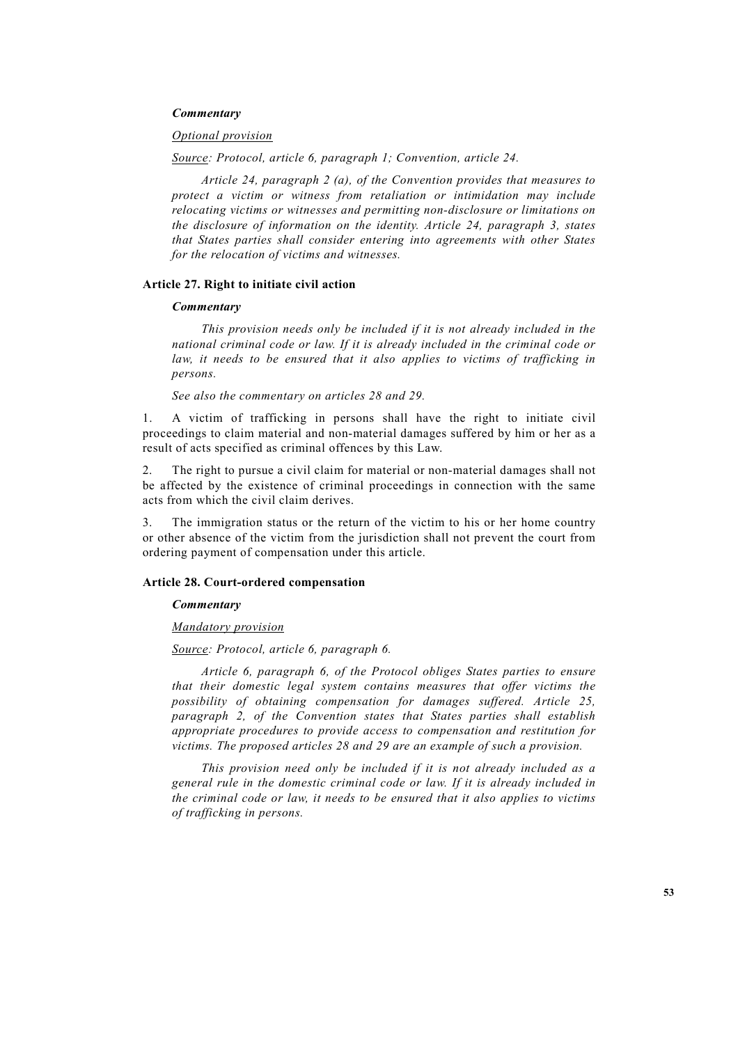***Commentary***

*Optional provision*

*Source: Protocol, article 6, paragraph 1; Convention, article 24.*

*Article 24, paragraph 2 (a), of the Convention provides that measures to protect a victim or witness from retaliation or intimidation may include relocating victims or witnesses and permitting non-disclosure or limitations on the disclosure of information on the identity. Article 24, paragraph 3, states that States parties shall consider entering into agreements with other States for the relocation of victims and witnesses.*

### Article 27. Right to initiate civil action

***Commentary***

*This provision needs only be included if it is not already included in the national criminal code or law. If it is already included in the criminal code or law, it needs to be ensured that it also applies to victims of trafficking in persons.*

*See also the commentary on articles 28 and 29.*

1. A victim of trafficking in persons shall have the right to initiate civil proceedings to claim material and non-material damages suffered by him or her as a result of acts specified as criminal offences by this Law.

2. The right to pursue a civil claim for material or non-material damages shall not be affected by the existence of criminal proceedings in connection with the same acts from which the civil claim derives.

3. The immigration status or the return of the victim to his or her home country or other absence of the victim from the jurisdiction shall not prevent the court from ordering payment of compensation under this article.

### Article 28. Court-ordered compensation

***Commentary***

*Mandatory provision*

*Source: Protocol, article 6, paragraph 6.*

*Article 6, paragraph 6, of the Protocol obliges States parties to ensure that their domestic legal system contains measures that offer victims the possibility of obtaining compensation for damages suffered. Article 25, paragraph 2, of the Convention states that States parties shall establish appropriate procedures to provide access to compensation and restitution for victims. The proposed articles 28 and 29 are an example of such a provision.*

*This provision need only be included if it is not already included as a general rule in the domestic criminal code or law. If it is already included in the criminal code or law, it needs to be ensured that it also applies to victims of trafficking in persons.*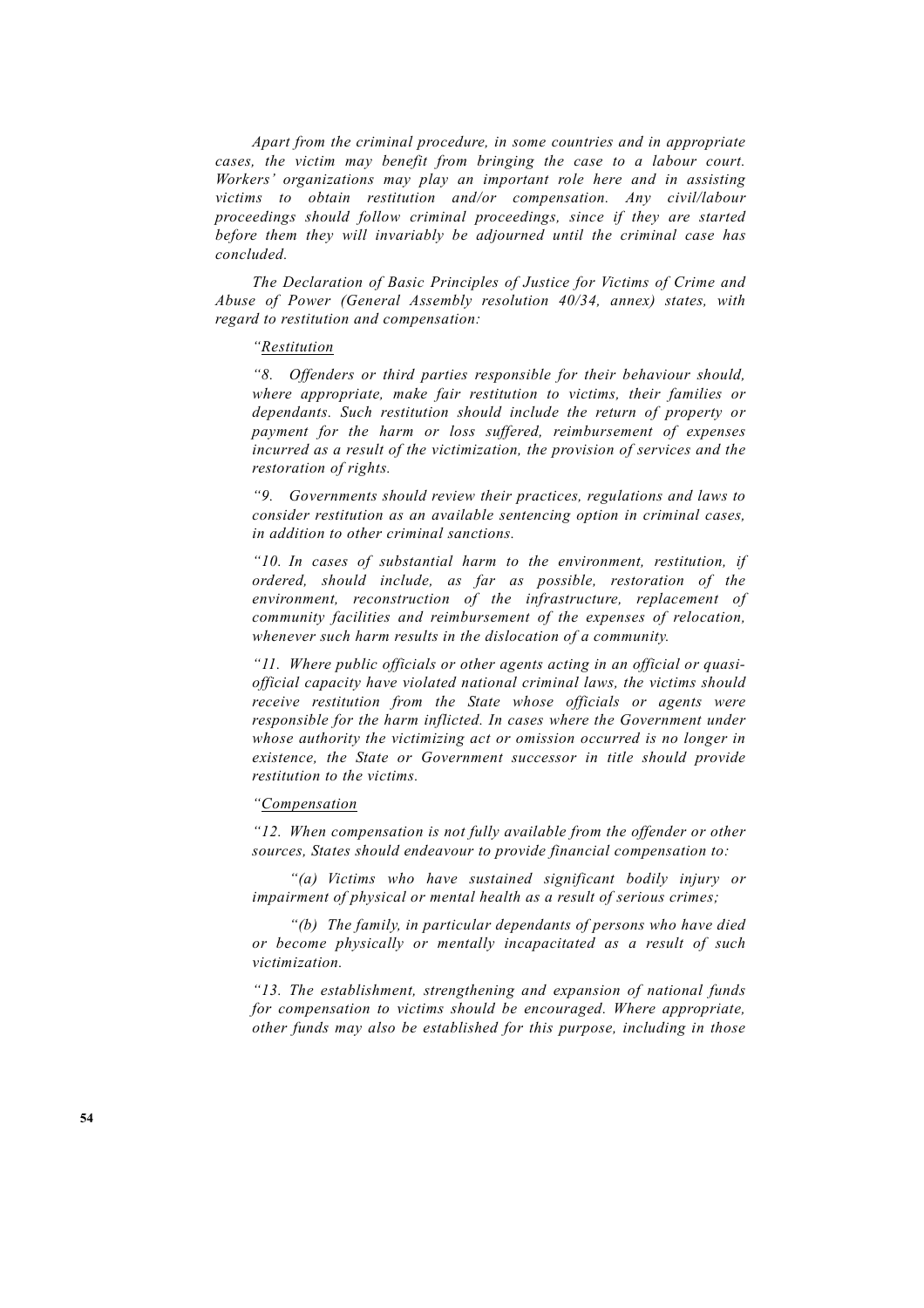*Apart from the criminal procedure, in some countries and in appropriate cases, the victim may benefit from bringing the case to a labour court. Workers' organizations may play an important role here and in assisting victims to obtain restitution and/or compensation. Any civil/labour proceedings should follow criminal proceedings, since if they are started before them they will invariably be adjourned until the criminal case has concluded.*

*The Declaration of Basic Principles of Justice for Victims of Crime and Abuse of Power (General Assembly resolution 40/34, annex) states, with regard to restitution and compensation:*

*"Restitution*

*"8. Offenders or third parties responsible for their behaviour should, where appropriate, make fair restitution to victims, their families or dependants. Such restitution should include the return of property or payment for the harm or loss suffered, reimbursement of expenses incurred as a result of the victimization, the provision of services and the restoration of rights.*

*"9. Governments should review their practices, regulations and laws to consider restitution as an available sentencing option in criminal cases, in addition to other criminal sanctions.*

*"10. In cases of substantial harm to the environment, restitution, if ordered, should include, as far as possible, restoration of the environment, reconstruction of the infrastructure, replacement of community facilities and reimbursement of the expenses of relocation, whenever such harm results in the dislocation of a community.*

*"11. Where public officials or other agents acting in an official or quasi-official capacity have violated national criminal laws, the victims should receive restitution from the State whose officials or agents were responsible for the harm inflicted. In cases where the Government under whose authority the victimizing act or omission occurred is no longer in existence, the State or Government successor in title should provide restitution to the victims.*

*"Compensation*

*"12. When compensation is not fully available from the offender or other sources, States should endeavour to provide financial compensation to:*

*"(a) Victims who have sustained significant bodily injury or impairment of physical or mental health as a result of serious crimes;*

*"(b) The family, in particular dependants of persons who have died or become physically or mentally incapacitated as a result of such victimization.*

*"13. The establishment, strengthening and expansion of national funds for compensation to victims should be encouraged. Where appropriate, other funds may also be established for this purpose, including in those*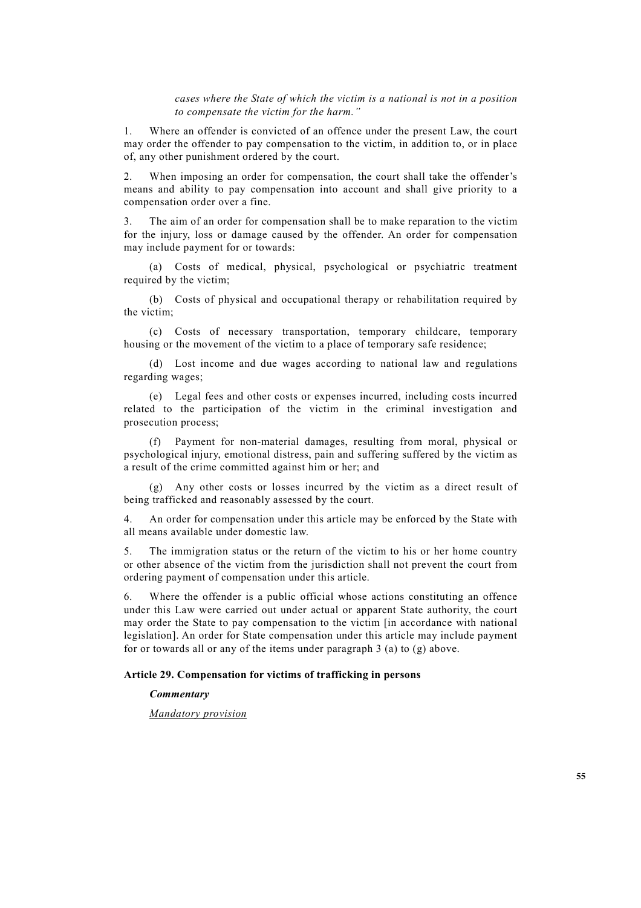*cases where the State of which the victim is a national is not in a position to compensate the victim for the harm."*

1. Where an offender is convicted of an offence under the present Law, the court may order the offender to pay compensation to the victim, in addition to, or in place of, any other punishment ordered by the court.

2. When imposing an order for compensation, the court shall take the offender's means and ability to pay compensation into account and shall give priority to a compensation order over a fine.

3. The aim of an order for compensation shall be to make reparation to the victim for the injury, loss or damage caused by the offender. An order for compensation may include payment for or towards:

(a) Costs of medical, physical, psychological or psychiatric treatment required by the victim;

(b) Costs of physical and occupational therapy or rehabilitation required by the victim;

(c) Costs of necessary transportation, temporary childcare, temporary housing or the movement of the victim to a place of temporary safe residence;

(d) Lost income and due wages according to national law and regulations regarding wages;

(e) Legal fees and other costs or expenses incurred, including costs incurred related to the participation of the victim in the criminal investigation and prosecution process;

(f) Payment for non-material damages, resulting from moral, physical or psychological injury, emotional distress, pain and suffering suffered by the victim as a result of the crime committed against him or her; and

(g) Any other costs or losses incurred by the victim as a direct result of being trafficked and reasonably assessed by the court.

4. An order for compensation under this article may be enforced by the State with all means available under domestic law.

5. The immigration status or the return of the victim to his or her home country or other absence of the victim from the jurisdiction shall not prevent the court from ordering payment of compensation under this article.

6. Where the offender is a public official whose actions constituting an offence under this Law were carried out under actual or apparent State authority, the court may order the State to pay compensation to the victim [in accordance with national legislation]. An order for State compensation under this article may include payment for or towards all or any of the items under paragraph 3 (a) to (g) above.

### Article 29. Compensation for victims of trafficking in persons

***Commentary***

*Mandatory provision*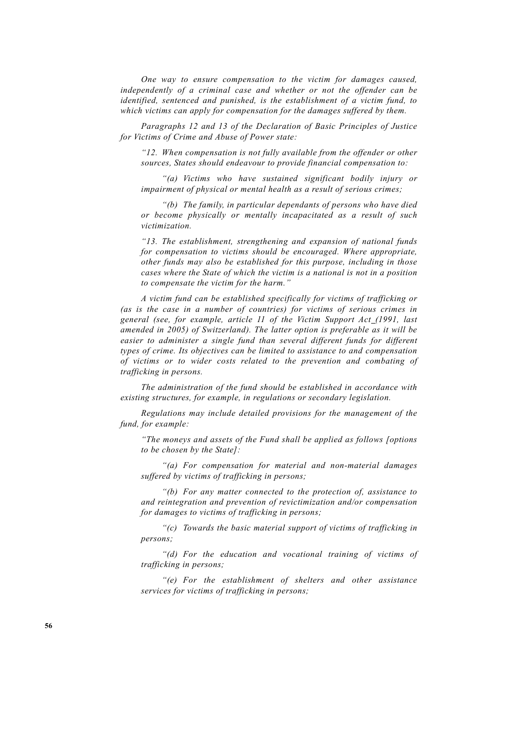*One way to ensure compensation to the victim for damages caused, independently of a criminal case and whether or not the offender can be identified, sentenced and punished, is the establishment of a victim fund, to which victims can apply for compensation for the damages suffered by them.*

*Paragraphs 12 and 13 of the Declaration of Basic Principles of Justice for Victims of Crime and Abuse of Power state:*

> *"12. When compensation is not fully available from the offender or other sources, States should endeavour to provide financial compensation to:*
>
> *"(a) Victims who have sustained significant bodily injury or impairment of physical or mental health as a result of serious crimes;*
>
> *"(b) The family, in particular dependants of persons who have died or become physically or mentally incapacitated as a result of such victimization.*
>
> *"13. The establishment, strengthening and expansion of national funds for compensation to victims should be encouraged. Where appropriate, other funds may also be established for this purpose, including in those cases where the State of which the victim is a national is not in a position to compensate the victim for the harm."*

*A victim fund can be established specifically for victims of trafficking or (as is the case in a number of countries) for victims of serious crimes in general (see, for example, article 11 of the Victim Support Act (1991, last amended in 2005) of Switzerland). The latter option is preferable as it will be easier to administer a single fund than several different funds for different types of crime. Its objectives can be limited to assistance to and compensation of victims or to wider costs related to the prevention and combating of trafficking in persons.*

*The administration of the fund should be established in accordance with existing structures, for example, in regulations or secondary legislation.*

*Regulations may include detailed provisions for the management of the fund, for example:*

> *"The moneys and assets of the Fund shall be applied as follows [options to be chosen by the State]:*
>
> *"(a) For compensation for material and non-material damages suffered by victims of trafficking in persons;*
>
> *"(b) For any matter connected to the protection of, assistance to and reintegration and prevention of revictimization and/or compensation for damages to victims of trafficking in persons;*
>
> *"(c) Towards the basic material support of victims of trafficking in persons;*
>
> *"(d) For the education and vocational training of victims of trafficking in persons;*
>
> *"(e) For the establishment of shelters and other assistance services for victims of trafficking in persons;*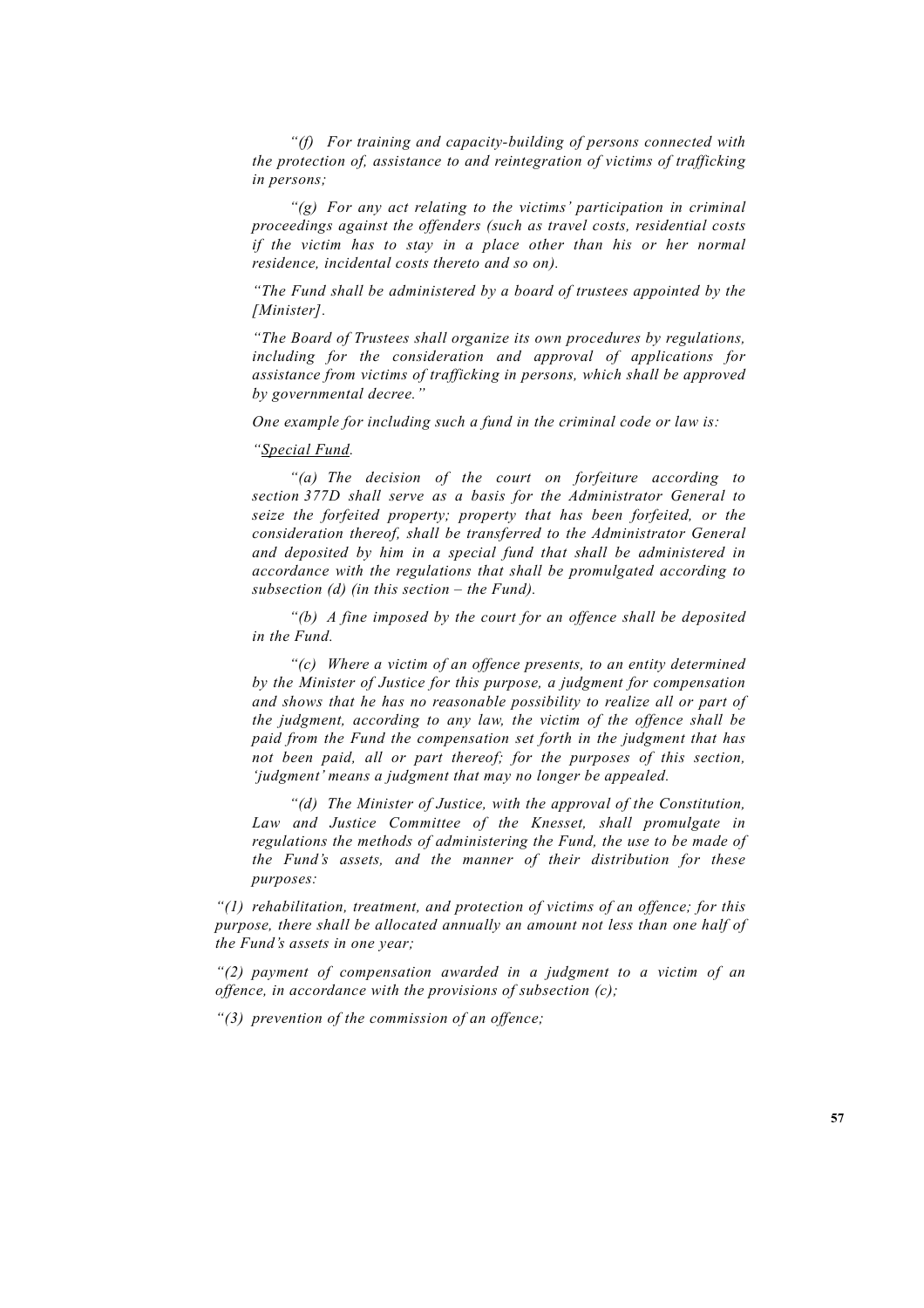*"(f) For training and capacity-building of persons connected with the protection of, assistance to and reintegration of victims of trafficking in persons;*

*"(g) For any act relating to the victims' participation in criminal proceedings against the offenders (such as travel costs, residential costs if the victim has to stay in a place other than his or her normal residence, incidental costs thereto and so on).*

*"The Fund shall be administered by a board of trustees appointed by the [Minister].*

*"The Board of Trustees shall organize its own procedures by regulations, including for the consideration and approval of applications for assistance from victims of trafficking in persons, which shall be approved by governmental decree."*

*One example for including such a fund in the criminal code or law is:*

*"<u>Special Fund</u>.*

*"(a) The decision of the court on forfeiture according to section 377D shall serve as a basis for the Administrator General to seize the forfeited property; property that has been forfeited, or the consideration thereof, shall be transferred to the Administrator General and deposited by him in a special fund that shall be administered in accordance with the regulations that shall be promulgated according to subsection (d) (in this section – the Fund).*

*"(b) A fine imposed by the court for an offence shall be deposited in the Fund.*

*"(c) Where a victim of an offence presents, to an entity determined by the Minister of Justice for this purpose, a judgment for compensation and shows that he has no reasonable possibility to realize all or part of the judgment, according to any law, the victim of the offence shall be paid from the Fund the compensation set forth in the judgment that has not been paid, all or part thereof; for the purposes of this section, 'judgment' means a judgment that may no longer be appealed.*

*"(d) The Minister of Justice, with the approval of the Constitution, Law and Justice Committee of the Knesset, shall promulgate in regulations the methods of administering the Fund, the use to be made of the Fund's assets, and the manner of their distribution for these purposes:*

*"(1) rehabilitation, treatment, and protection of victims of an offence; for this purpose, there shall be allocated annually an amount not less than one half of the Fund's assets in one year;*

*"(2) payment of compensation awarded in a judgment to a victim of an offence, in accordance with the provisions of subsection (c);*

*"(3) prevention of the commission of an offence;*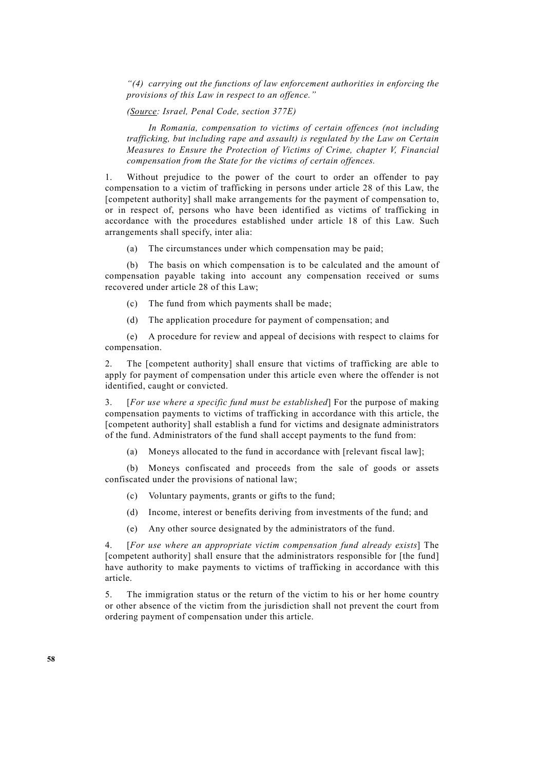*"(4) carrying out the functions of law enforcement authorities in enforcing the provisions of this Law in respect to an offence."*

*(Source: Israel, Penal Code, section 377E)*

*In Romania, compensation to victims of certain offences (not including trafficking, but including rape and assault) is regulated by the Law on Certain Measures to Ensure the Protection of Victims of Crime, chapter V, Financial compensation from the State for the victims of certain offences.*

1. Without prejudice to the power of the court to order an offender to pay compensation to a victim of trafficking in persons under article 28 of this Law, the [competent authority] shall make arrangements for the payment of compensation to, or in respect of, persons who have been identified as victims of trafficking in accordance with the procedures established under article 18 of this Law. Such arrangements shall specify, inter alia:

   (a) The circumstances under which compensation may be paid;

   (b) The basis on which compensation is to be calculated and the amount of compensation payable taking into account any compensation received or sums recovered under article 28 of this Law;

   (c) The fund from which payments shall be made;

   (d) The application procedure for payment of compensation; and

   (e) A procedure for review and appeal of decisions with respect to claims for compensation.

2. The [competent authority] shall ensure that victims of trafficking are able to apply for payment of compensation under this article even where the offender is not identified, caught or convicted.

3. [*For use where a specific fund must be established*] For the purpose of making compensation payments to victims of trafficking in accordance with this article, the [competent authority] shall establish a fund for victims and designate administrators of the fund. Administrators of the fund shall accept payments to the fund from:

   (a) Moneys allocated to the fund in accordance with [relevant fiscal law];

   (b) Moneys confiscated and proceeds from the sale of goods or assets confiscated under the provisions of national law;

   (c) Voluntary payments, grants or gifts to the fund;

   (d) Income, interest or benefits deriving from investments of the fund; and

   (e) Any other source designated by the administrators of the fund.

4. [*For use where an appropriate victim compensation fund already exists*] The [competent authority] shall ensure that the administrators responsible for [the fund] have authority to make payments to victims of trafficking in accordance with this article.

5. The immigration status or the return of the victim to his or her home country or other absence of the victim from the jurisdiction shall not prevent the court from ordering payment of compensation under this article.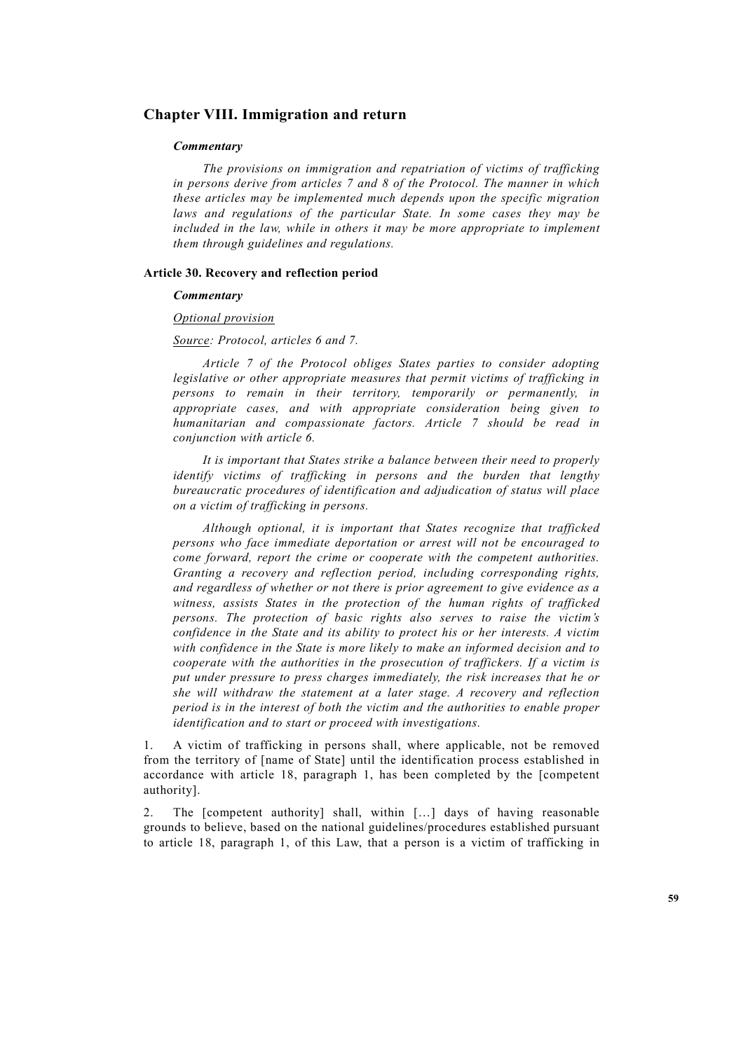## Chapter VIII. Immigration and return

***Commentary***

*The provisions on immigration and repatriation of victims of trafficking in persons derive from articles 7 and 8 of the Protocol. The manner in which these articles may be implemented much depends upon the specific migration laws and regulations of the particular State. In some cases they may be included in the law, while in others it may be more appropriate to implement them through guidelines and regulations.*

### Article 30. Recovery and reflection period

***Commentary***

*<u>Optional provision</u>*

*<u>Source</u>: Protocol, articles 6 and 7.*

*Article 7 of the Protocol obliges States parties to consider adopting legislative or other appropriate measures that permit victims of trafficking in persons to remain in their territory, temporarily or permanently, in appropriate cases, and with appropriate consideration being given to humanitarian and compassionate factors. Article 7 should be read in conjunction with article 6.*

*It is important that States strike a balance between their need to properly identify victims of trafficking in persons and the burden that lengthy bureaucratic procedures of identification and adjudication of status will place on a victim of trafficking in persons.*

*Although optional, it is important that States recognize that trafficked persons who face immediate deportation or arrest will not be encouraged to come forward, report the crime or cooperate with the competent authorities. Granting a recovery and reflection period, including corresponding rights, and regardless of whether or not there is prior agreement to give evidence as a witness, assists States in the protection of the human rights of trafficked persons. The protection of basic rights also serves to raise the victim's confidence in the State and its ability to protect his or her interests. A victim with confidence in the State is more likely to make an informed decision and to cooperate with the authorities in the prosecution of traffickers. If a victim is put under pressure to press charges immediately, the risk increases that he or she will withdraw the statement at a later stage. A recovery and reflection period is in the interest of both the victim and the authorities to enable proper identification and to start or proceed with investigations.*

1. A victim of trafficking in persons shall, where applicable, not be removed from the territory of [name of State] until the identification process established in accordance with article 18, paragraph 1, has been completed by the [competent authority].

2. The [competent authority] shall, within […] days of having reasonable grounds to believe, based on the national guidelines/procedures established pursuant to article 18, paragraph 1, of this Law, that a person is a victim of trafficking in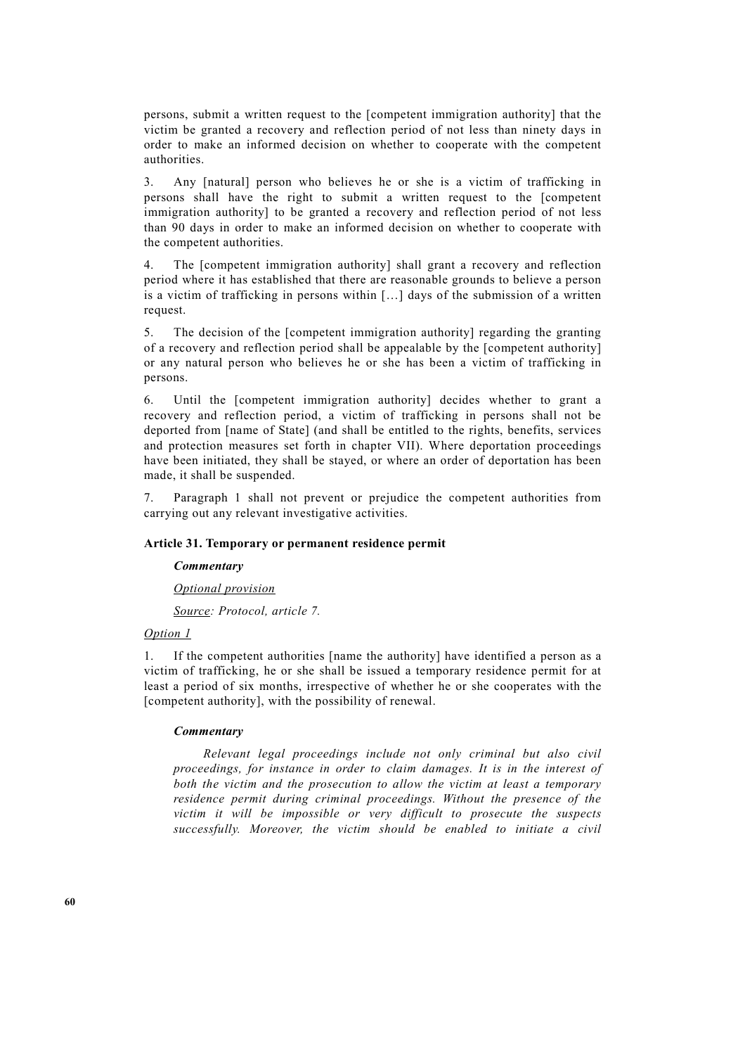persons, submit a written request to the [competent immigration authority] that the victim be granted a recovery and reflection period of not less than ninety days in order to make an informed decision on whether to cooperate with the competent authorities.

3. Any [natural] person who believes he or she is a victim of trafficking in persons shall have the right to submit a written request to the [competent immigration authority] to be granted a recovery and reflection period of not less than 90 days in order to make an informed decision on whether to cooperate with the competent authorities.

4. The [competent immigration authority] shall grant a recovery and reflection period where it has established that there are reasonable grounds to believe a person is a victim of trafficking in persons within […] days of the submission of a written request.

5. The decision of the [competent immigration authority] regarding the granting of a recovery and reflection period shall be appealable by the [competent authority] or any natural person who believes he or she has been a victim of trafficking in persons.

6. Until the [competent immigration authority] decides whether to grant a recovery and reflection period, a victim of trafficking in persons shall not be deported from [name of State] (and shall be entitled to the rights, benefits, services and protection measures set forth in chapter VII). Where deportation proceedings have been initiated, they shall be stayed, or where an order of deportation has been made, it shall be suspended.

7. Paragraph 1 shall not prevent or prejudice the competent authorities from carrying out any relevant investigative activities.

### Article 31. Temporary or permanent residence permit

***Commentary***

*Optional provision*

*Source: Protocol, article 7.*

*Option 1*

1. If the competent authorities [name the authority] have identified a person as a victim of trafficking, he or she shall be issued a temporary residence permit for at least a period of six months, irrespective of whether he or she cooperates with the [competent authority], with the possibility of renewal.

***Commentary***

*Relevant legal proceedings include not only criminal but also civil proceedings, for instance in order to claim damages. It is in the interest of both the victim and the prosecution to allow the victim at least a temporary residence permit during criminal proceedings. Without the presence of the victim it will be impossible or very difficult to prosecute the suspects successfully. Moreover, the victim should be enabled to initiate a civil*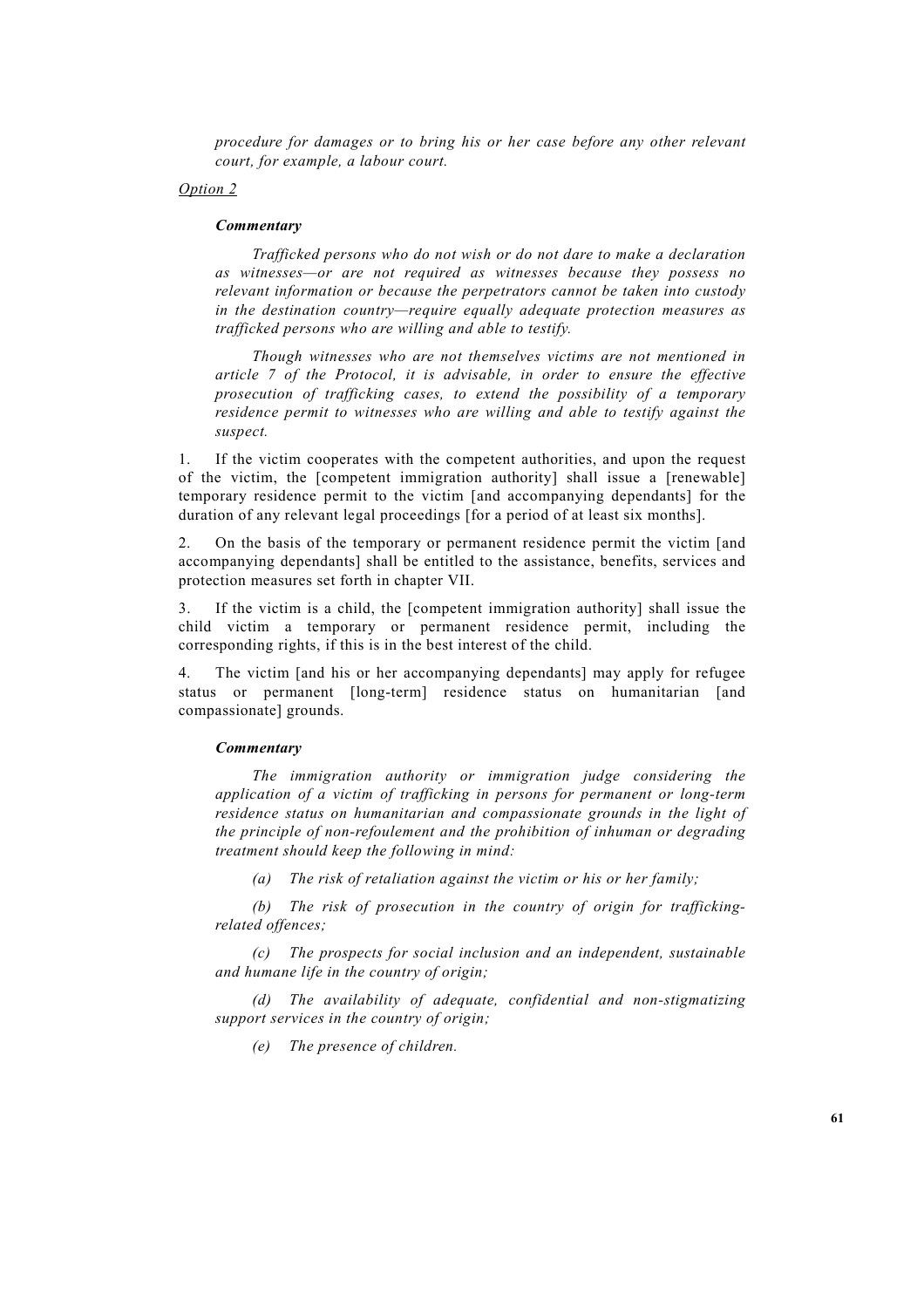*procedure for damages or to bring his or her case before any other relevant court, for example, a labour court.*

<u>Option 2</u>

***Commentary***

*Trafficked persons who do not wish or do not dare to make a declaration as witnesses—or are not required as witnesses because they possess no relevant information or because the perpetrators cannot be taken into custody in the destination country—require equally adequate protection measures as trafficked persons who are willing and able to testify.*

*Though witnesses who are not themselves victims are not mentioned in article 7 of the Protocol, it is advisable, in order to ensure the effective prosecution of trafficking cases, to extend the possibility of a temporary residence permit to witnesses who are willing and able to testify against the suspect.*

1. If the victim cooperates with the competent authorities, and upon the request of the victim, the [competent immigration authority] shall issue a [renewable] temporary residence permit to the victim [and accompanying dependants] for the duration of any relevant legal proceedings [for a period of at least six months].

2. On the basis of the temporary or permanent residence permit the victim [and accompanying dependants] shall be entitled to the assistance, benefits, services and protection measures set forth in chapter VII.

3. If the victim is a child, the [competent immigration authority] shall issue the child victim a temporary or permanent residence permit, including the corresponding rights, if this is in the best interest of the child.

4. The victim [and his or her accompanying dependants] may apply for refugee status or permanent [long-term] residence status on humanitarian [and compassionate] grounds.

***Commentary***

*The immigration authority or immigration judge considering the application of a victim of trafficking in persons for permanent or long-term residence status on humanitarian and compassionate grounds in the light of the principle of non-refoulement and the prohibition of inhuman or degrading treatment should keep the following in mind:*

*(a) The risk of retaliation against the victim or his or her family;*

*(b) The risk of prosecution in the country of origin for trafficking-related offences;*

*(c) The prospects for social inclusion and an independent, sustainable and humane life in the country of origin;*

*(d) The availability of adequate, confidential and non-stigmatizing support services in the country of origin;*

*(e) The presence of children.*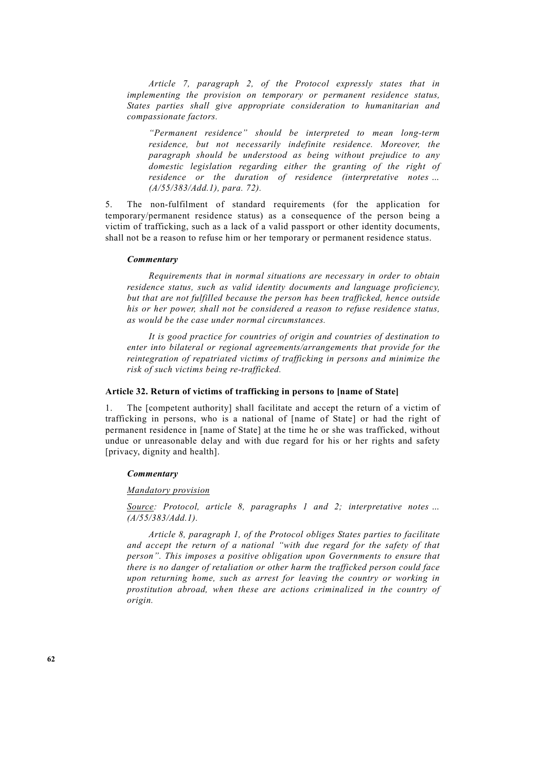*Article 7, paragraph 2, of the Protocol expressly states that in implementing the provision on temporary or permanent residence status, States parties shall give appropriate consideration to humanitarian and compassionate factors.*

> *"Permanent residence" should be interpreted to mean long-term residence, but not necessarily indefinite residence. Moreover, the paragraph should be understood as being without prejudice to any domestic legislation regarding either the granting of the right of residence or the duration of residence (interpretative notes ... (A/55/383/Add.1), para. 72).*

5. The non-fulfilment of standard requirements (for the application for temporary/permanent residence status) as a consequence of the person being a victim of trafficking, such as a lack of a valid passport or other identity documents, shall not be a reason to refuse him or her temporary or permanent residence status.

***Commentary***

*Requirements that in normal situations are necessary in order to obtain residence status, such as valid identity documents and language proficiency, but that are not fulfilled because the person has been trafficked, hence outside his or her power, shall not be considered a reason to refuse residence status, as would be the case under normal circumstances.*

*It is good practice for countries of origin and countries of destination to enter into bilateral or regional agreements/arrangements that provide for the reintegration of repatriated victims of trafficking in persons and minimize the risk of such victims being re-trafficked.*

### Article 32. Return of victims of trafficking in persons to [name of State]

1. The [competent authority] shall facilitate and accept the return of a victim of trafficking in persons, who is a national of [name of State] or had the right of permanent residence in [name of State] at the time he or she was trafficked, without undue or unreasonable delay and with due regard for his or her rights and safety [privacy, dignity and health].

***Commentary***

*Mandatory provision*

*Source: Protocol, article 8, paragraphs 1 and 2; interpretative notes ... (A/55/383/Add.1).*

*Article 8, paragraph 1, of the Protocol obliges States parties to facilitate and accept the return of a national "with due regard for the safety of that person". This imposes a positive obligation upon Governments to ensure that there is no danger of retaliation or other harm the trafficked person could face upon returning home, such as arrest for leaving the country or working in prostitution abroad, when these are actions criminalized in the country of origin.*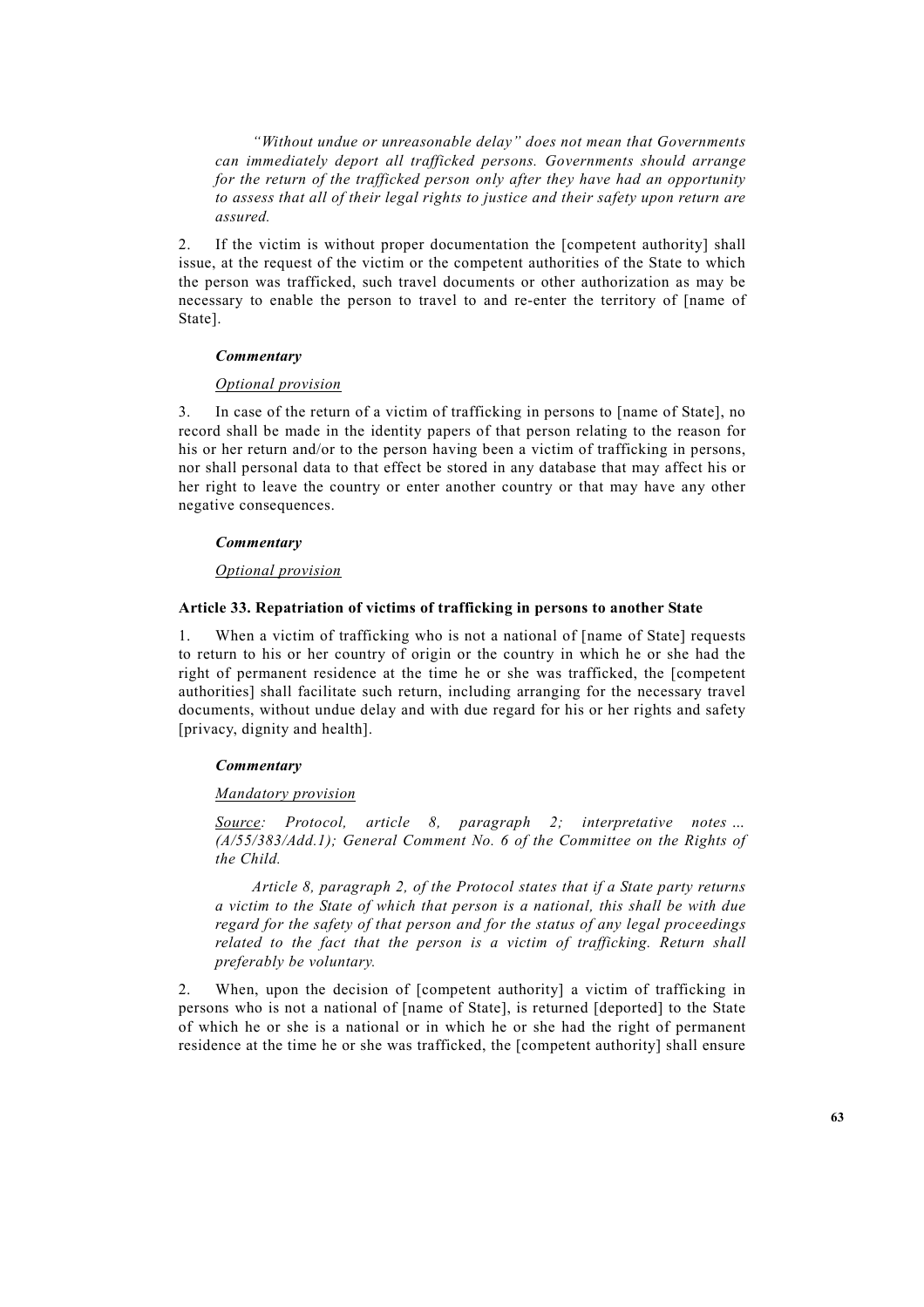*"Without undue or unreasonable delay" does not mean that Governments can immediately deport all trafficked persons. Governments should arrange for the return of the trafficked person only after they have had an opportunity to assess that all of their legal rights to justice and their safety upon return are assured.*

2. If the victim is without proper documentation the [competent authority] shall issue, at the request of the victim or the competent authorities of the State to which the person was trafficked, such travel documents or other authorization as may be necessary to enable the person to travel to and re-enter the territory of [name of State].

***Commentary***

*Optional provision*

3. In case of the return of a victim of trafficking in persons to [name of State], no record shall be made in the identity papers of that person relating to the reason for his or her return and/or to the person having been a victim of trafficking in persons, nor shall personal data to that effect be stored in any database that may affect his or her right to leave the country or enter another country or that may have any other negative consequences.

***Commentary***

*Optional provision*

### Article 33. Repatriation of victims of trafficking in persons to another State

1. When a victim of trafficking who is not a national of [name of State] requests to return to his or her country of origin or the country in which he or she had the right of permanent residence at the time he or she was trafficked, the [competent authorities] shall facilitate such return, including arranging for the necessary travel documents, without undue delay and with due regard for his or her rights and safety [privacy, dignity and health].

***Commentary***

*Mandatory provision*

*Source: Protocol, article 8, paragraph 2; interpretative notes ... (A/55/383/Add.1); General Comment No. 6 of the Committee on the Rights of the Child.*

*Article 8, paragraph 2, of the Protocol states that if a State party returns a victim to the State of which that person is a national, this shall be with due regard for the safety of that person and for the status of any legal proceedings related to the fact that the person is a victim of trafficking. Return shall preferably be voluntary.*

2. When, upon the decision of [competent authority] a victim of trafficking in persons who is not a national of [name of State], is returned [deported] to the State of which he or she is a national or in which he or she had the right of permanent residence at the time he or she was trafficked, the [competent authority] shall ensure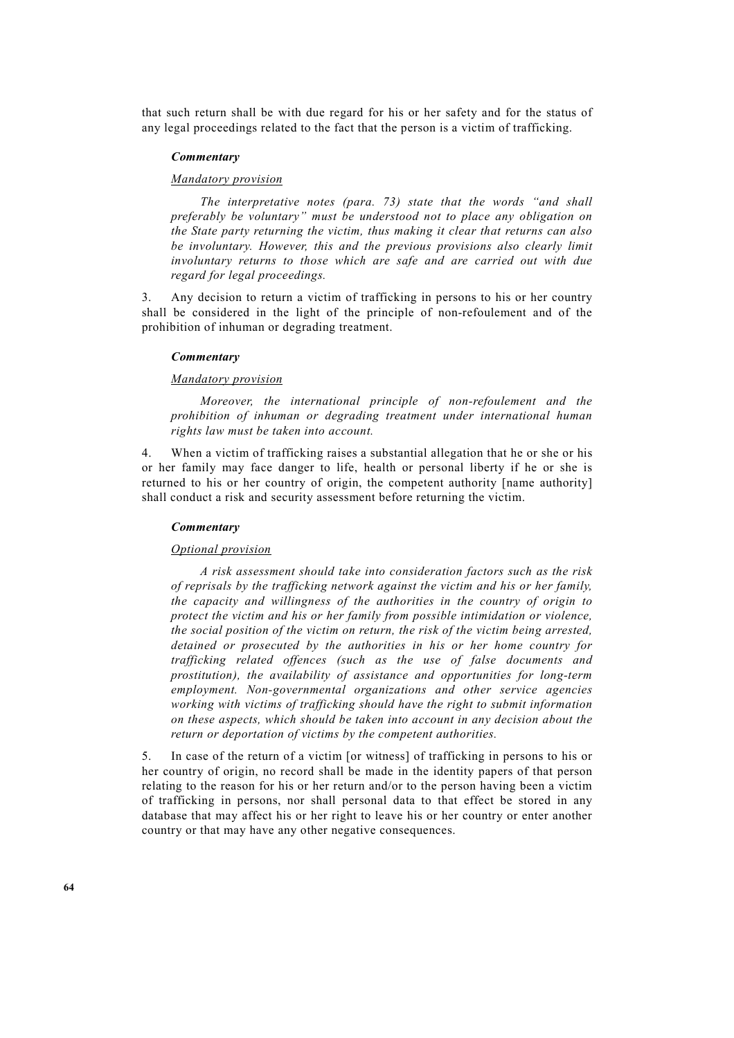that such return shall be with due regard for his or her safety and for the status of any legal proceedings related to the fact that the person is a victim of trafficking.

***Commentary***

*Mandatory provision*

*The interpretative notes (para. 73) state that the words "and shall preferably be voluntary" must be understood not to place any obligation on the State party returning the victim, thus making it clear that returns can also be involuntary. However, this and the previous provisions also clearly limit involuntary returns to those which are safe and are carried out with due regard for legal proceedings.*

3. Any decision to return a victim of trafficking in persons to his or her country shall be considered in the light of the principle of non-refoulement and of the prohibition of inhuman or degrading treatment.

***Commentary***

*Mandatory provision*

*Moreover, the international principle of non-refoulement and the prohibition of inhuman or degrading treatment under international human rights law must be taken into account.*

4. When a victim of trafficking raises a substantial allegation that he or she or his or her family may face danger to life, health or personal liberty if he or she is returned to his or her country of origin, the competent authority [name authority] shall conduct a risk and security assessment before returning the victim.

***Commentary***

*Optional provision*

*A risk assessment should take into consideration factors such as the risk of reprisals by the trafficking network against the victim and his or her family, the capacity and willingness of the authorities in the country of origin to protect the victim and his or her family from possible intimidation or violence, the social position of the victim on return, the risk of the victim being arrested, detained or prosecuted by the authorities in his or her home country for trafficking related offences (such as the use of false documents and prostitution), the availability of assistance and opportunities for long-term employment. Non-governmental organizations and other service agencies working with victims of trafficking should have the right to submit information on these aspects, which should be taken into account in any decision about the return or deportation of victims by the competent authorities.*

5. In case of the return of a victim [or witness] of trafficking in persons to his or her country of origin, no record shall be made in the identity papers of that person relating to the reason for his or her return and/or to the person having been a victim of trafficking in persons, nor shall personal data to that effect be stored in any database that may affect his or her right to leave his or her country or enter another country or that may have any other negative consequences.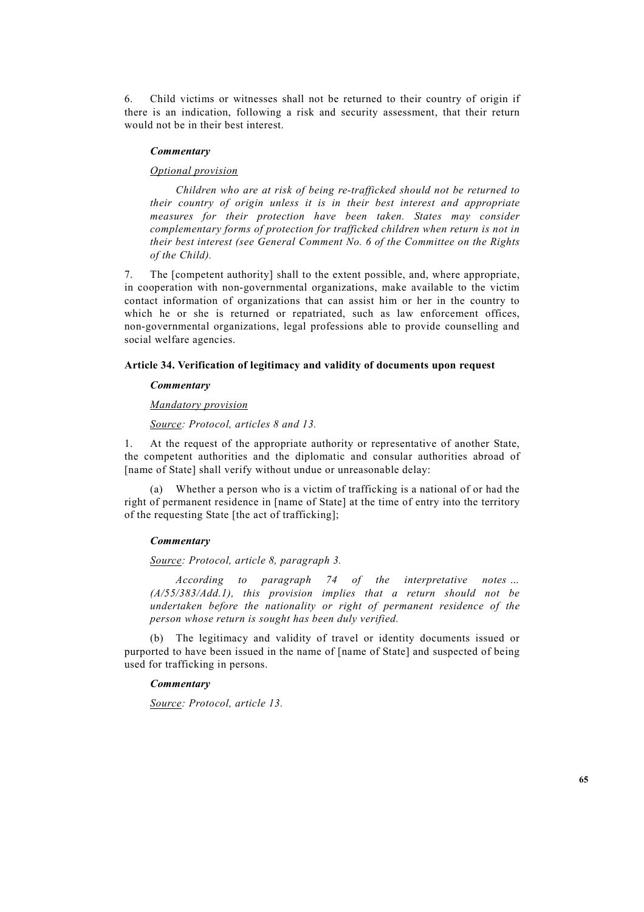6. Child victims or witnesses shall not be returned to their country of origin if there is an indication, following a risk and security assessment, that their return would not be in their best interest.

***Commentary***

*Optional provision*

*Children who are at risk of being re-trafficked should not be returned to their country of origin unless it is in their best interest and appropriate measures for their protection have been taken. States may consider complementary forms of protection for trafficked children when return is not in their best interest (see General Comment No. 6 of the Committee on the Rights of the Child).*

7. The [competent authority] shall to the extent possible, and, where appropriate, in cooperation with non-governmental organizations, make available to the victim contact information of organizations that can assist him or her in the country to which he or she is returned or repatriated, such as law enforcement offices, non-governmental organizations, legal professions able to provide counselling and social welfare agencies.

#### Article 34. Verification of legitimacy and validity of documents upon request

***Commentary***

*Mandatory provision*

*Source: Protocol, articles 8 and 13.*

1. At the request of the appropriate authority or representative of another State, the competent authorities and the diplomatic and consular authorities abroad of [name of State] shall verify without undue or unreasonable delay:

(a) Whether a person who is a victim of trafficking is a national of or had the right of permanent residence in [name of State] at the time of entry into the territory of the requesting State [the act of trafficking];

***Commentary***

*Source: Protocol, article 8, paragraph 3.*

*According to paragraph 74 of the interpretative notes ... (A/55/383/Add.1), this provision implies that a return should not be undertaken before the nationality or right of permanent residence of the person whose return is sought has been duly verified.*

(b) The legitimacy and validity of travel or identity documents issued or purported to have been issued in the name of [name of State] and suspected of being used for trafficking in persons.

***Commentary***

*Source: Protocol, article 13.*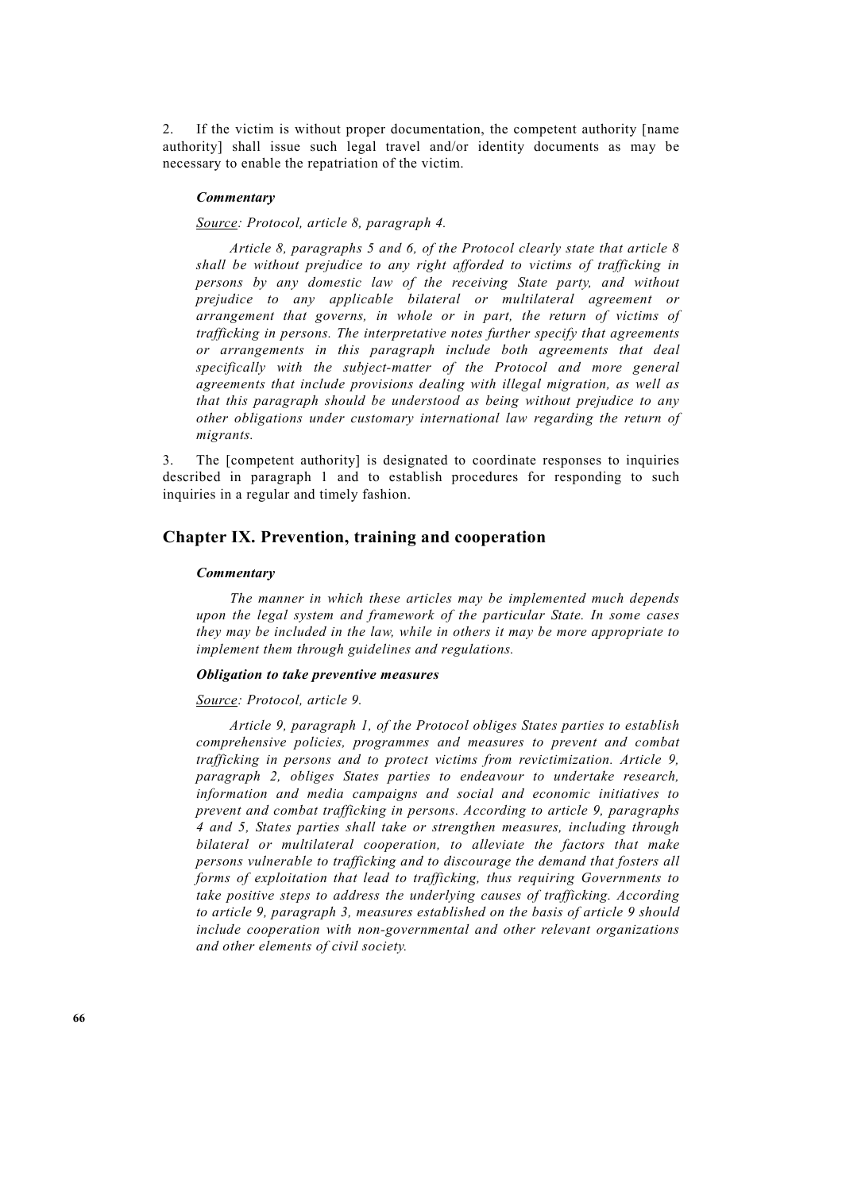2. If the victim is without proper documentation, the competent authority [name authority] shall issue such legal travel and/or identity documents as may be necessary to enable the repatriation of the victim.

***Commentary***

*Source: Protocol, article 8, paragraph 4.*

*Article 8, paragraphs 5 and 6, of the Protocol clearly state that article 8 shall be without prejudice to any right afforded to victims of trafficking in persons by any domestic law of the receiving State party, and without prejudice to any applicable bilateral or multilateral agreement or arrangement that governs, in whole or in part, the return of victims of trafficking in persons. The interpretative notes further specify that agreements or arrangements in this paragraph include both agreements that deal specifically with the subject-matter of the Protocol and more general agreements that include provisions dealing with illegal migration, as well as that this paragraph should be understood as being without prejudice to any other obligations under customary international law regarding the return of migrants.*

3. The [competent authority] is designated to coordinate responses to inquiries described in paragraph 1 and to establish procedures for responding to such inquiries in a regular and timely fashion.

## Chapter IX. Prevention, training and cooperation

***Commentary***

*The manner in which these articles may be implemented much depends upon the legal system and framework of the particular State. In some cases they may be included in the law, while in others it may be more appropriate to implement them through guidelines and regulations.*

***Obligation to take preventive measures***

*Source: Protocol, article 9.*

*Article 9, paragraph 1, of the Protocol obliges States parties to establish comprehensive policies, programmes and measures to prevent and combat trafficking in persons and to protect victims from revictimization. Article 9, paragraph 2, obliges States parties to endeavour to undertake research, information and media campaigns and social and economic initiatives to prevent and combat trafficking in persons. According to article 9, paragraphs 4 and 5, States parties shall take or strengthen measures, including through bilateral or multilateral cooperation, to alleviate the factors that make persons vulnerable to trafficking and to discourage the demand that fosters all forms of exploitation that lead to trafficking, thus requiring Governments to take positive steps to address the underlying causes of trafficking. According to article 9, paragraph 3, measures established on the basis of article 9 should include cooperation with non-governmental and other relevant organizations and other elements of civil society.*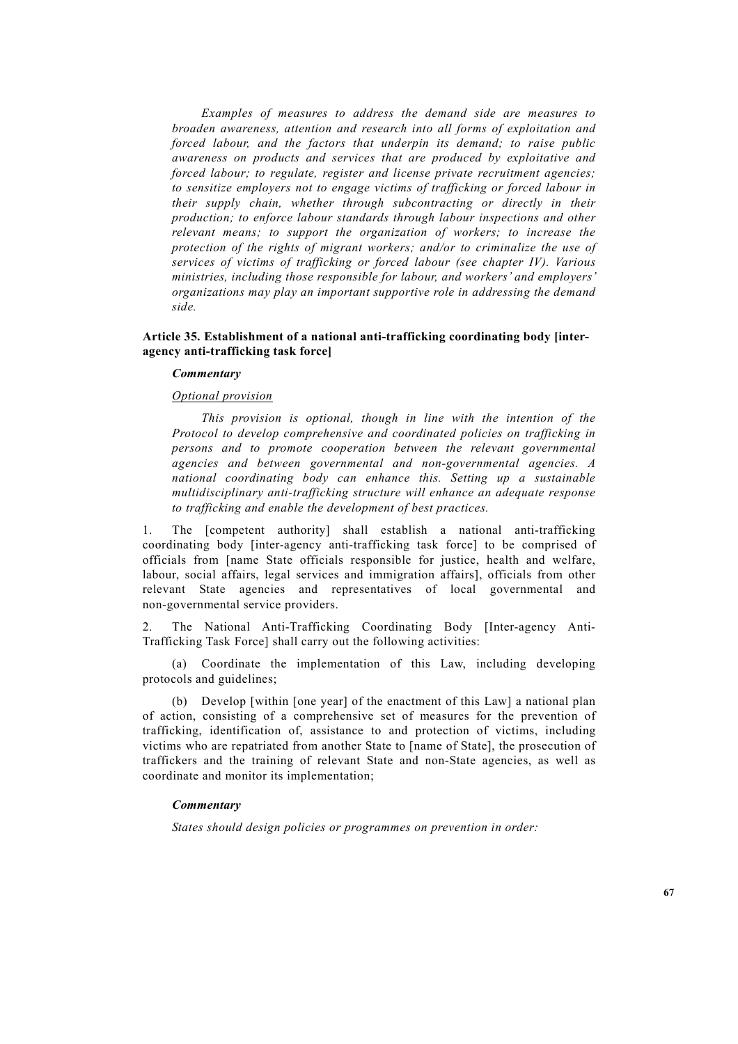*Examples of measures to address the demand side are measures to broaden awareness, attention and research into all forms of exploitation and forced labour, and the factors that underpin its demand; to raise public awareness on products and services that are produced by exploitative and forced labour; to regulate, register and license private recruitment agencies; to sensitize employers not to engage victims of trafficking or forced labour in their supply chain, whether through subcontracting or directly in their production; to enforce labour standards through labour inspections and other relevant means; to support the organization of workers; to increase the protection of the rights of migrant workers; and/or to criminalize the use of services of victims of trafficking or forced labour (see chapter IV). Various ministries, including those responsible for labour, and workers' and employers' organizations may play an important supportive role in addressing the demand side.*

**Article 35. Establishment of a national anti-trafficking coordinating body [inter-agency anti-trafficking task force]**

***Commentary***

*Optional provision*

*This provision is optional, though in line with the intention of the Protocol to develop comprehensive and coordinated policies on trafficking in persons and to promote cooperation between the relevant governmental agencies and between governmental and non-governmental agencies. A national coordinating body can enhance this. Setting up a sustainable multidisciplinary anti-trafficking structure will enhance an adequate response to trafficking and enable the development of best practices.*

1. The [competent authority] shall establish a national anti-trafficking coordinating body [inter-agency anti-trafficking task force] to be comprised of officials from [name State officials responsible for justice, health and welfare, labour, social affairs, legal services and immigration affairs], officials from other relevant State agencies and representatives of local governmental and non-governmental service providers.

2. The National Anti-Trafficking Coordinating Body [Inter-agency Anti-Trafficking Task Force] shall carry out the following activities:

(a) Coordinate the implementation of this Law, including developing protocols and guidelines;

(b) Develop [within [one year] of the enactment of this Law] a national plan of action, consisting of a comprehensive set of measures for the prevention of trafficking, identification of, assistance to and protection of victims, including victims who are repatriated from another State to [name of State], the prosecution of traffickers and the training of relevant State and non-State agencies, as well as coordinate and monitor its implementation;

***Commentary***

*States should design policies or programmes on prevention in order:*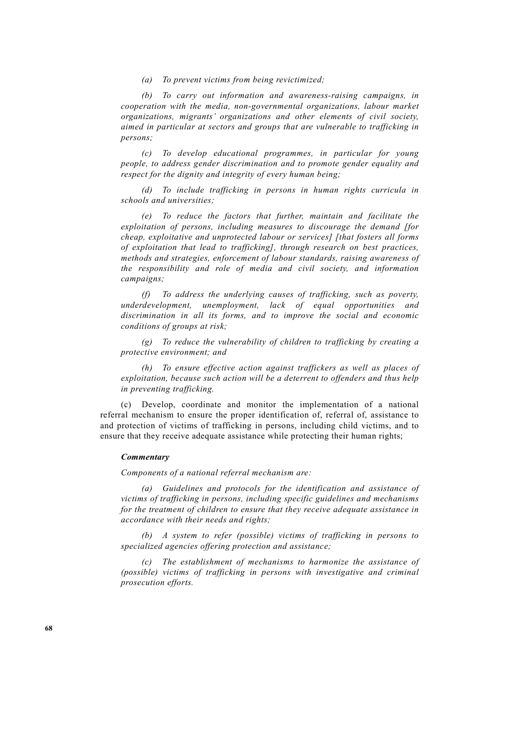*(a) To prevent victims from being revictimized;*

*(b) To carry out information and awareness-raising campaigns, in cooperation with the media, non-governmental organizations, labour market organizations, migrants' organizations and other elements of civil society, aimed in particular at sectors and groups that are vulnerable to trafficking in persons;*

*(c) To develop educational programmes, in particular for young people, to address gender discrimination and to promote gender equality and respect for the dignity and integrity of every human being;*

*(d) To include trafficking in persons in human rights curricula in schools and universities;*

*(e) To reduce the factors that further, maintain and facilitate the exploitation of persons, including measures to discourage the demand [for cheap, exploitative and unprotected labour or services] [that fosters all forms of exploitation that lead to trafficking], through research on best practices, methods and strategies, enforcement of labour standards, raising awareness of the responsibility and role of media and civil society, and information campaigns;*

*(f) To address the underlying causes of trafficking, such as poverty, underdevelopment, unemployment, lack of equal opportunities and discrimination in all its forms, and to improve the social and economic conditions of groups at risk;*

*(g) To reduce the vulnerability of children to trafficking by creating a protective environment; and*

*(h) To ensure effective action against traffickers as well as places of exploitation, because such action will be a deterrent to offenders and thus help in preventing trafficking.*

(c) Develop, coordinate and monitor the implementation of a national referral mechanism to ensure the proper identification of, referral of, assistance to and protection of victims of trafficking in persons, including child victims, and to ensure that they receive adequate assistance while protecting their human rights;

***Commentary***

*Components of a national referral mechanism are:*

*(a) Guidelines and protocols for the identification and assistance of victims of trafficking in persons, including specific guidelines and mechanisms for the treatment of children to ensure that they receive adequate assistance in accordance with their needs and rights;*

*(b) A system to refer (possible) victims of trafficking in persons to specialized agencies offering protection and assistance;*

*(c) The establishment of mechanisms to harmonize the assistance of (possible) victims of trafficking in persons with investigative and criminal prosecution efforts.*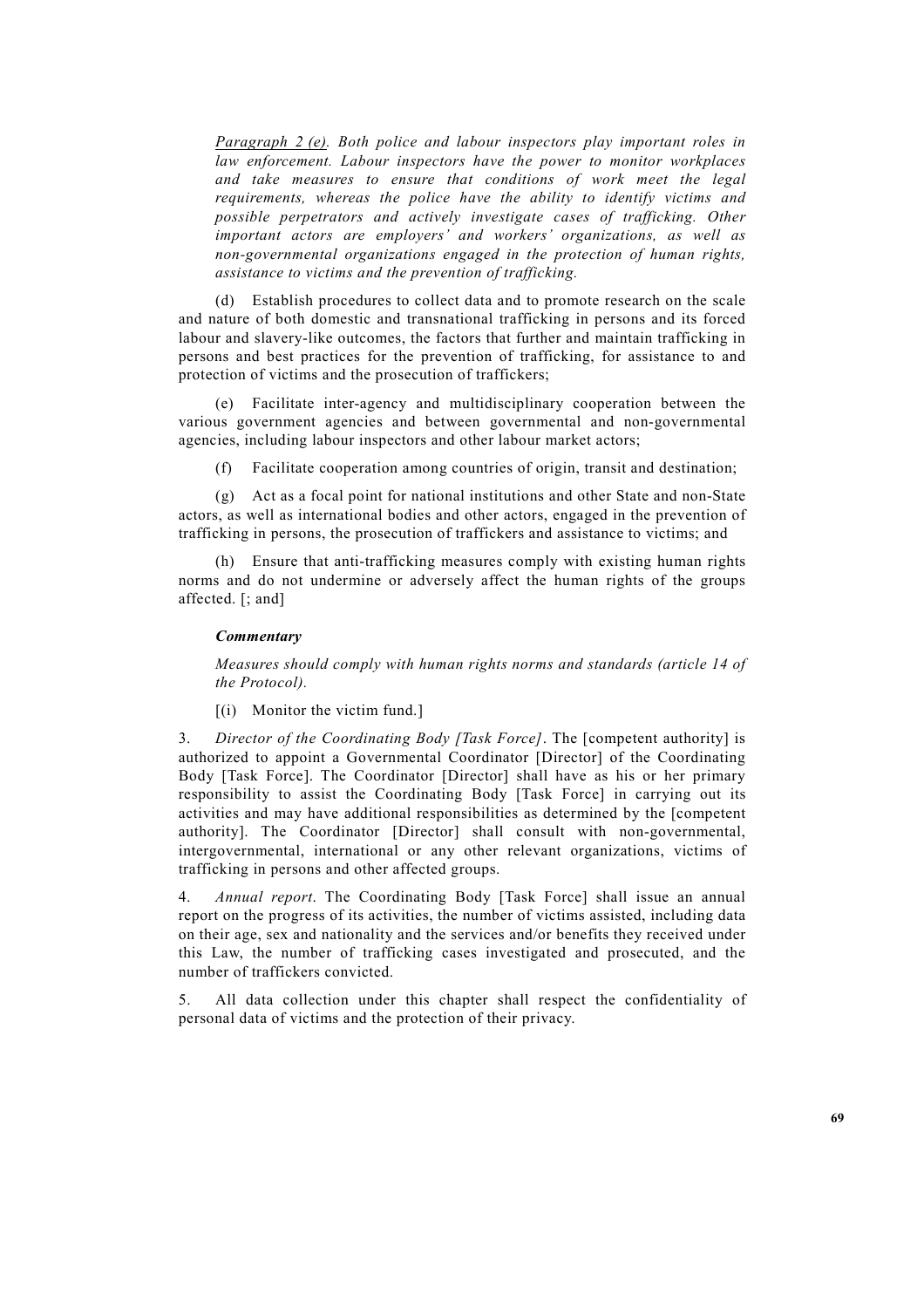*Paragraph 2 (e). Both police and labour inspectors play important roles in law enforcement. Labour inspectors have the power to monitor workplaces and take measures to ensure that conditions of work meet the legal requirements, whereas the police have the ability to identify victims and possible perpetrators and actively investigate cases of trafficking. Other important actors are employers' and workers' organizations, as well as non-governmental organizations engaged in the protection of human rights, assistance to victims and the prevention of trafficking.*

(d) Establish procedures to collect data and to promote research on the scale and nature of both domestic and transnational trafficking in persons and its forced labour and slavery-like outcomes, the factors that further and maintain trafficking in persons and best practices for the prevention of trafficking, for assistance to and protection of victims and the prosecution of traffickers;

(e) Facilitate inter-agency and multidisciplinary cooperation between the various government agencies and between governmental and non-governmental agencies, including labour inspectors and other labour market actors;

(f) Facilitate cooperation among countries of origin, transit and destination;

(g) Act as a focal point for national institutions and other State and non-State actors, as well as international bodies and other actors, engaged in the prevention of trafficking in persons, the prosecution of traffickers and assistance to victims; and

(h) Ensure that anti-trafficking measures comply with existing human rights norms and do not undermine or adversely affect the human rights of the groups affected. [; and]

***Commentary***

*Measures should comply with human rights norms and standards (article 14 of the Protocol).*

[(i) Monitor the victim fund.]

3. *Director of the Coordinating Body [Task Force]*. The [competent authority] is authorized to appoint a Governmental Coordinator [Director] of the Coordinating Body [Task Force]. The Coordinator [Director] shall have as his or her primary responsibility to assist the Coordinating Body [Task Force] in carrying out its activities and may have additional responsibilities as determined by the [competent authority]. The Coordinator [Director] shall consult with non-governmental, intergovernmental, international or any other relevant organizations, victims of trafficking in persons and other affected groups.

4. *Annual report*. The Coordinating Body [Task Force] shall issue an annual report on the progress of its activities, the number of victims assisted, including data on their age, sex and nationality and the services and/or benefits they received under this Law, the number of trafficking cases investigated and prosecuted, and the number of traffickers convicted.

5. All data collection under this chapter shall respect the confidentiality of personal data of victims and the protection of their privacy.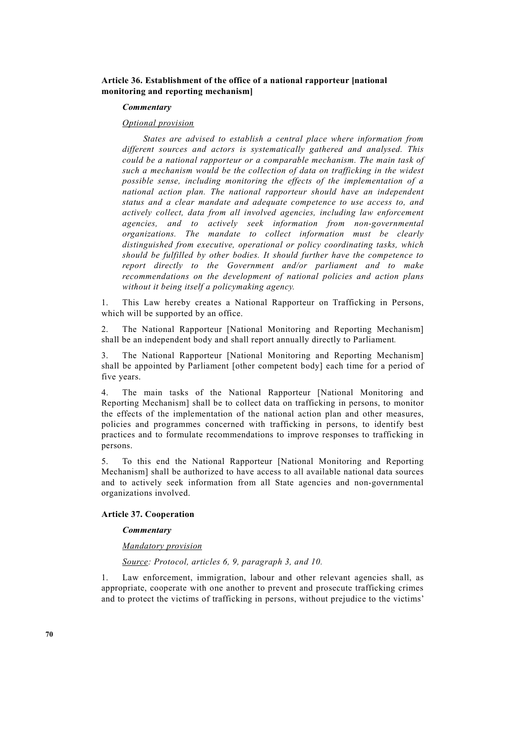### Article 36. Establishment of the office of a national rapporteur [national monitoring and reporting mechanism]

***Commentary***

*Optional provision*

*States are advised to establish a central place where information from different sources and actors is systematically gathered and analysed. This could be a national rapporteur or a comparable mechanism. The main task of such a mechanism would be the collection of data on trafficking in the widest possible sense, including monitoring the effects of the implementation of a national action plan. The national rapporteur should have an independent status and a clear mandate and adequate competence to use access to, and actively collect, data from all involved agencies, including law enforcement agencies, and to actively seek information from non-governmental organizations. The mandate to collect information must be clearly distinguished from executive, operational or policy coordinating tasks, which should be fulfilled by other bodies. It should further have the competence to report directly to the Government and/or parliament and to make recommendations on the development of national policies and action plans without it being itself a policymaking agency.*

1. This Law hereby creates a National Rapporteur on Trafficking in Persons, which will be supported by an office.

2. The National Rapporteur [National Monitoring and Reporting Mechanism] shall be an independent body and shall report annually directly to Parliament.

3. The National Rapporteur [National Monitoring and Reporting Mechanism] shall be appointed by Parliament [other competent body] each time for a period of five years.

4. The main tasks of the National Rapporteur [National Monitoring and Reporting Mechanism] shall be to collect data on trafficking in persons, to monitor the effects of the implementation of the national action plan and other measures, policies and programmes concerned with trafficking in persons, to identify best practices and to formulate recommendations to improve responses to trafficking in persons.

5. To this end the National Rapporteur [National Monitoring and Reporting Mechanism] shall be authorized to have access to all available national data sources and to actively seek information from all State agencies and non-governmental organizations involved.

### Article 37. Cooperation

***Commentary***

*Mandatory provision*

*Source: Protocol, articles 6, 9, paragraph 3, and 10.*

1. Law enforcement, immigration, labour and other relevant agencies shall, as appropriate, cooperate with one another to prevent and prosecute trafficking crimes and to protect the victims of trafficking in persons, without prejudice to the victims'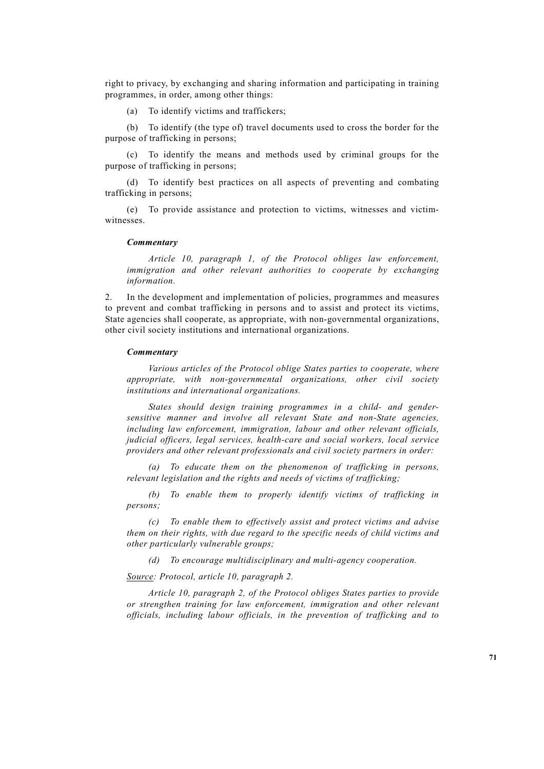right to privacy, by exchanging and sharing information and participating in training programmes, in order, among other things:

(a) To identify victims and traffickers;

(b) To identify (the type of) travel documents used to cross the border for the purpose of trafficking in persons;

(c) To identify the means and methods used by criminal groups for the purpose of trafficking in persons;

(d) To identify best practices on all aspects of preventing and combating trafficking in persons;

(e) To provide assistance and protection to victims, witnesses and victim-witnesses.

***Commentary***

*Article 10, paragraph 1, of the Protocol obliges law enforcement, immigration and other relevant authorities to cooperate by exchanging information.*

2. In the development and implementation of policies, programmes and measures to prevent and combat trafficking in persons and to assist and protect its victims, State agencies shall cooperate, as appropriate, with non-governmental organizations, other civil society institutions and international organizations.

***Commentary***

*Various articles of the Protocol oblige States parties to cooperate, where appropriate, with non-governmental organizations, other civil society institutions and international organizations.*

*States should design training programmes in a child- and gender-sensitive manner and involve all relevant State and non-State agencies, including law enforcement, immigration, labour and other relevant officials, judicial officers, legal services, health-care and social workers, local service providers and other relevant professionals and civil society partners in order:*

*(a) To educate them on the phenomenon of trafficking in persons, relevant legislation and the rights and needs of victims of trafficking;*

*(b) To enable them to properly identify victims of trafficking in persons;*

*(c) To enable them to effectively assist and protect victims and advise them on their rights, with due regard to the specific needs of child victims and other particularly vulnerable groups;*

*(d) To encourage multidisciplinary and multi-agency cooperation.*

<u>Source</u>*: Protocol, article 10, paragraph 2.*

*Article 10, paragraph 2, of the Protocol obliges States parties to provide or strengthen training for law enforcement, immigration and other relevant officials, including labour officials, in the prevention of trafficking and to*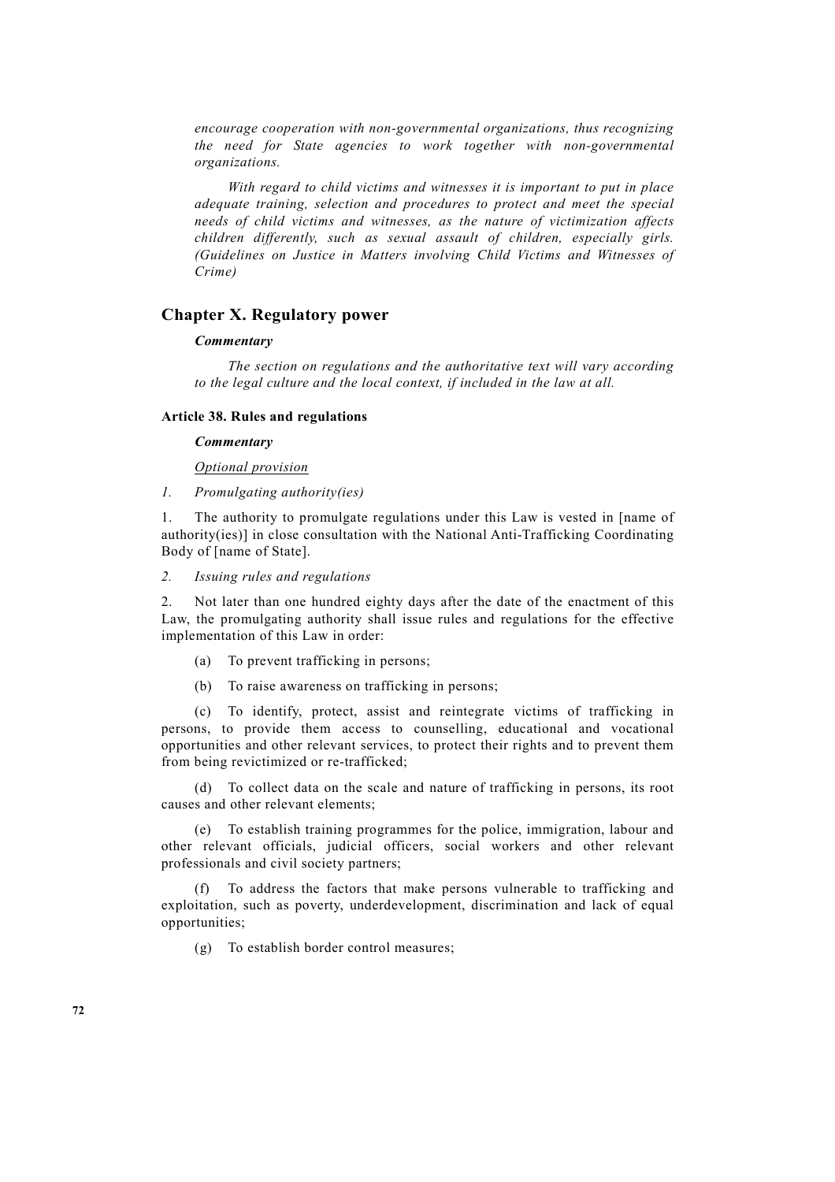*encourage cooperation with non-governmental organizations, thus recognizing the need for State agencies to work together with non-governmental organizations.*

*With regard to child victims and witnesses it is important to put in place adequate training, selection and procedures to protect and meet the special needs of child victims and witnesses, as the nature of victimization affects children differently, such as sexual assault of children, especially girls. (Guidelines on Justice in Matters involving Child Victims and Witnesses of Crime)*

## Chapter X. Regulatory power

***Commentary***

*The section on regulations and the authoritative text will vary according to the legal culture and the local context, if included in the law at all.*

### Article 38. Rules and regulations

***Commentary***

*Optional provision*

*1. Promulgating authority(ies)*

1. The authority to promulgate regulations under this Law is vested in [name of authority(ies)] in close consultation with the National Anti-Trafficking Coordinating Body of [name of State].

*2. Issuing rules and regulations*

2. Not later than one hundred eighty days after the date of the enactment of this Law, the promulgating authority shall issue rules and regulations for the effective implementation of this Law in order:

(a) To prevent trafficking in persons;

(b) To raise awareness on trafficking in persons;

(c) To identify, protect, assist and reintegrate victims of trafficking in persons, to provide them access to counselling, educational and vocational opportunities and other relevant services, to protect their rights and to prevent them from being revictimized or re-trafficked;

(d) To collect data on the scale and nature of trafficking in persons, its root causes and other relevant elements;

(e) To establish training programmes for the police, immigration, labour and other relevant officials, judicial officers, social workers and other relevant professionals and civil society partners;

(f) To address the factors that make persons vulnerable to trafficking and exploitation, such as poverty, underdevelopment, discrimination and lack of equal opportunities;

(g) To establish border control measures;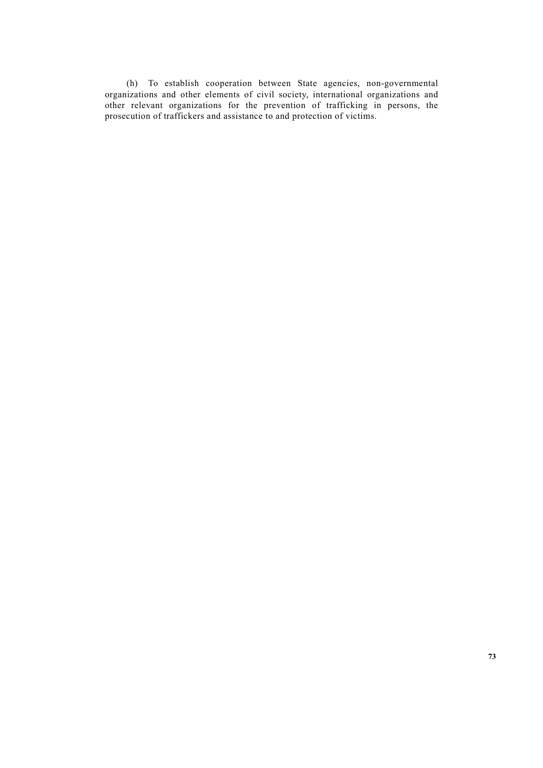(h) To establish cooperation between State agencies, non-governmental organizations and other elements of civil society, international organizations and other relevant organizations for the prevention of trafficking in persons, the prosecution of traffickers and assistance to and protection of victims.